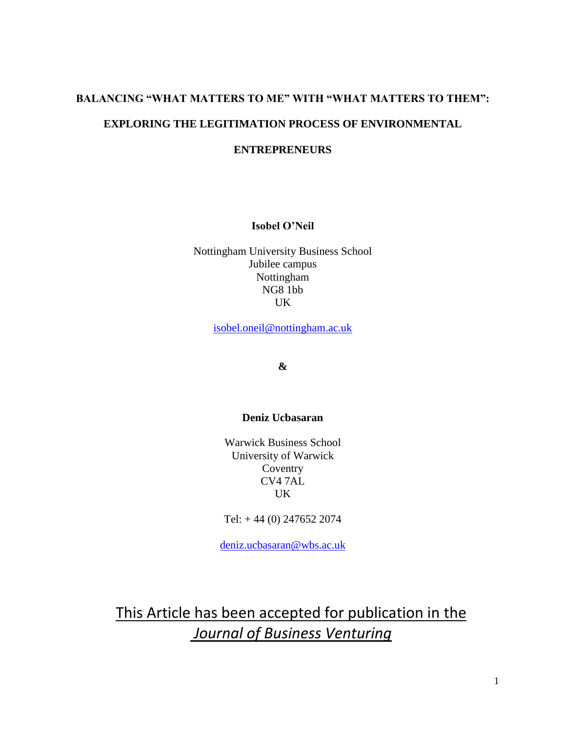# BALANCING "WHAT MATTERS TO ME" WITH "WHAT MATTERS TO THEM": EXPLORING THE LEGITIMATION PROCESS OF ENVIRONMENTAL ENTREPRENEURS

**Isobel O'Neil**

Nottingham University Business School
Jubilee campus
Nottingham
NG8 1bb
UK

isobel.oneil@nottingham.ac.uk

**&**

**Deniz Ucbasaran**

Warwick Business School
University of Warwick
Coventry
CV4 7AL
UK

Tel: + 44 (0) 247652 2074

deniz.ucbasaran@wbs.ac.uk

This Article has been accepted for publication in the *Journal of Business Venturing*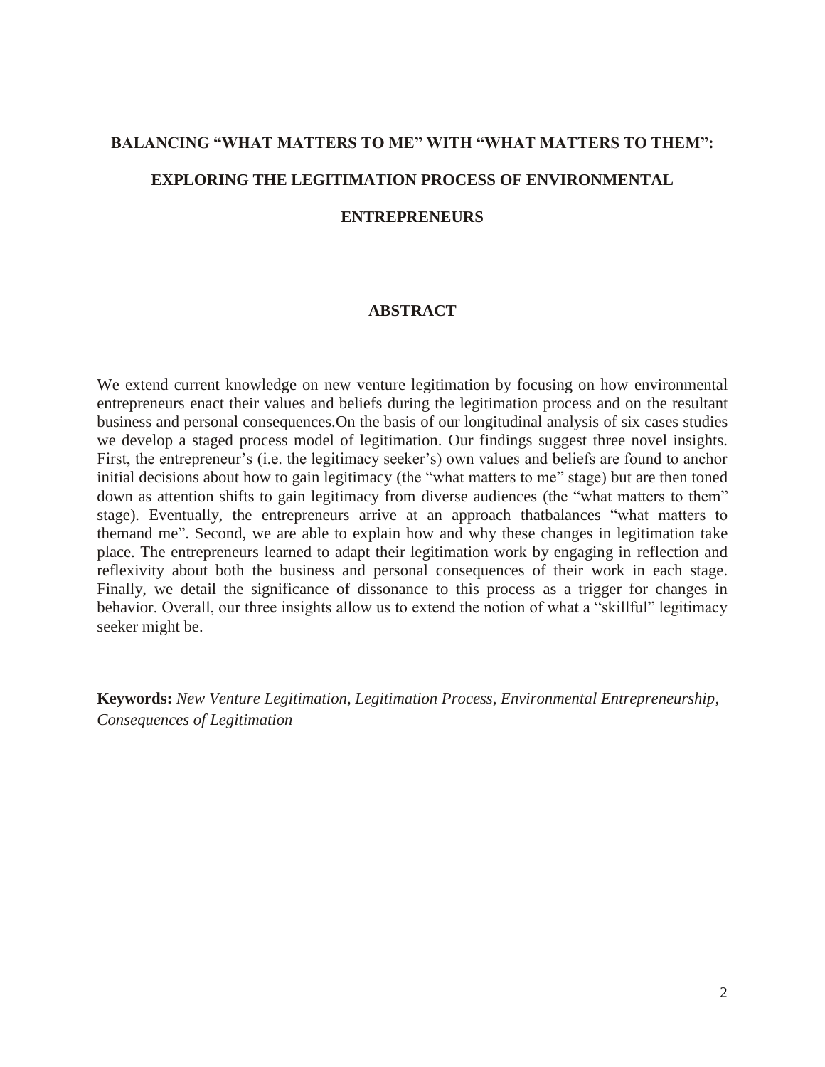# BALANCING "WHAT MATTERS TO ME" WITH "WHAT MATTERS TO THEM": EXPLORING THE LEGITIMATION PROCESS OF ENVIRONMENTAL ENTREPRENEURS

## ABSTRACT

We extend current knowledge on new venture legitimation by focusing on how environmental entrepreneurs enact their values and beliefs during the legitimation process and on the resultant business and personal consequences.On the basis of our longitudinal analysis of six cases studies we develop a staged process model of legitimation. Our findings suggest three novel insights. First, the entrepreneur's (i.e. the legitimacy seeker's) own values and beliefs are found to anchor initial decisions about how to gain legitimacy (the "what matters to me" stage) but are then toned down as attention shifts to gain legitimacy from diverse audiences (the "what matters to them" stage). Eventually, the entrepreneurs arrive at an approach thatbalances "what matters to themand me". Second, we are able to explain how and why these changes in legitimation take place. The entrepreneurs learned to adapt their legitimation work by engaging in reflection and reflexivity about both the business and personal consequences of their work in each stage. Finally, we detail the significance of dissonance to this process as a trigger for changes in behavior. Overall, our three insights allow us to extend the notion of what a "skillful" legitimacy seeker might be.

**Keywords:** *New Venture Legitimation, Legitimation Process, Environmental Entrepreneurship, Consequences of Legitimation*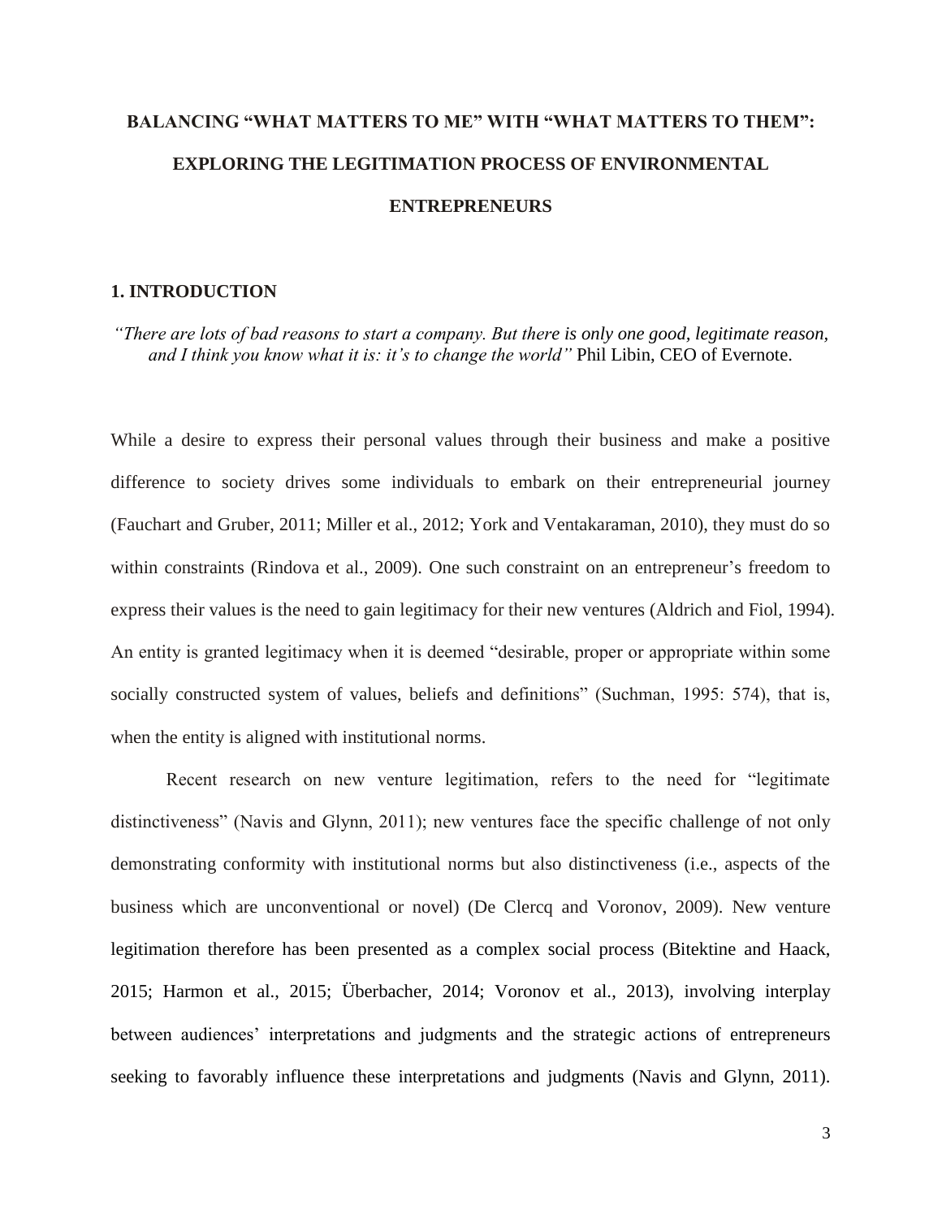# BALANCING "WHAT MATTERS TO ME" WITH "WHAT MATTERS TO THEM": EXPLORING THE LEGITIMATION PROCESS OF ENVIRONMENTAL ENTREPRENEURS

## 1. INTRODUCTION

*"There are lots of bad reasons to start a company. But there is only one good, legitimate reason, and I think you know what it is: it's to change the world"* Phil Libin, CEO of Evernote.

While a desire to express their personal values through their business and make a positive difference to society drives some individuals to embark on their entrepreneurial journey (Fauchart and Gruber, 2011; Miller et al., 2012; York and Ventakaraman, 2010), they must do so within constraints (Rindova et al., 2009). One such constraint on an entrepreneur's freedom to express their values is the need to gain legitimacy for their new ventures (Aldrich and Fiol, 1994). An entity is granted legitimacy when it is deemed "desirable, proper or appropriate within some socially constructed system of values, beliefs and definitions" (Suchman, 1995: 574), that is, when the entity is aligned with institutional norms.

Recent research on new venture legitimation, refers to the need for "legitimate distinctiveness" (Navis and Glynn, 2011); new ventures face the specific challenge of not only demonstrating conformity with institutional norms but also distinctiveness (i.e., aspects of the business which are unconventional or novel) (De Clercq and Voronov, 2009). New venture legitimation therefore has been presented as a complex social process (Bitektine and Haack, 2015; Harmon et al., 2015; Überbacher, 2014; Voronov et al., 2013), involving interplay between audiences' interpretations and judgments and the strategic actions of entrepreneurs seeking to favorably influence these interpretations and judgments (Navis and Glynn, 2011).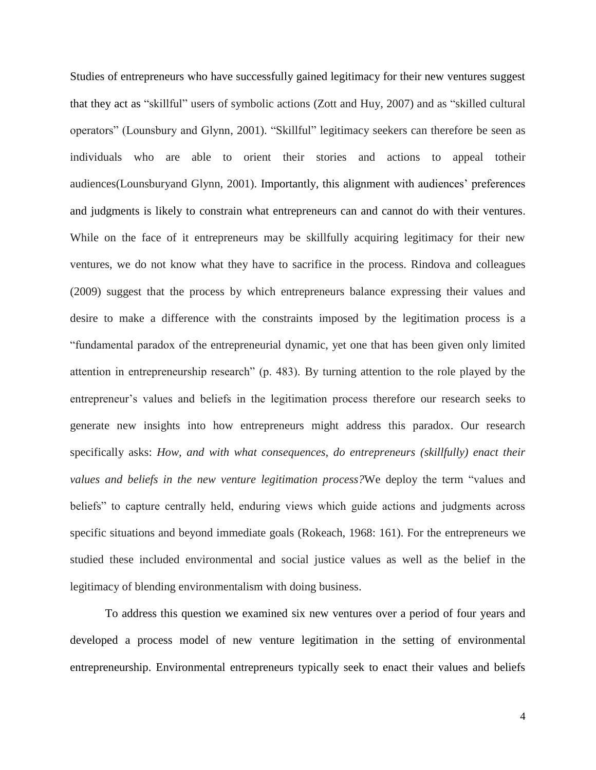Studies of entrepreneurs who have successfully gained legitimacy for their new ventures suggest that they act as "skillful" users of symbolic actions (Zott and Huy, 2007) and as "skilled cultural operators" (Lounsbury and Glynn, 2001). "Skillful" legitimacy seekers can therefore be seen as individuals who are able to orient their stories and actions to appeal totheir audiences(Lounsburyand Glynn, 2001). Importantly, this alignment with audiences' preferences and judgments is likely to constrain what entrepreneurs can and cannot do with their ventures. While on the face of it entrepreneurs may be skillfully acquiring legitimacy for their new ventures, we do not know what they have to sacrifice in the process. Rindova and colleagues (2009) suggest that the process by which entrepreneurs balance expressing their values and desire to make a difference with the constraints imposed by the legitimation process is a "fundamental paradox of the entrepreneurial dynamic, yet one that has been given only limited attention in entrepreneurship research" (p. 483). By turning attention to the role played by the entrepreneur's values and beliefs in the legitimation process therefore our research seeks to generate new insights into how entrepreneurs might address this paradox. Our research specifically asks: *How, and with what consequences, do entrepreneurs (skillfully) enact their values and beliefs in the new venture legitimation process?*We deploy the term "values and beliefs" to capture centrally held, enduring views which guide actions and judgments across specific situations and beyond immediate goals (Rokeach, 1968: 161). For the entrepreneurs we studied these included environmental and social justice values as well as the belief in the legitimacy of blending environmentalism with doing business.

To address this question we examined six new ventures over a period of four years and developed a process model of new venture legitimation in the setting of environmental entrepreneurship. Environmental entrepreneurs typically seek to enact their values and beliefs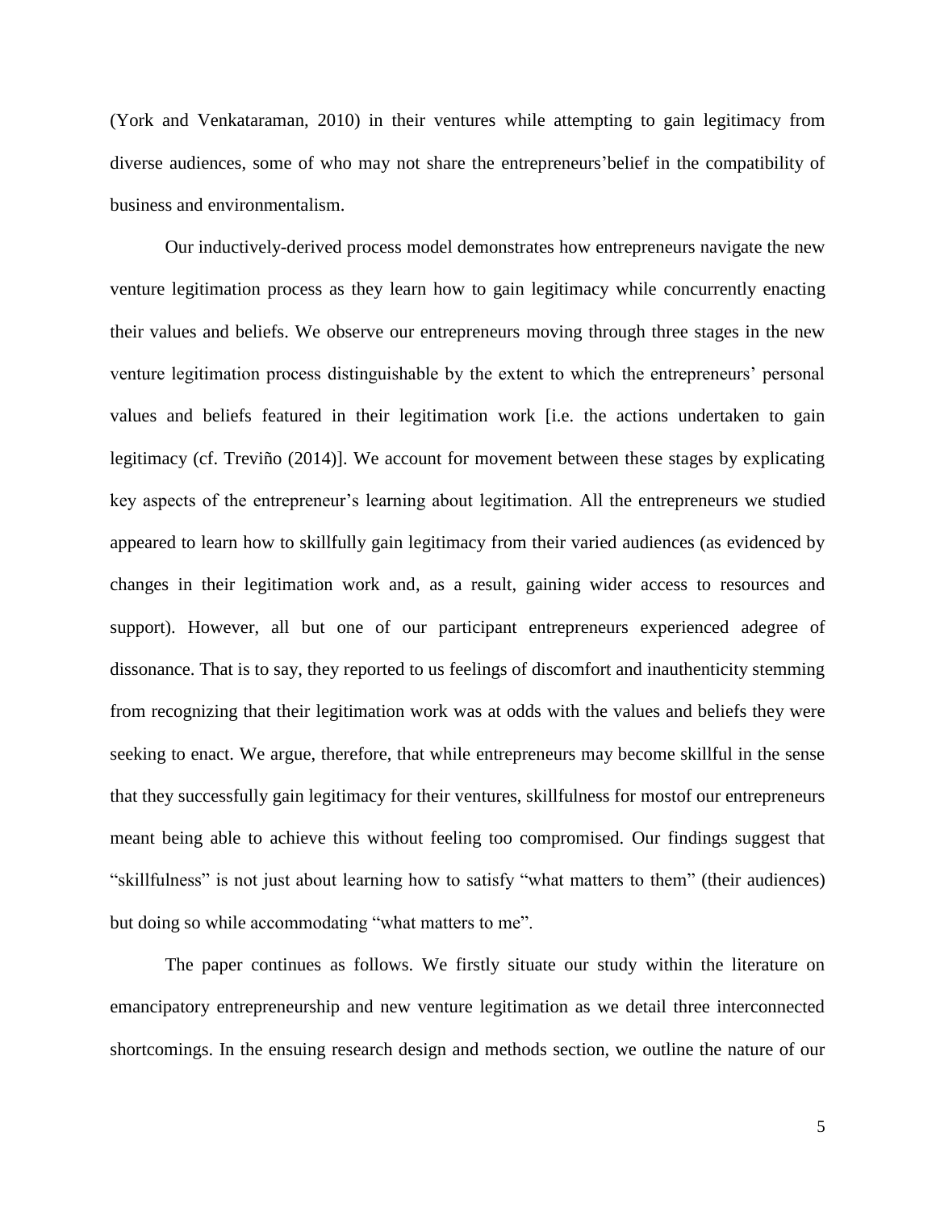(York and Venkataraman, 2010) in their ventures while attempting to gain legitimacy from diverse audiences, some of who may not share the entrepreneurs'belief in the compatibility of business and environmentalism.

Our inductively-derived process model demonstrates how entrepreneurs navigate the new venture legitimation process as they learn how to gain legitimacy while concurrently enacting their values and beliefs. We observe our entrepreneurs moving through three stages in the new venture legitimation process distinguishable by the extent to which the entrepreneurs' personal values and beliefs featured in their legitimation work [i.e. the actions undertaken to gain legitimacy (cf. Treviño (2014)]. We account for movement between these stages by explicating key aspects of the entrepreneur's learning about legitimation. All the entrepreneurs we studied appeared to learn how to skillfully gain legitimacy from their varied audiences (as evidenced by changes in their legitimation work and, as a result, gaining wider access to resources and support). However, all but one of our participant entrepreneurs experienced adegree of dissonance. That is to say, they reported to us feelings of discomfort and inauthenticity stemming from recognizing that their legitimation work was at odds with the values and beliefs they were seeking to enact. We argue, therefore, that while entrepreneurs may become skillful in the sense that they successfully gain legitimacy for their ventures, skillfulness for mostof our entrepreneurs meant being able to achieve this without feeling too compromised. Our findings suggest that "skillfulness" is not just about learning how to satisfy "what matters to them" (their audiences) but doing so while accommodating "what matters to me".

The paper continues as follows. We firstly situate our study within the literature on emancipatory entrepreneurship and new venture legitimation as we detail three interconnected shortcomings. In the ensuing research design and methods section, we outline the nature of our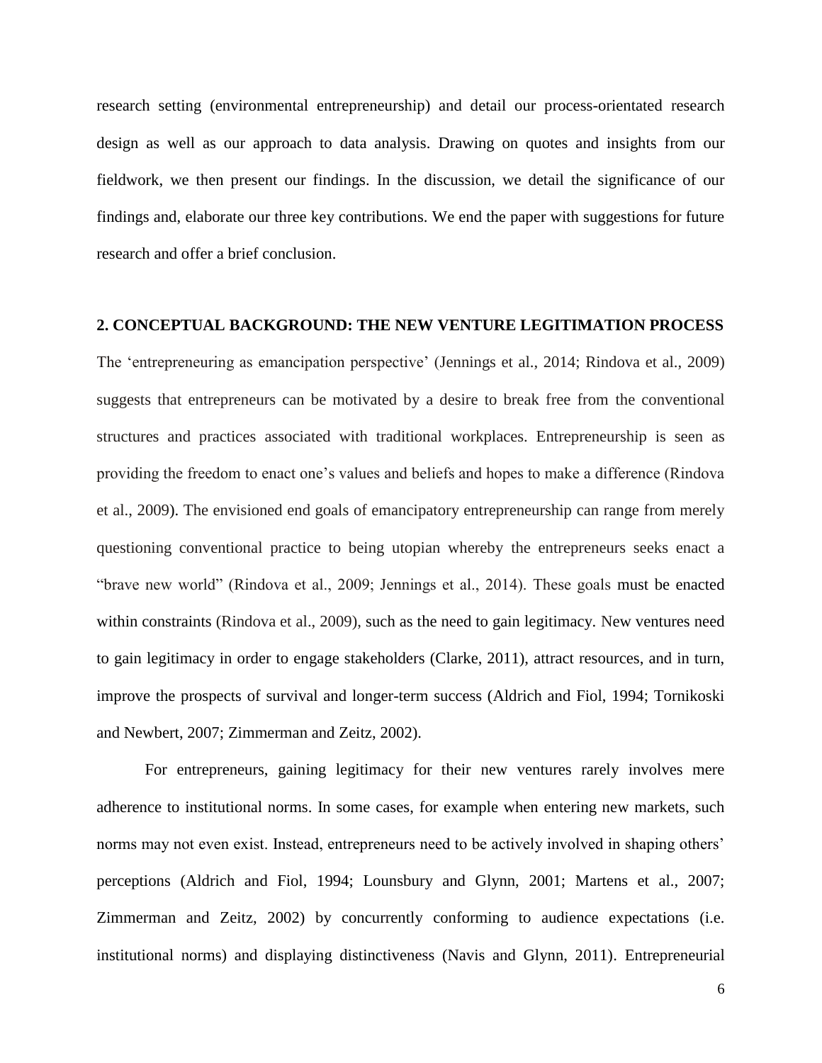research setting (environmental entrepreneurship) and detail our process-orientated research design as well as our approach to data analysis. Drawing on quotes and insights from our fieldwork, we then present our findings. In the discussion, we detail the significance of our findings and, elaborate our three key contributions. We end the paper with suggestions for future research and offer a brief conclusion.

## 2. CONCEPTUAL BACKGROUND: THE NEW VENTURE LEGITIMATION PROCESS

The 'entrepreneuring as emancipation perspective' (Jennings et al., 2014; Rindova et al., 2009) suggests that entrepreneurs can be motivated by a desire to break free from the conventional structures and practices associated with traditional workplaces. Entrepreneurship is seen as providing the freedom to enact one's values and beliefs and hopes to make a difference (Rindova et al., 2009). The envisioned end goals of emancipatory entrepreneurship can range from merely questioning conventional practice to being utopian whereby the entrepreneurs seeks enact a "brave new world" (Rindova et al., 2009; Jennings et al., 2014). These goals must be enacted within constraints (Rindova et al., 2009), such as the need to gain legitimacy. New ventures need to gain legitimacy in order to engage stakeholders (Clarke, 2011), attract resources, and in turn, improve the prospects of survival and longer-term success (Aldrich and Fiol, 1994; Tornikoski and Newbert, 2007; Zimmerman and Zeitz, 2002).

For entrepreneurs, gaining legitimacy for their new ventures rarely involves mere adherence to institutional norms. In some cases, for example when entering new markets, such norms may not even exist. Instead, entrepreneurs need to be actively involved in shaping others' perceptions (Aldrich and Fiol, 1994; Lounsbury and Glynn, 2001; Martens et al., 2007; Zimmerman and Zeitz, 2002) by concurrently conforming to audience expectations (i.e. institutional norms) and displaying distinctiveness (Navis and Glynn, 2011). Entrepreneurial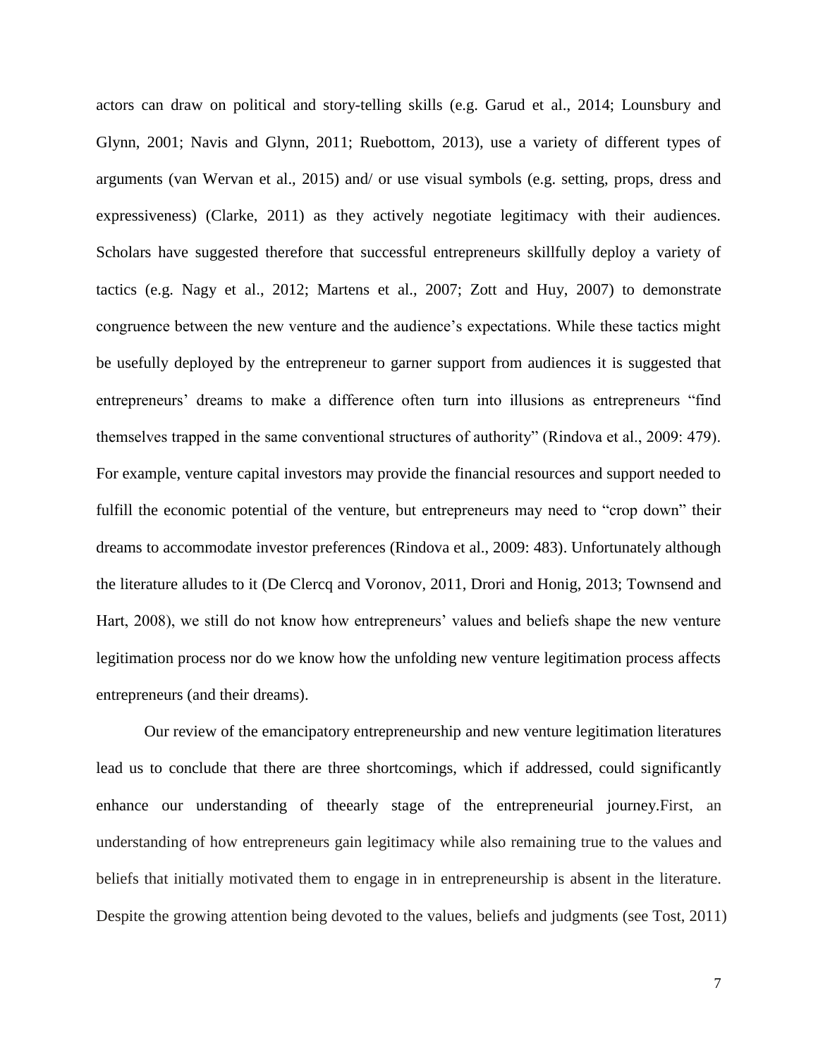actors can draw on political and story-telling skills (e.g. Garud et al., 2014; Lounsbury and Glynn, 2001; Navis and Glynn, 2011; Ruebottom, 2013), use a variety of different types of arguments (van Wervan et al., 2015) and/ or use visual symbols (e.g. setting, props, dress and expressiveness) (Clarke, 2011) as they actively negotiate legitimacy with their audiences. Scholars have suggested therefore that successful entrepreneurs skillfully deploy a variety of tactics (e.g. Nagy et al., 2012; Martens et al., 2007; Zott and Huy, 2007) to demonstrate congruence between the new venture and the audience's expectations. While these tactics might be usefully deployed by the entrepreneur to garner support from audiences it is suggested that entrepreneurs' dreams to make a difference often turn into illusions as entrepreneurs "find themselves trapped in the same conventional structures of authority" (Rindova et al., 2009: 479). For example, venture capital investors may provide the financial resources and support needed to fulfill the economic potential of the venture, but entrepreneurs may need to "crop down" their dreams to accommodate investor preferences (Rindova et al., 2009: 483). Unfortunately although the literature alludes to it (De Clercq and Voronov, 2011, Drori and Honig, 2013; Townsend and Hart, 2008), we still do not know how entrepreneurs' values and beliefs shape the new venture legitimation process nor do we know how the unfolding new venture legitimation process affects entrepreneurs (and their dreams).

Our review of the emancipatory entrepreneurship and new venture legitimation literatures lead us to conclude that there are three shortcomings, which if addressed, could significantly enhance our understanding of theearly stage of the entrepreneurial journey.First, an understanding of how entrepreneurs gain legitimacy while also remaining true to the values and beliefs that initially motivated them to engage in in entrepreneurship is absent in the literature. Despite the growing attention being devoted to the values, beliefs and judgments (see Tost, 2011)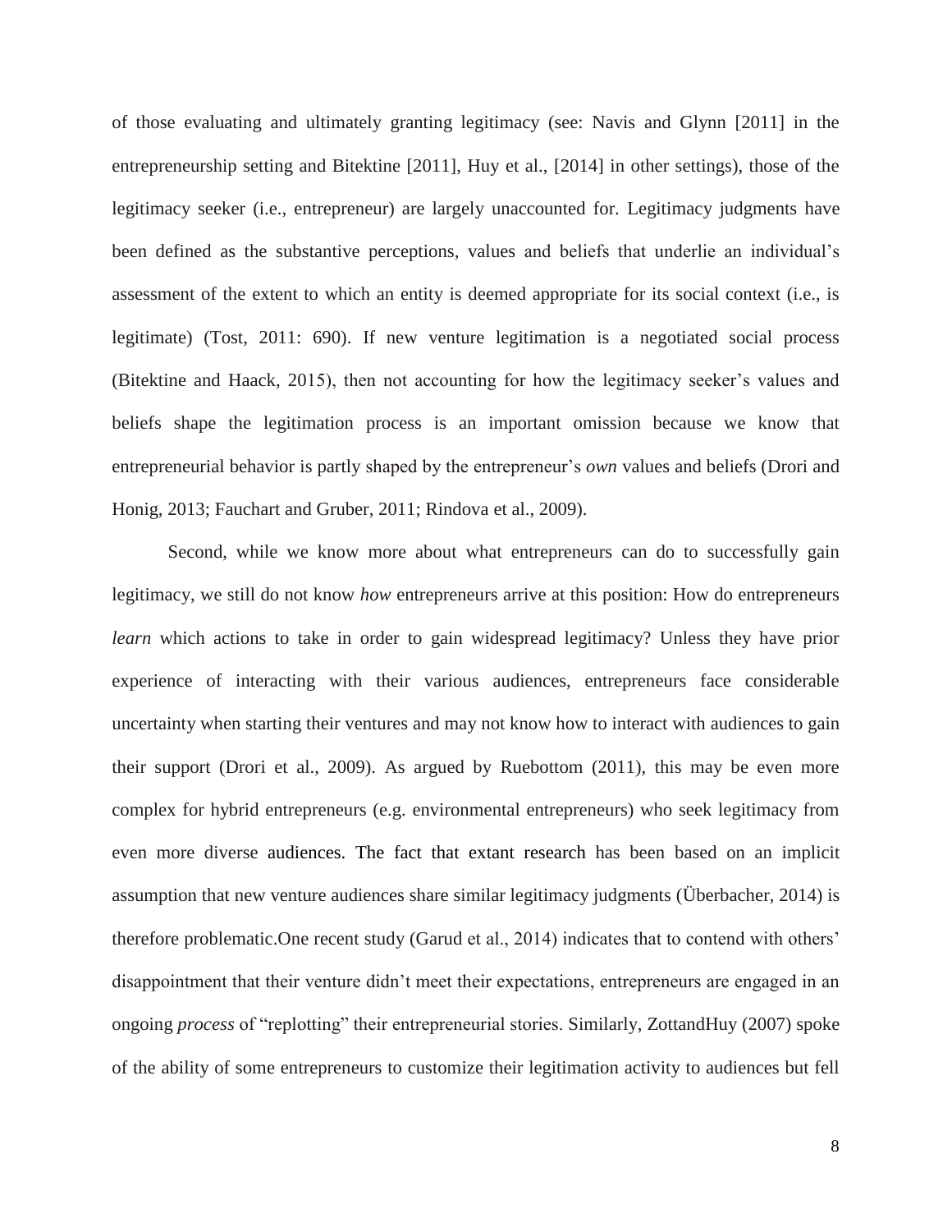of those evaluating and ultimately granting legitimacy (see: Navis and Glynn [2011] in the entrepreneurship setting and Bitektine [2011], Huy et al., [2014] in other settings), those of the legitimacy seeker (i.e., entrepreneur) are largely unaccounted for. Legitimacy judgments have been defined as the substantive perceptions, values and beliefs that underlie an individual's assessment of the extent to which an entity is deemed appropriate for its social context (i.e., is legitimate) (Tost, 2011: 690). If new venture legitimation is a negotiated social process (Bitektine and Haack, 2015), then not accounting for how the legitimacy seeker's values and beliefs shape the legitimation process is an important omission because we know that entrepreneurial behavior is partly shaped by the entrepreneur's *own* values and beliefs (Drori and Honig, 2013; Fauchart and Gruber, 2011; Rindova et al., 2009).

Second, while we know more about what entrepreneurs can do to successfully gain legitimacy, we still do not know *how* entrepreneurs arrive at this position: How do entrepreneurs *learn* which actions to take in order to gain widespread legitimacy? Unless they have prior experience of interacting with their various audiences, entrepreneurs face considerable uncertainty when starting their ventures and may not know how to interact with audiences to gain their support (Drori et al., 2009). As argued by Ruebottom (2011), this may be even more complex for hybrid entrepreneurs (e.g. environmental entrepreneurs) who seek legitimacy from even more diverse audiences. The fact that extant research has been based on an implicit assumption that new venture audiences share similar legitimacy judgments (Überbacher, 2014) is therefore problematic.One recent study (Garud et al., 2014) indicates that to contend with others' disappointment that their venture didn't meet their expectations, entrepreneurs are engaged in an ongoing *process* of "replotting" their entrepreneurial stories. Similarly, ZottandHuy (2007) spoke of the ability of some entrepreneurs to customize their legitimation activity to audiences but fell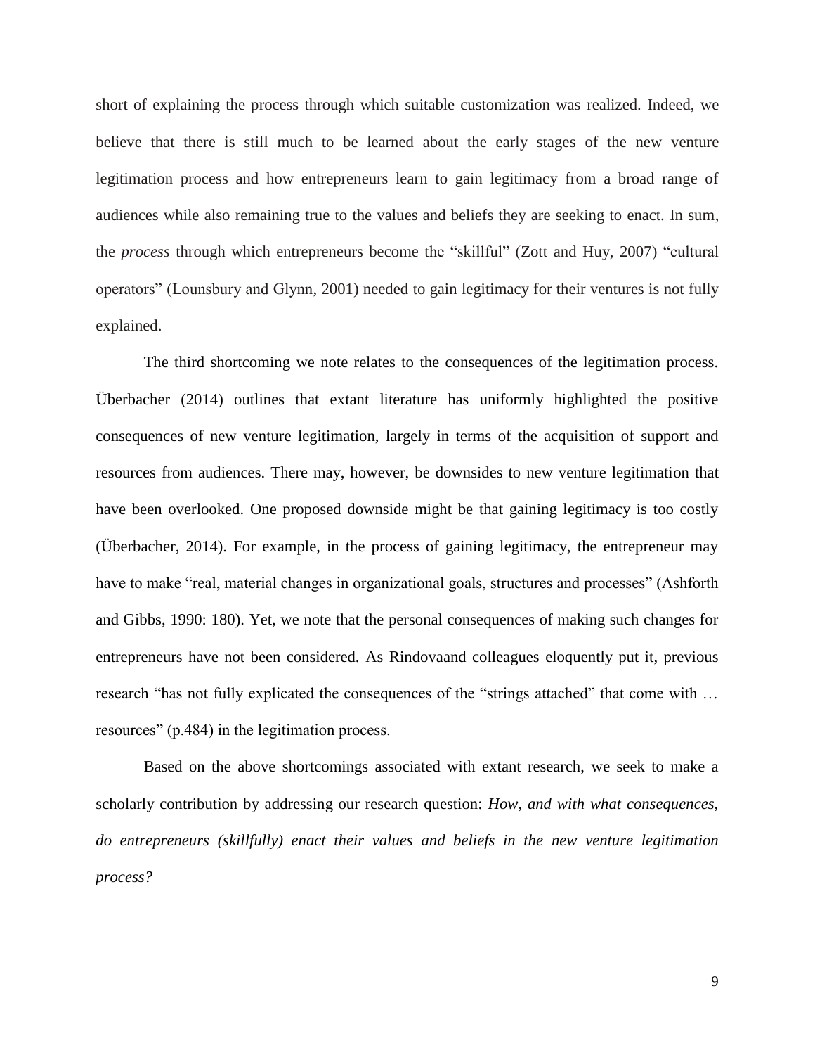short of explaining the process through which suitable customization was realized. Indeed, we believe that there is still much to be learned about the early stages of the new venture legitimation process and how entrepreneurs learn to gain legitimacy from a broad range of audiences while also remaining true to the values and beliefs they are seeking to enact. In sum, the *process* through which entrepreneurs become the "skillful" (Zott and Huy, 2007) "cultural operators" (Lounsbury and Glynn, 2001) needed to gain legitimacy for their ventures is not fully explained.

The third shortcoming we note relates to the consequences of the legitimation process. Überbacher (2014) outlines that extant literature has uniformly highlighted the positive consequences of new venture legitimation, largely in terms of the acquisition of support and resources from audiences. There may, however, be downsides to new venture legitimation that have been overlooked. One proposed downside might be that gaining legitimacy is too costly (Überbacher, 2014). For example, in the process of gaining legitimacy, the entrepreneur may have to make "real, material changes in organizational goals, structures and processes" (Ashforth and Gibbs, 1990: 180). Yet, we note that the personal consequences of making such changes for entrepreneurs have not been considered. As Rindovaand colleagues eloquently put it, previous research "has not fully explicated the consequences of the "strings attached" that come with … resources" (p.484) in the legitimation process.

Based on the above shortcomings associated with extant research, we seek to make a scholarly contribution by addressing our research question: *How, and with what consequences, do entrepreneurs (skillfully) enact their values and beliefs in the new venture legitimation process?*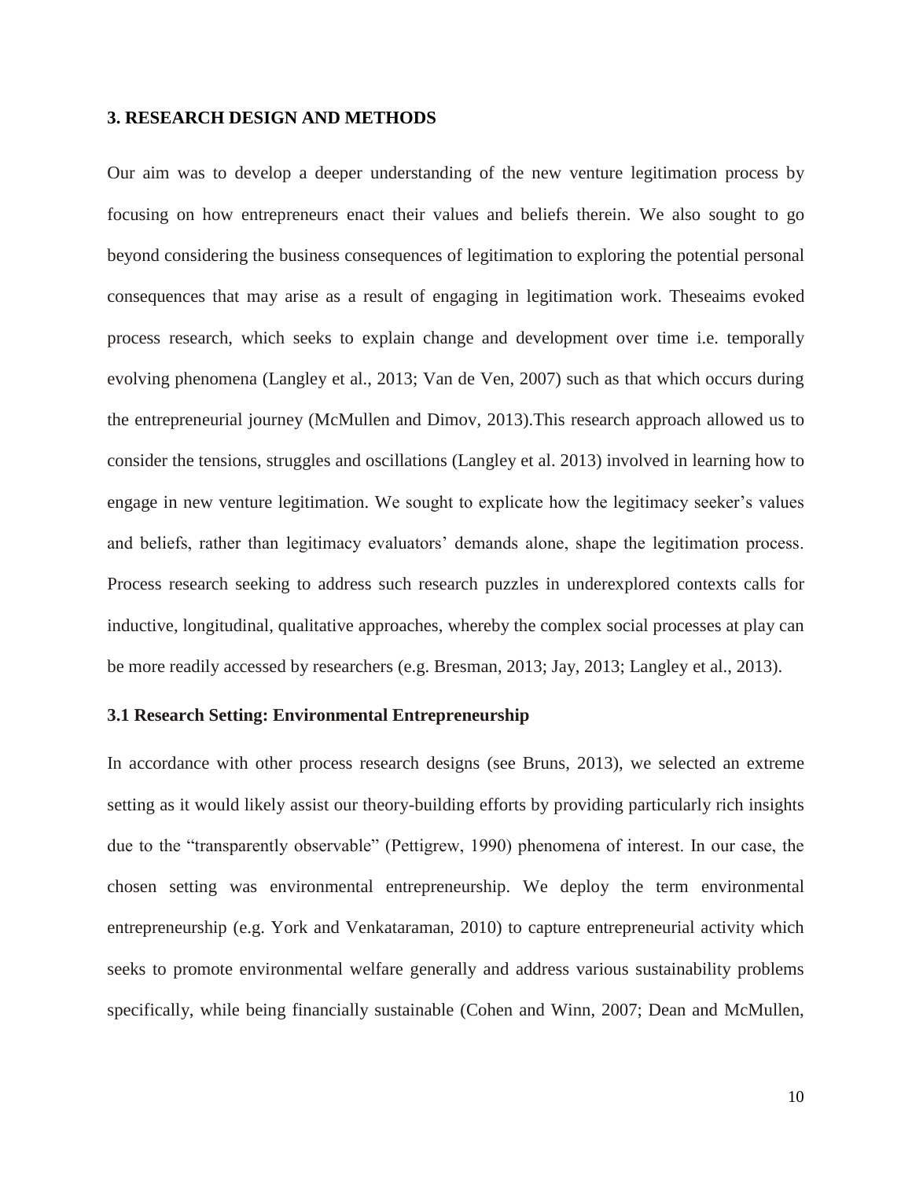## 3. RESEARCH DESIGN AND METHODS

Our aim was to develop a deeper understanding of the new venture legitimation process by focusing on how entrepreneurs enact their values and beliefs therein. We also sought to go beyond considering the business consequences of legitimation to exploring the potential personal consequences that may arise as a result of engaging in legitimation work. Theseaims evoked process research, which seeks to explain change and development over time i.e. temporally evolving phenomena (Langley et al., 2013; Van de Ven, 2007) such as that which occurs during the entrepreneurial journey (McMullen and Dimov, 2013).This research approach allowed us to consider the tensions, struggles and oscillations (Langley et al. 2013) involved in learning how to engage in new venture legitimation. We sought to explicate how the legitimacy seeker's values and beliefs, rather than legitimacy evaluators' demands alone, shape the legitimation process. Process research seeking to address such research puzzles in underexplored contexts calls for inductive, longitudinal, qualitative approaches, whereby the complex social processes at play can be more readily accessed by researchers (e.g. Bresman, 2013; Jay, 2013; Langley et al., 2013).

### 3.1 Research Setting: Environmental Entrepreneurship

In accordance with other process research designs (see Bruns, 2013), we selected an extreme setting as it would likely assist our theory-building efforts by providing particularly rich insights due to the "transparently observable" (Pettigrew, 1990) phenomena of interest. In our case, the chosen setting was environmental entrepreneurship. We deploy the term environmental entrepreneurship (e.g. York and Venkataraman, 2010) to capture entrepreneurial activity which seeks to promote environmental welfare generally and address various sustainability problems specifically, while being financially sustainable (Cohen and Winn, 2007; Dean and McMullen,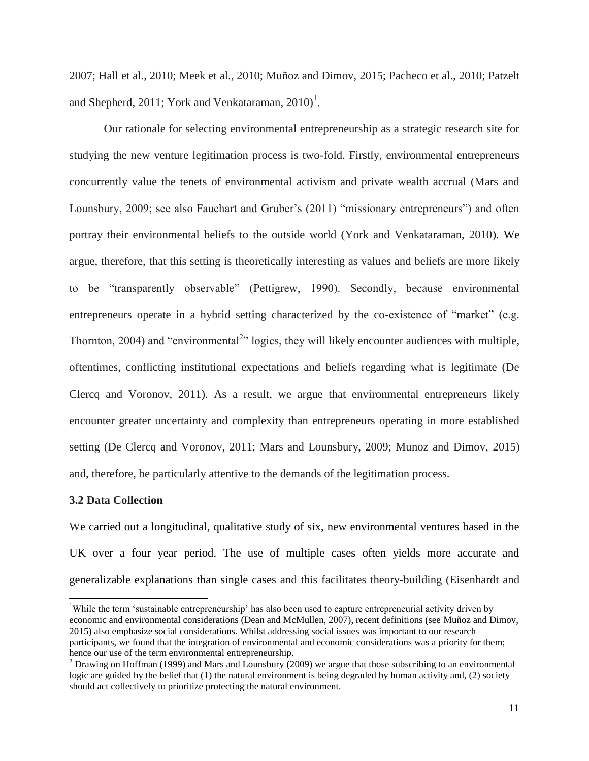2007; Hall et al., 2010; Meek et al., 2010; Muñoz and Dimov, 2015; Pacheco et al., 2010; Patzelt and Shepherd, 2011; York and Venkataraman, 2010)[1].

Our rationale for selecting environmental entrepreneurship as a strategic research site for studying the new venture legitimation process is two-fold. Firstly, environmental entrepreneurs concurrently value the tenets of environmental activism and private wealth accrual (Mars and Lounsbury, 2009; see also Fauchart and Gruber's (2011) "missionary entrepreneurs") and often portray their environmental beliefs to the outside world (York and Venkataraman, 2010). We argue, therefore, that this setting is theoretically interesting as values and beliefs are more likely to be "transparently observable" (Pettigrew, 1990). Secondly, because environmental entrepreneurs operate in a hybrid setting characterized by the co-existence of "market" (e.g. Thornton, 2004) and "environmental[2]" logics, they will likely encounter audiences with multiple, oftentimes, conflicting institutional expectations and beliefs regarding what is legitimate (De Clercq and Voronov, 2011). As a result, we argue that environmental entrepreneurs likely encounter greater uncertainty and complexity than entrepreneurs operating in more established setting (De Clercq and Voronov, 2011; Mars and Lounsbury, 2009; Munoz and Dimov, 2015) and, therefore, be particularly attentive to the demands of the legitimation process.

### 3.2 Data Collection

We carried out a longitudinal, qualitative study of six, new environmental ventures based in the UK over a four year period. The use of multiple cases often yields more accurate and generalizable explanations than single cases and this facilitates theory-building (Eisenhardt and

[1]While the term 'sustainable entrepreneurship' has also been used to capture entrepreneurial activity driven by economic and environmental considerations (Dean and McMullen, 2007), recent definitions (see Muñoz and Dimov, 2015) also emphasize social considerations. Whilst addressing social issues was important to our research participants, we found that the integration of environmental and economic considerations was a priority for them; hence our use of the term environmental entrepreneurship.

[2] Drawing on Hoffman (1999) and Mars and Lounsbury (2009) we argue that those subscribing to an environmental logic are guided by the belief that (1) the natural environment is being degraded by human activity and, (2) society should act collectively to prioritize protecting the natural environment.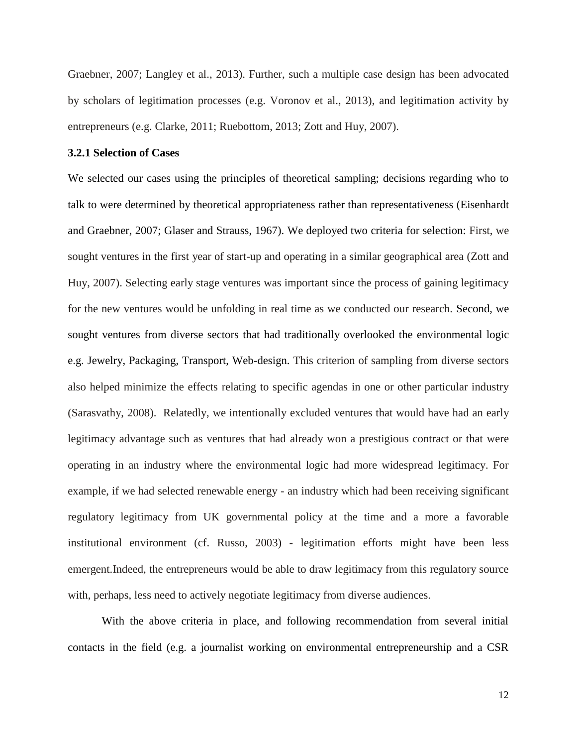Graebner, 2007; Langley et al., 2013). Further, such a multiple case design has been advocated by scholars of legitimation processes (e.g. Voronov et al., 2013), and legitimation activity by entrepreneurs (e.g. Clarke, 2011; Ruebottom, 2013; Zott and Huy, 2007).

### 3.2.1 Selection of Cases

We selected our cases using the principles of theoretical sampling; decisions regarding who to talk to were determined by theoretical appropriateness rather than representativeness (Eisenhardt and Graebner, 2007; Glaser and Strauss, 1967). We deployed two criteria for selection: First, we sought ventures in the first year of start-up and operating in a similar geographical area (Zott and Huy, 2007). Selecting early stage ventures was important since the process of gaining legitimacy for the new ventures would be unfolding in real time as we conducted our research. Second, we sought ventures from diverse sectors that had traditionally overlooked the environmental logic e.g. Jewelry, Packaging, Transport, Web-design. This criterion of sampling from diverse sectors also helped minimize the effects relating to specific agendas in one or other particular industry (Sarasvathy, 2008). Relatedly, we intentionally excluded ventures that would have had an early legitimacy advantage such as ventures that had already won a prestigious contract or that were operating in an industry where the environmental logic had more widespread legitimacy. For example, if we had selected renewable energy - an industry which had been receiving significant regulatory legitimacy from UK governmental policy at the time and a more a favorable institutional environment (cf. Russo, 2003) - legitimation efforts might have been less emergent.Indeed, the entrepreneurs would be able to draw legitimacy from this regulatory source with, perhaps, less need to actively negotiate legitimacy from diverse audiences.

With the above criteria in place, and following recommendation from several initial contacts in the field (e.g. a journalist working on environmental entrepreneurship and a CSR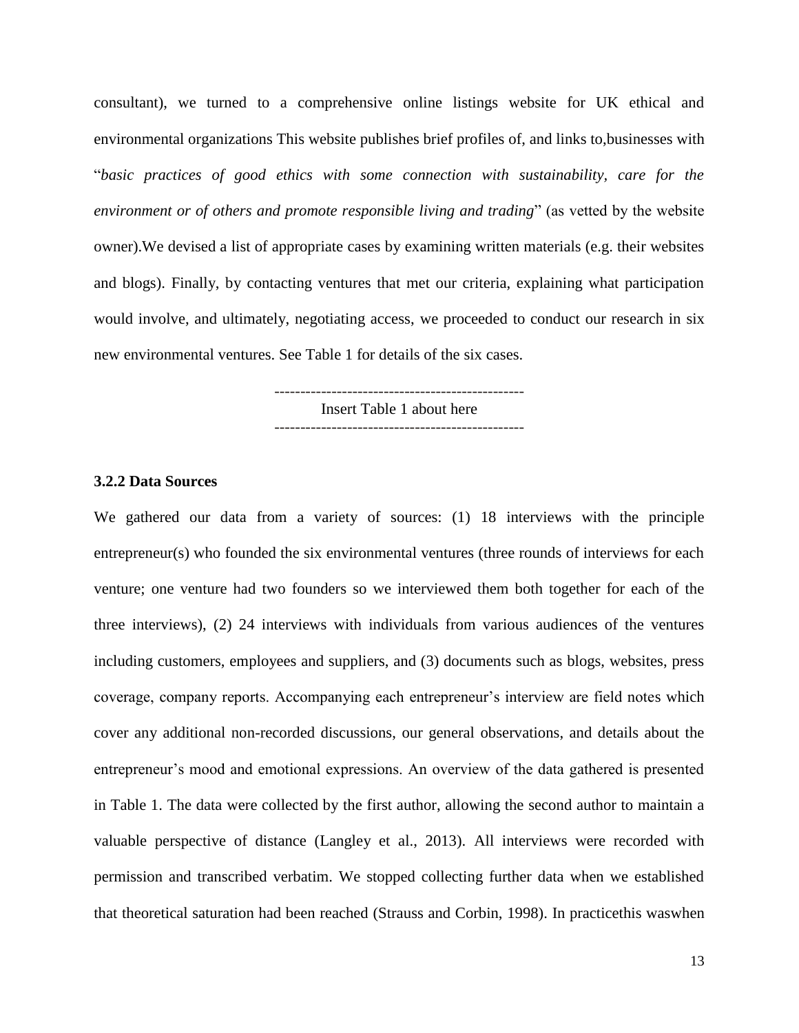consultant), we turned to a comprehensive online listings website for UK ethical and environmental organizations This website publishes brief profiles of, and links to,businesses with "*basic practices of good ethics with some connection with sustainability, care for the environment or of others and promote responsible living and trading*" (as vetted by the website owner).We devised a list of appropriate cases by examining written materials (e.g. their websites and blogs). Finally, by contacting ventures that met our criteria, explaining what participation would involve, and ultimately, negotiating access, we proceeded to conduct our research in six new environmental ventures. See Table 1 for details of the six cases.

------------------------------------------------
Insert Table 1 about here
------------------------------------------------

### 3.2.2 Data Sources

We gathered our data from a variety of sources: (1) 18 interviews with the principle entrepreneur(s) who founded the six environmental ventures (three rounds of interviews for each venture; one venture had two founders so we interviewed them both together for each of the three interviews), (2) 24 interviews with individuals from various audiences of the ventures including customers, employees and suppliers, and (3) documents such as blogs, websites, press coverage, company reports. Accompanying each entrepreneur's interview are field notes which cover any additional non-recorded discussions, our general observations, and details about the entrepreneur's mood and emotional expressions. An overview of the data gathered is presented in Table 1. The data were collected by the first author, allowing the second author to maintain a valuable perspective of distance (Langley et al., 2013). All interviews were recorded with permission and transcribed verbatim. We stopped collecting further data when we established that theoretical saturation had been reached (Strauss and Corbin, 1998). In practicethis waswhen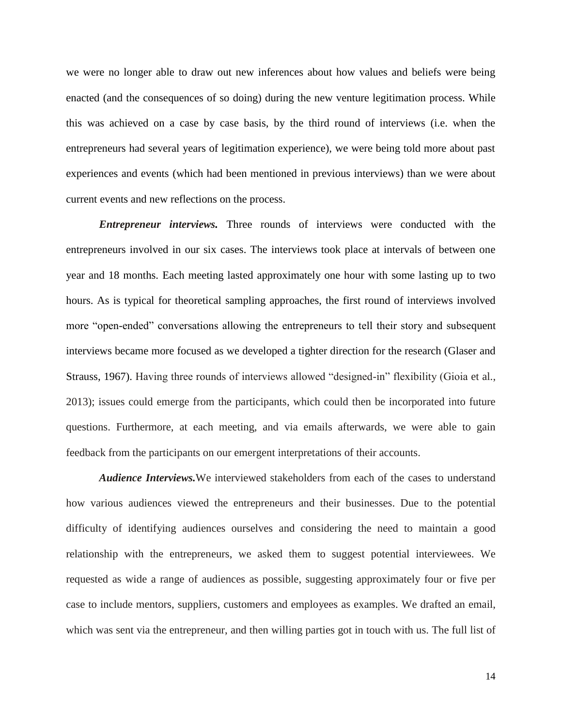we were no longer able to draw out new inferences about how values and beliefs were being enacted (and the consequences of so doing) during the new venture legitimation process. While this was achieved on a case by case basis, by the third round of interviews (i.e. when the entrepreneurs had several years of legitimation experience), we were being told more about past experiences and events (which had been mentioned in previous interviews) than we were about current events and new reflections on the process.

***Entrepreneur interviews.*** Three rounds of interviews were conducted with the entrepreneurs involved in our six cases. The interviews took place at intervals of between one year and 18 months. Each meeting lasted approximately one hour with some lasting up to two hours. As is typical for theoretical sampling approaches, the first round of interviews involved more "open-ended" conversations allowing the entrepreneurs to tell their story and subsequent interviews became more focused as we developed a tighter direction for the research (Glaser and Strauss, 1967). Having three rounds of interviews allowed "designed-in" flexibility (Gioia et al., 2013); issues could emerge from the participants, which could then be incorporated into future questions. Furthermore, at each meeting, and via emails afterwards, we were able to gain feedback from the participants on our emergent interpretations of their accounts.

***Audience Interviews.***We interviewed stakeholders from each of the cases to understand how various audiences viewed the entrepreneurs and their businesses. Due to the potential difficulty of identifying audiences ourselves and considering the need to maintain a good relationship with the entrepreneurs, we asked them to suggest potential interviewees. We requested as wide a range of audiences as possible, suggesting approximately four or five per case to include mentors, suppliers, customers and employees as examples. We drafted an email, which was sent via the entrepreneur, and then willing parties got in touch with us. The full list of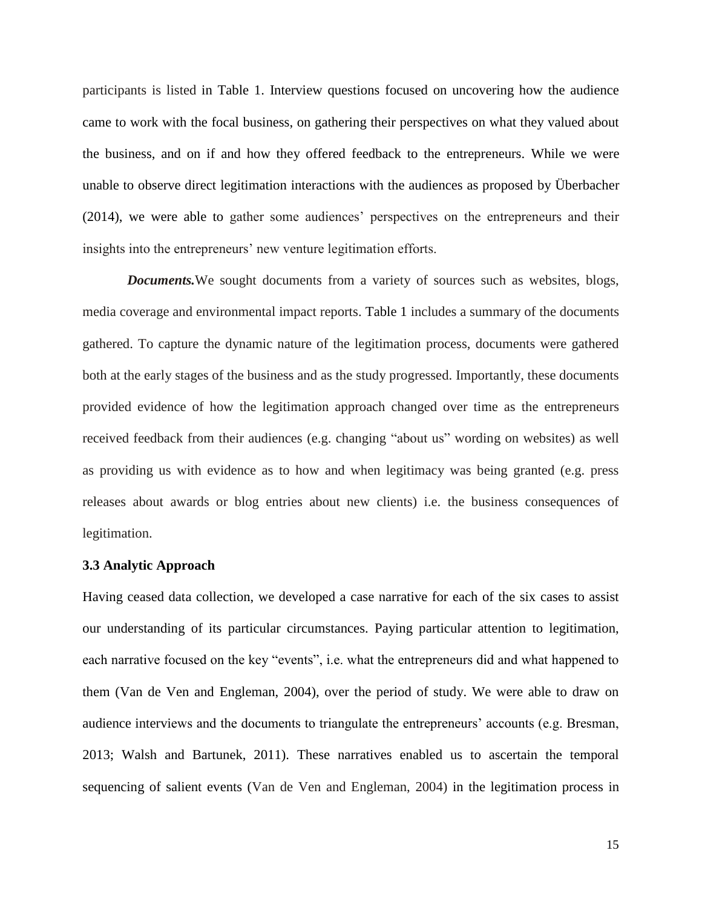participants is listed in Table 1. Interview questions focused on uncovering how the audience came to work with the focal business, on gathering their perspectives on what they valued about the business, and on if and how they offered feedback to the entrepreneurs. While we were unable to observe direct legitimation interactions with the audiences as proposed by Überbacher (2014), we were able to gather some audiences' perspectives on the entrepreneurs and their insights into the entrepreneurs' new venture legitimation efforts.

***Documents.*** We sought documents from a variety of sources such as websites, blogs, media coverage and environmental impact reports. Table 1 includes a summary of the documents gathered. To capture the dynamic nature of the legitimation process, documents were gathered both at the early stages of the business and as the study progressed. Importantly, these documents provided evidence of how the legitimation approach changed over time as the entrepreneurs received feedback from their audiences (e.g. changing "about us" wording on websites) as well as providing us with evidence as to how and when legitimacy was being granted (e.g. press releases about awards or blog entries about new clients) i.e. the business consequences of legitimation.

### 3.3 Analytic Approach

Having ceased data collection, we developed a case narrative for each of the six cases to assist our understanding of its particular circumstances. Paying particular attention to legitimation, each narrative focused on the key "events", i.e. what the entrepreneurs did and what happened to them (Van de Ven and Engleman, 2004), over the period of study. We were able to draw on audience interviews and the documents to triangulate the entrepreneurs' accounts (e.g. Bresman, 2013; Walsh and Bartunek, 2011). These narratives enabled us to ascertain the temporal sequencing of salient events (Van de Ven and Engleman, 2004) in the legitimation process in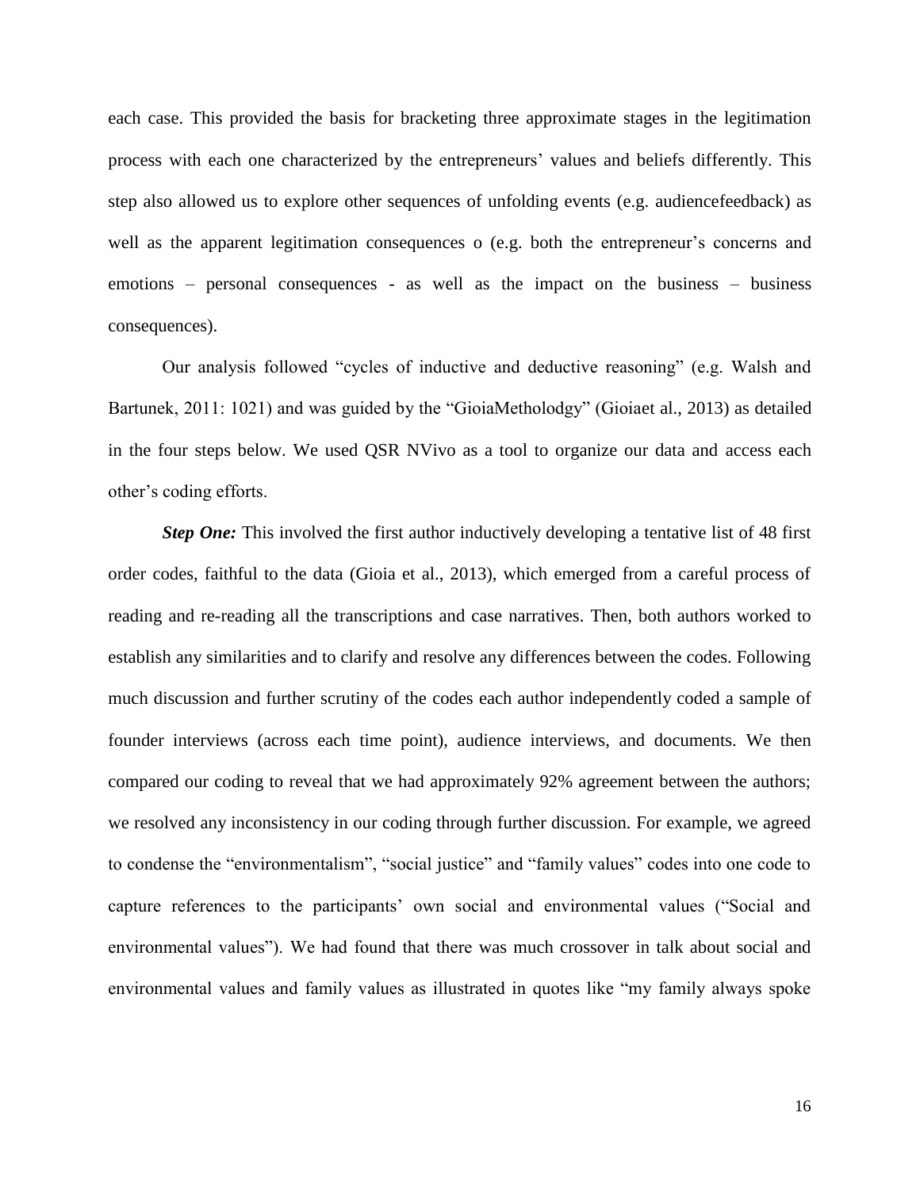each case. This provided the basis for bracketing three approximate stages in the legitimation process with each one characterized by the entrepreneurs' values and beliefs differently. This step also allowed us to explore other sequences of unfolding events (e.g. audiencefeedback) as well as the apparent legitimation consequences o (e.g. both the entrepreneur's concerns and emotions – personal consequences - as well as the impact on the business – business consequences).

Our analysis followed "cycles of inductive and deductive reasoning" (e.g. Walsh and Bartunek, 2011: 1021) and was guided by the "GioiaMetholodgy" (Gioiaet al., 2013) as detailed in the four steps below. We used QSR NVivo as a tool to organize our data and access each other's coding efforts.

***Step One:*** This involved the first author inductively developing a tentative list of 48 first order codes, faithful to the data (Gioia et al., 2013), which emerged from a careful process of reading and re-reading all the transcriptions and case narratives. Then, both authors worked to establish any similarities and to clarify and resolve any differences between the codes. Following much discussion and further scrutiny of the codes each author independently coded a sample of founder interviews (across each time point), audience interviews, and documents. We then compared our coding to reveal that we had approximately 92% agreement between the authors; we resolved any inconsistency in our coding through further discussion. For example, we agreed to condense the "environmentalism", "social justice" and "family values" codes into one code to capture references to the participants' own social and environmental values ("Social and environmental values"). We had found that there was much crossover in talk about social and environmental values and family values as illustrated in quotes like "my family always spoke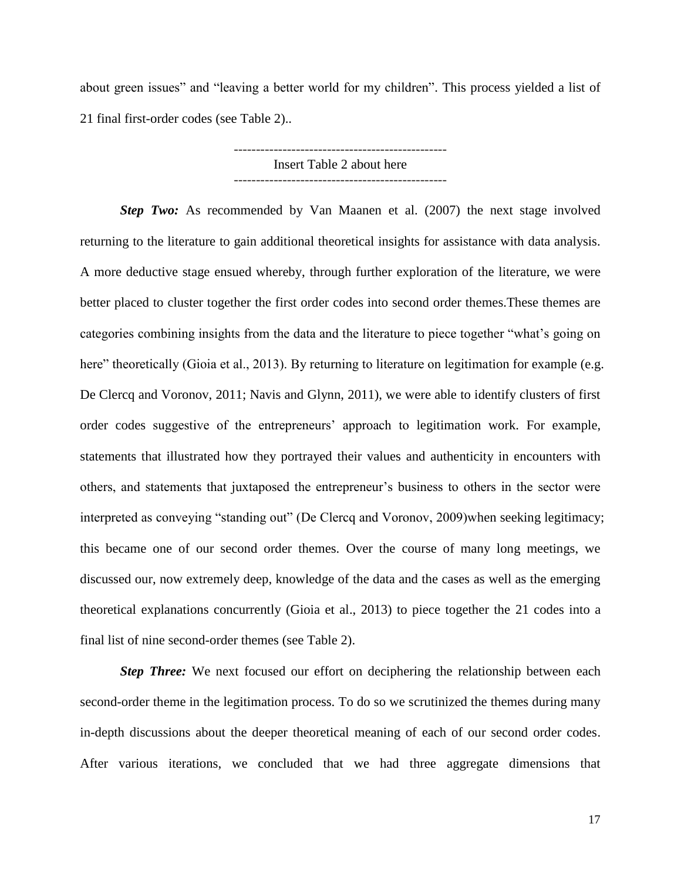about green issues" and "leaving a better world for my children". This process yielded a list of 21 final first-order codes (see Table 2)..

------------------------------------------------
Insert Table 2 about here
------------------------------------------------

***Step Two:*** As recommended by Van Maanen et al. (2007) the next stage involved returning to the literature to gain additional theoretical insights for assistance with data analysis. A more deductive stage ensued whereby, through further exploration of the literature, we were better placed to cluster together the first order codes into second order themes.These themes are categories combining insights from the data and the literature to piece together "what's going on here" theoretically (Gioia et al., 2013). By returning to literature on legitimation for example (e.g. De Clercq and Voronov, 2011; Navis and Glynn, 2011), we were able to identify clusters of first order codes suggestive of the entrepreneurs' approach to legitimation work. For example, statements that illustrated how they portrayed their values and authenticity in encounters with others, and statements that juxtaposed the entrepreneur's business to others in the sector were interpreted as conveying "standing out" (De Clercq and Voronov, 2009)when seeking legitimacy; this became one of our second order themes. Over the course of many long meetings, we discussed our, now extremely deep, knowledge of the data and the cases as well as the emerging theoretical explanations concurrently (Gioia et al., 2013) to piece together the 21 codes into a final list of nine second-order themes (see Table 2).

***Step Three:*** We next focused our effort on deciphering the relationship between each second-order theme in the legitimation process. To do so we scrutinized the themes during many in-depth discussions about the deeper theoretical meaning of each of our second order codes. After various iterations, we concluded that we had three aggregate dimensions that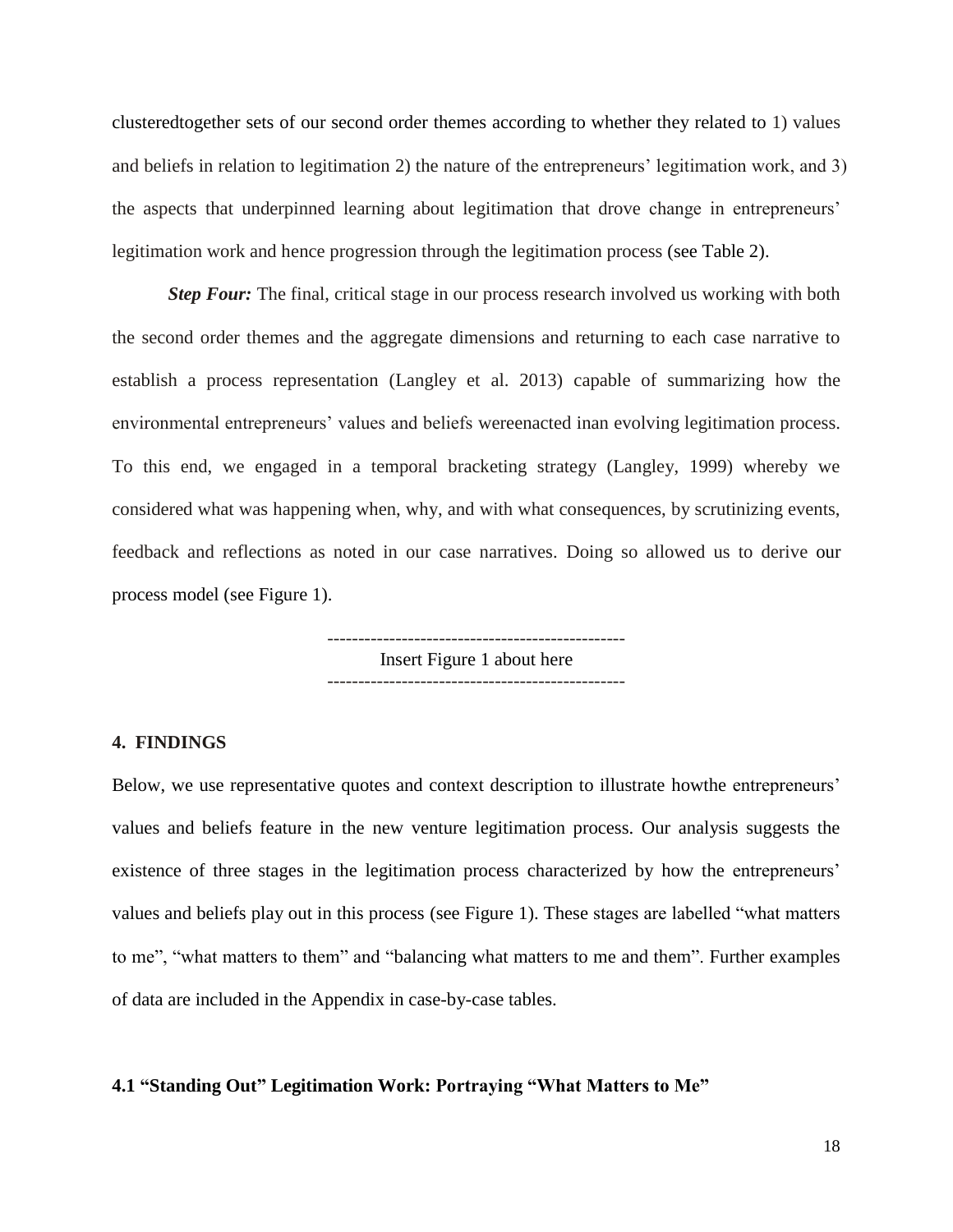clusteredtogether sets of our second order themes according to whether they related to 1) values and beliefs in relation to legitimation 2) the nature of the entrepreneurs' legitimation work, and 3) the aspects that underpinned learning about legitimation that drove change in entrepreneurs' legitimation work and hence progression through the legitimation process (see Table 2).

***Step Four:*** The final, critical stage in our process research involved us working with both the second order themes and the aggregate dimensions and returning to each case narrative to establish a process representation (Langley et al. 2013) capable of summarizing how the environmental entrepreneurs' values and beliefs wereenacted inan evolving legitimation process. To this end, we engaged in a temporal bracketing strategy (Langley, 1999) whereby we considered what was happening when, why, and with what consequences, by scrutinizing events, feedback and reflections as noted in our case narratives. Doing so allowed us to derive our process model (see Figure 1).

------------------------------------------------
Insert Figure 1 about here
------------------------------------------------

## 4. FINDINGS

Below, we use representative quotes and context description to illustrate howthe entrepreneurs' values and beliefs feature in the new venture legitimation process. Our analysis suggests the existence of three stages in the legitimation process characterized by how the entrepreneurs' values and beliefs play out in this process (see Figure 1). These stages are labelled "what matters to me", "what matters to them" and "balancing what matters to me and them". Further examples of data are included in the Appendix in case-by-case tables.

### 4.1 "Standing Out" Legitimation Work: Portraying "What Matters to Me"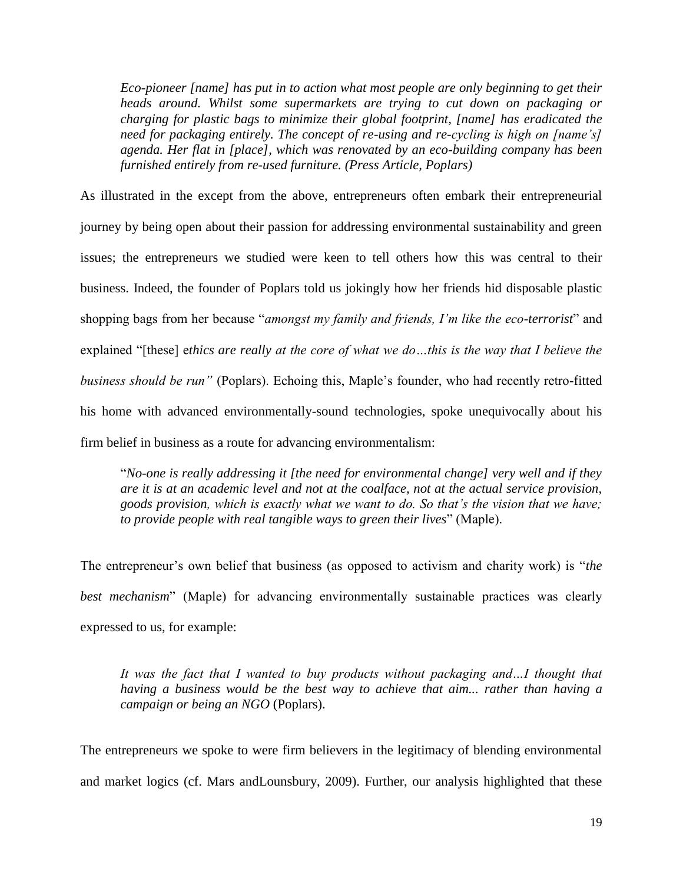> *Eco-pioneer [name] has put in to action what most people are only beginning to get their heads around. Whilst some supermarkets are trying to cut down on packaging or charging for plastic bags to minimize their global footprint, [name] has eradicated the need for packaging entirely. The concept of re-using and re-cycling is high on [name's] agenda. Her flat in [place], which was renovated by an eco-building company has been furnished entirely from re-used furniture. (Press Article, Poplars)*

As illustrated in the except from the above, entrepreneurs often embark their entrepreneurial journey by being open about their passion for addressing environmental sustainability and green issues; the entrepreneurs we studied were keen to tell others how this was central to their business. Indeed, the founder of Poplars told us jokingly how her friends hid disposable plastic shopping bags from her because "*amongst my family and friends, I'm like the eco-terrorist*" and explained "[these] e*thics are really at the core of what we do…this is the way that I believe the business should be run"* (Poplars). Echoing this, Maple's founder, who had recently retro-fitted his home with advanced environmentally-sound technologies, spoke unequivocally about his firm belief in business as a route for advancing environmentalism:

> "*No-one is really addressing it [the need for environmental change] very well and if they are it is at an academic level and not at the coalface, not at the actual service provision, goods provision, which is exactly what we want to do. So that's the vision that we have; to provide people with real tangible ways to green their lives*" (Maple).

The entrepreneur's own belief that business (as opposed to activism and charity work) is "*the best mechanism*" (Maple) for advancing environmentally sustainable practices was clearly expressed to us, for example:

> *It was the fact that I wanted to buy products without packaging and…I thought that having a business would be the best way to achieve that aim... rather than having a campaign or being an NGO* (Poplars).

The entrepreneurs we spoke to were firm believers in the legitimacy of blending environmental and market logics (cf. Mars andLounsbury, 2009). Further, our analysis highlighted that these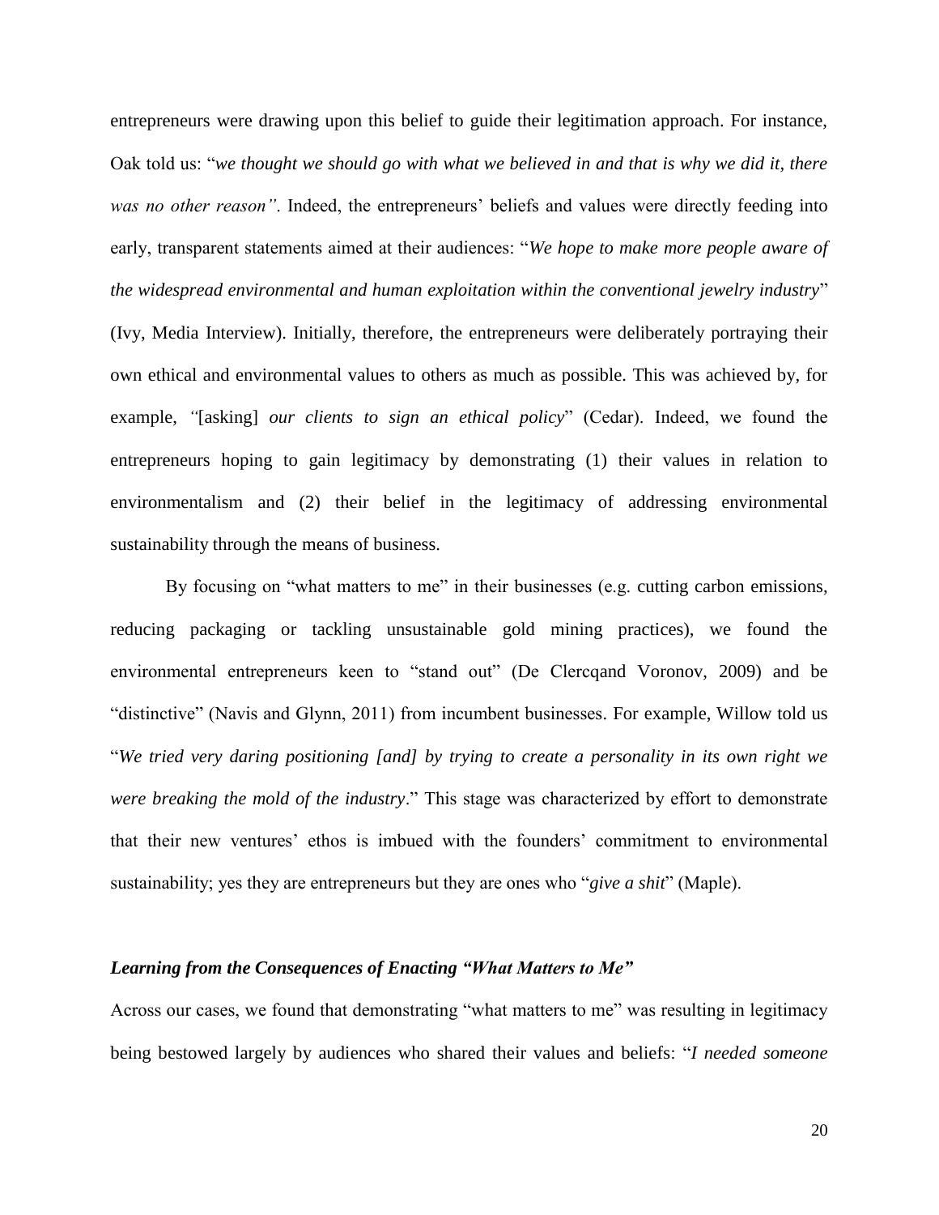entrepreneurs were drawing upon this belief to guide their legitimation approach. For instance, Oak told us: "*we thought we should go with what we believed in and that is why we did it, there was no other reason"*. Indeed, the entrepreneurs' beliefs and values were directly feeding into early, transparent statements aimed at their audiences: "*We hope to make more people aware of the widespread environmental and human exploitation within the conventional jewelry industry*" (Ivy, Media Interview). Initially, therefore, the entrepreneurs were deliberately portraying their own ethical and environmental values to others as much as possible. This was achieved by, for example, *"*[asking] *our clients to sign an ethical policy*" (Cedar). Indeed, we found the entrepreneurs hoping to gain legitimacy by demonstrating (1) their values in relation to environmentalism and (2) their belief in the legitimacy of addressing environmental sustainability through the means of business.

By focusing on "what matters to me" in their businesses (e.g. cutting carbon emissions, reducing packaging or tackling unsustainable gold mining practices), we found the environmental entrepreneurs keen to "stand out" (De Clercqand Voronov, 2009) and be "distinctive" (Navis and Glynn, 2011) from incumbent businesses. For example, Willow told us "*We tried very daring positioning [and] by trying to create a personality in its own right we were breaking the mold of the industry*." This stage was characterized by effort to demonstrate that their new ventures' ethos is imbued with the founders' commitment to environmental sustainability; yes they are entrepreneurs but they are ones who "*give a shit*" (Maple).

### *Learning from the Consequences of Enacting "What Matters to Me"*

Across our cases, we found that demonstrating "what matters to me" was resulting in legitimacy being bestowed largely by audiences who shared their values and beliefs: "*I needed someone*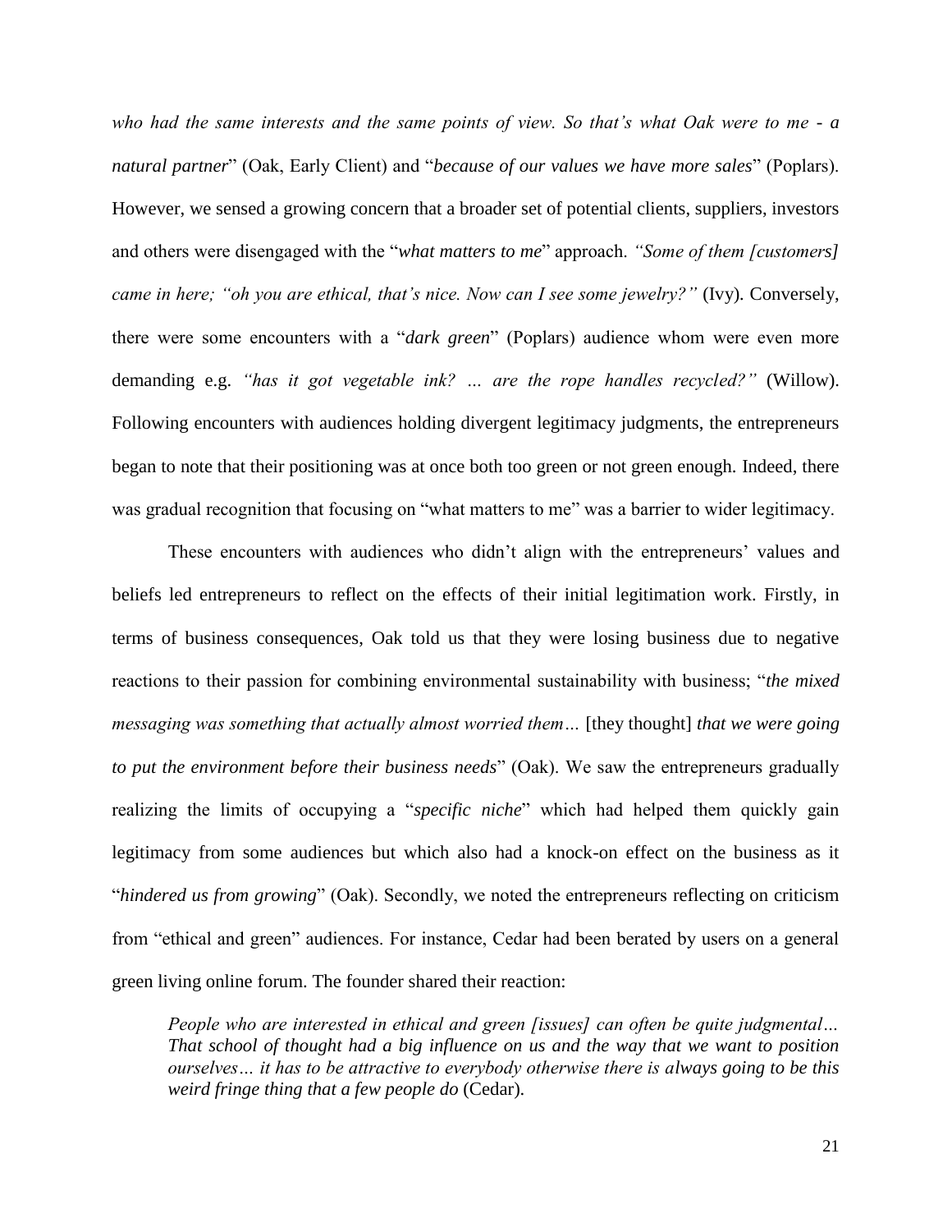*who had the same interests and the same points of view. So that's what Oak were to me - a natural partner*" (Oak, Early Client) and "*because of our values we have more sales*" (Poplars). However, we sensed a growing concern that a broader set of potential clients, suppliers, investors and others were disengaged with the "*what matters to me*" approach. *"Some of them [customers] came in here; "oh you are ethical, that's nice. Now can I see some jewelry?"* (Ivy). Conversely, there were some encounters with a "*dark green*" (Poplars) audience whom were even more demanding e.g. *"has it got vegetable ink? … are the rope handles recycled?"* (Willow). Following encounters with audiences holding divergent legitimacy judgments, the entrepreneurs began to note that their positioning was at once both too green or not green enough. Indeed, there was gradual recognition that focusing on "what matters to me" was a barrier to wider legitimacy.

These encounters with audiences who didn't align with the entrepreneurs' values and beliefs led entrepreneurs to reflect on the effects of their initial legitimation work. Firstly, in terms of business consequences, Oak told us that they were losing business due to negative reactions to their passion for combining environmental sustainability with business; "*the mixed messaging was something that actually almost worried them…* [they thought] *that we were going to put the environment before their business needs*" (Oak). We saw the entrepreneurs gradually realizing the limits of occupying a "*specific niche*" which had helped them quickly gain legitimacy from some audiences but which also had a knock-on effect on the business as it "*hindered us from growing*" (Oak). Secondly, we noted the entrepreneurs reflecting on criticism from "ethical and green" audiences. For instance, Cedar had been berated by users on a general green living online forum. The founder shared their reaction:

> *People who are interested in ethical and green [issues] can often be quite judgmental… That school of thought had a big influence on us and the way that we want to position ourselves… it has to be attractive to everybody otherwise there is always going to be this weird fringe thing that a few people do* (Cedar).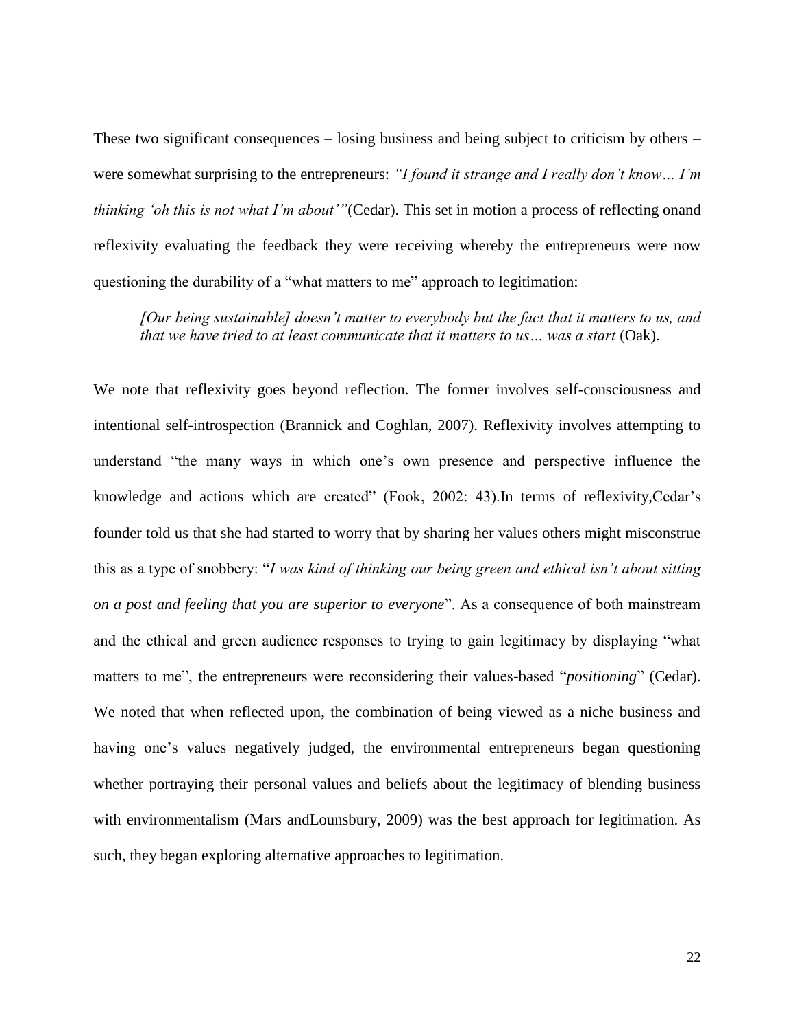These two significant consequences – losing business and being subject to criticism by others – were somewhat surprising to the entrepreneurs: *"I found it strange and I really don't know… I'm thinking 'oh this is not what I'm about'"*(Cedar). This set in motion a process of reflecting onand reflexivity evaluating the feedback they were receiving whereby the entrepreneurs were now questioning the durability of a "what matters to me" approach to legitimation:

> *[Our being sustainable] doesn't matter to everybody but the fact that it matters to us, and that we have tried to at least communicate that it matters to us… was a start* (Oak).

We note that reflexivity goes beyond reflection. The former involves self-consciousness and intentional self-introspection (Brannick and Coghlan, 2007). Reflexivity involves attempting to understand "the many ways in which one's own presence and perspective influence the knowledge and actions which are created" (Fook, 2002: 43).In terms of reflexivity,Cedar's founder told us that she had started to worry that by sharing her values others might misconstrue this as a type of snobbery: "*I was kind of thinking our being green and ethical isn't about sitting on a post and feeling that you are superior to everyone*". As a consequence of both mainstream and the ethical and green audience responses to trying to gain legitimacy by displaying "what matters to me", the entrepreneurs were reconsidering their values-based "*positioning*" (Cedar). We noted that when reflected upon, the combination of being viewed as a niche business and having one's values negatively judged, the environmental entrepreneurs began questioning whether portraying their personal values and beliefs about the legitimacy of blending business with environmentalism (Mars andLounsbury, 2009) was the best approach for legitimation. As such, they began exploring alternative approaches to legitimation.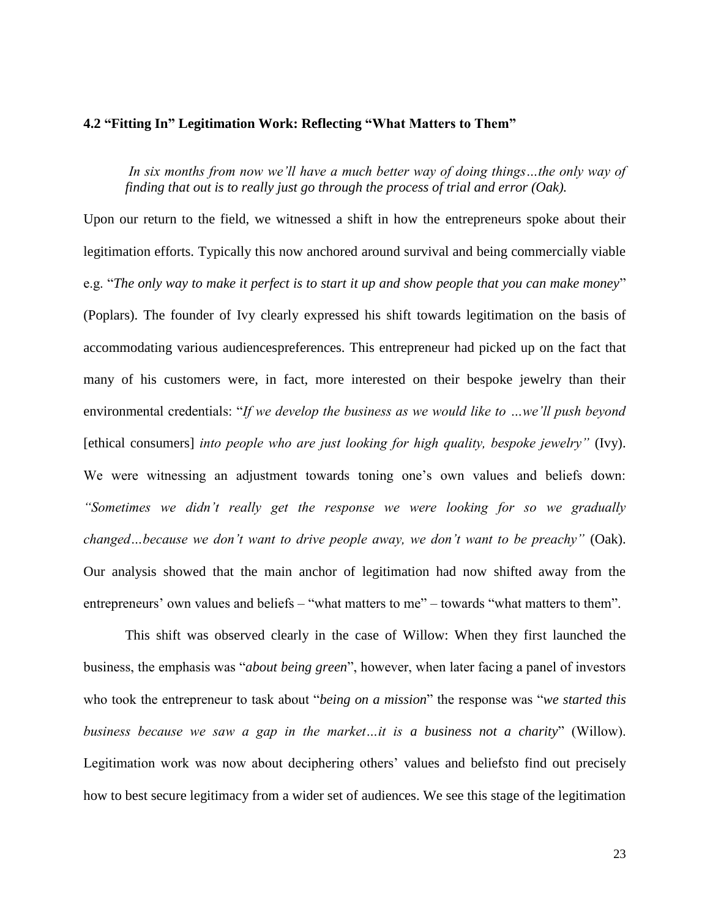### 4.2 "Fitting In" Legitimation Work: Reflecting "What Matters to Them"

> *In six months from now we'll have a much better way of doing things…the only way of finding that out is to really just go through the process of trial and error (Oak).*

Upon our return to the field, we witnessed a shift in how the entrepreneurs spoke about their legitimation efforts. Typically this now anchored around survival and being commercially viable e.g. "*The only way to make it perfect is to start it up and show people that you can make money*" (Poplars). The founder of Ivy clearly expressed his shift towards legitimation on the basis of accommodating various audiencespreferences. This entrepreneur had picked up on the fact that many of his customers were, in fact, more interested on their bespoke jewelry than their environmental credentials: "*If we develop the business as we would like to …we'll push beyond* [ethical consumers] *into people who are just looking for high quality, bespoke jewelry"* (Ivy). We were witnessing an adjustment towards toning one's own values and beliefs down: *"Sometimes we didn't really get the response we were looking for so we gradually changed…because we don't want to drive people away, we don't want to be preachy"* (Oak). Our analysis showed that the main anchor of legitimation had now shifted away from the entrepreneurs' own values and beliefs – "what matters to me" – towards "what matters to them".

This shift was observed clearly in the case of Willow: When they first launched the business, the emphasis was "*about being green*", however, when later facing a panel of investors who took the entrepreneur to task about "*being on a mission*" the response was "*we started this business because we saw a gap in the market…it is a business not a charity*" (Willow). Legitimation work was now about deciphering others' values and beliefsto find out precisely how to best secure legitimacy from a wider set of audiences. We see this stage of the legitimation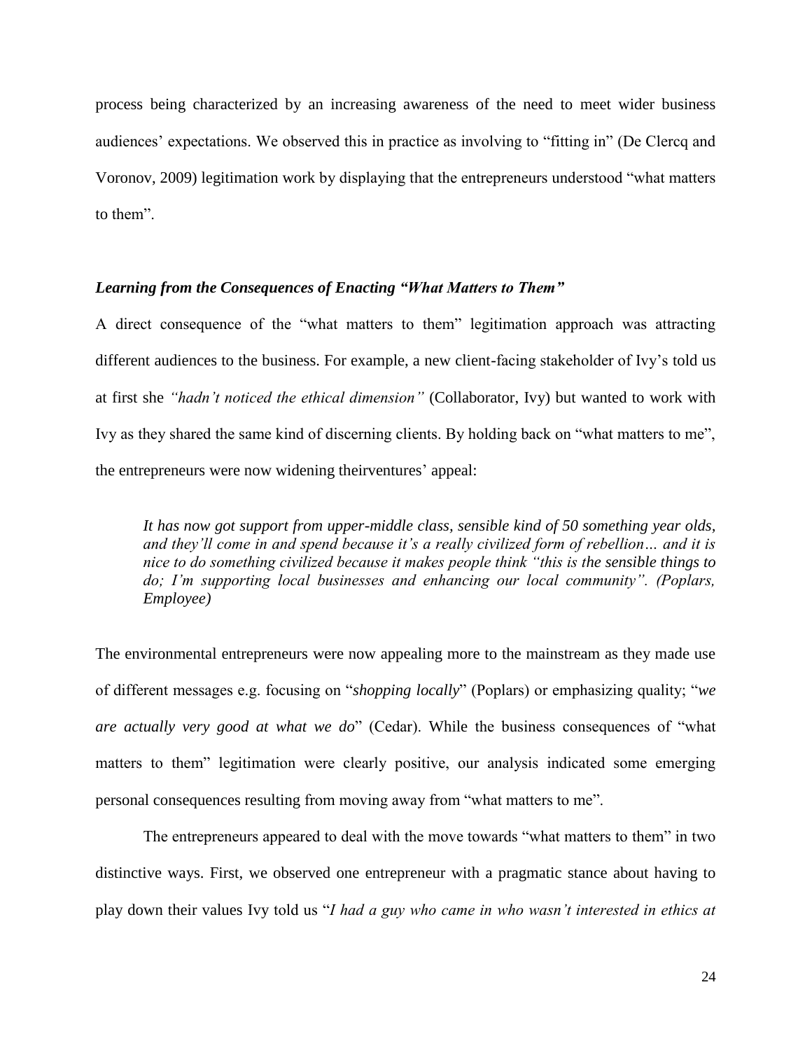process being characterized by an increasing awareness of the need to meet wider business audiences' expectations. We observed this in practice as involving to "fitting in" (De Clercq and Voronov, 2009) legitimation work by displaying that the entrepreneurs understood "what matters to them".

### *Learning from the Consequences of Enacting "What Matters to Them"*

A direct consequence of the "what matters to them" legitimation approach was attracting different audiences to the business. For example, a new client-facing stakeholder of Ivy's told us at first she *"hadn't noticed the ethical dimension"* (Collaborator, Ivy) but wanted to work with Ivy as they shared the same kind of discerning clients. By holding back on "what matters to me", the entrepreneurs were now widening theirventures' appeal:

> *It has now got support from upper-middle class, sensible kind of 50 something year olds, and they'll come in and spend because it's a really civilized form of rebellion… and it is nice to do something civilized because it makes people think "this is the sensible things to do; I'm supporting local businesses and enhancing our local community". (Poplars, Employee)*

The environmental entrepreneurs were now appealing more to the mainstream as they made use of different messages e.g. focusing on "*shopping locally*" (Poplars) or emphasizing quality; "*we are actually very good at what we do*" (Cedar). While the business consequences of "what matters to them" legitimation were clearly positive, our analysis indicated some emerging personal consequences resulting from moving away from "what matters to me".

The entrepreneurs appeared to deal with the move towards "what matters to them" in two distinctive ways. First, we observed one entrepreneur with a pragmatic stance about having to play down their values Ivy told us "*I had a guy who came in who wasn't interested in ethics at*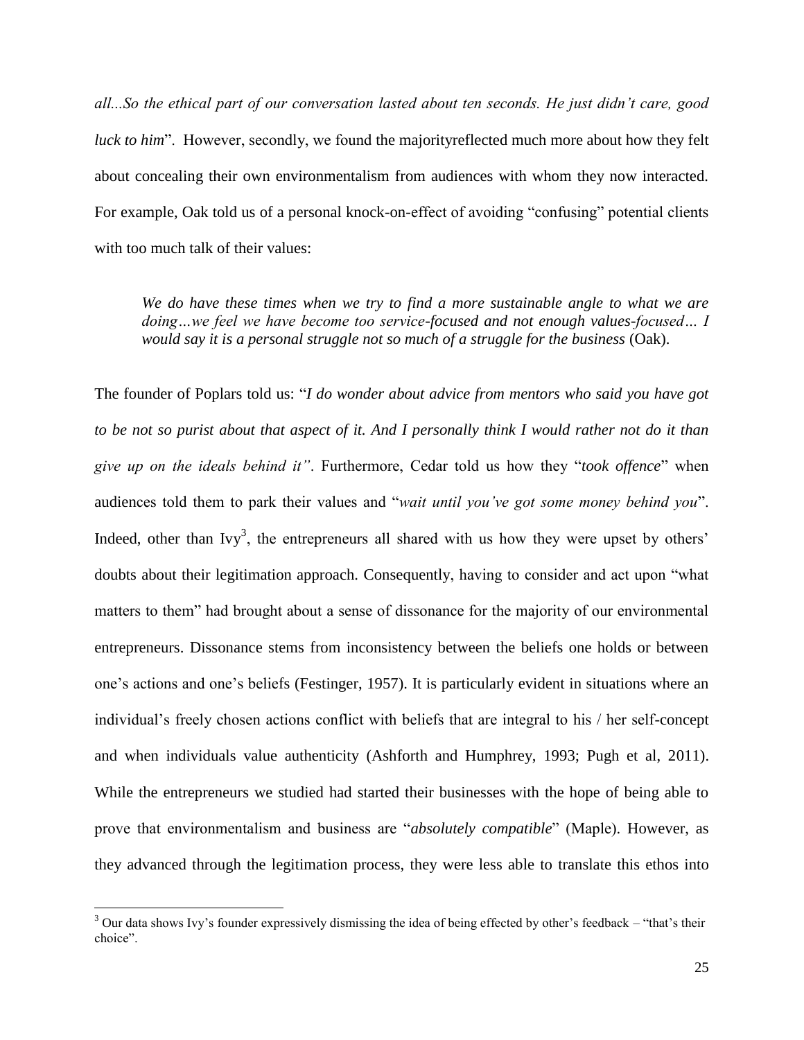*all...So the ethical part of our conversation lasted about ten seconds. He just didn't care, good luck to him*". However, secondly, we found the majorityreflected much more about how they felt about concealing their own environmentalism from audiences with whom they now interacted. For example, Oak told us of a personal knock-on-effect of avoiding "confusing" potential clients with too much talk of their values:

> *We do have these times when we try to find a more sustainable angle to what we are doing…we feel we have become too service-focused and not enough values-focused… I would say it is a personal struggle not so much of a struggle for the business* (Oak).

The founder of Poplars told us: "*I do wonder about advice from mentors who said you have got to be not so purist about that aspect of it. And I personally think I would rather not do it than give up on the ideals behind it"*. Furthermore, Cedar told us how they "*took offence*" when audiences told them to park their values and "*wait until you've got some money behind you*". Indeed, other than Ivy[3], the entrepreneurs all shared with us how they were upset by others' doubts about their legitimation approach. Consequently, having to consider and act upon "what matters to them" had brought about a sense of dissonance for the majority of our environmental entrepreneurs. Dissonance stems from inconsistency between the beliefs one holds or between one's actions and one's beliefs (Festinger, 1957). It is particularly evident in situations where an individual's freely chosen actions conflict with beliefs that are integral to his / her self-concept and when individuals value authenticity (Ashforth and Humphrey, 1993; Pugh et al, 2011). While the entrepreneurs we studied had started their businesses with the hope of being able to prove that environmentalism and business are "*absolutely compatible*" (Maple). However, as they advanced through the legitimation process, they were less able to translate this ethos into

[3] Our data shows Ivy's founder expressively dismissing the idea of being effected by other's feedback – "that's their choice".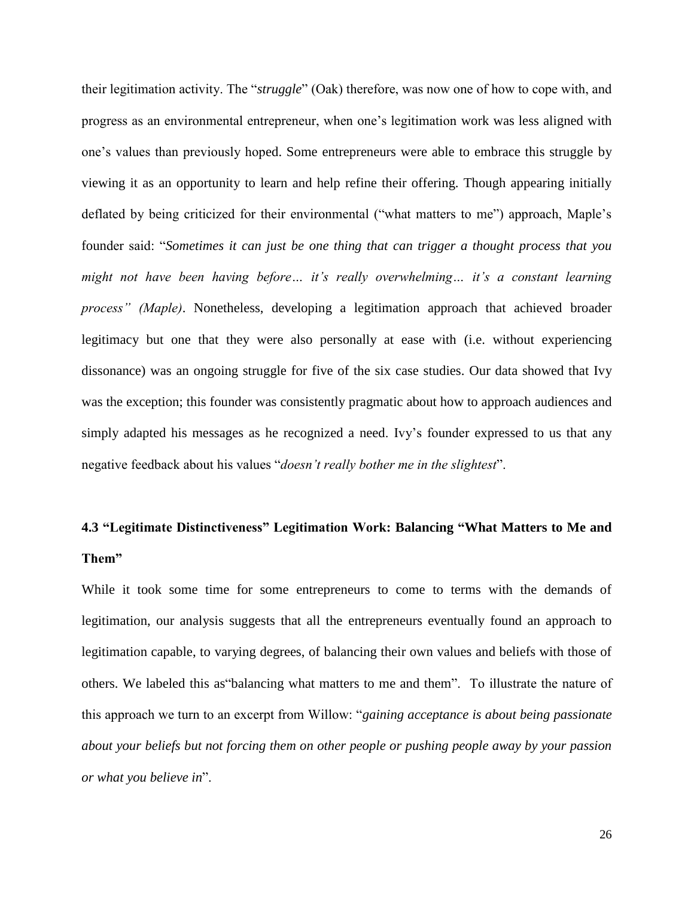their legitimation activity. The "*struggle*" (Oak) therefore, was now one of how to cope with, and progress as an environmental entrepreneur, when one's legitimation work was less aligned with one's values than previously hoped. Some entrepreneurs were able to embrace this struggle by viewing it as an opportunity to learn and help refine their offering. Though appearing initially deflated by being criticized for their environmental ("what matters to me") approach, Maple's founder said: "*Sometimes it can just be one thing that can trigger a thought process that you might not have been having before… it's really overwhelming… it's a constant learning process" (Maple)*. Nonetheless, developing a legitimation approach that achieved broader legitimacy but one that they were also personally at ease with (i.e. without experiencing dissonance) was an ongoing struggle for five of the six case studies. Our data showed that Ivy was the exception; this founder was consistently pragmatic about how to approach audiences and simply adapted his messages as he recognized a need. Ivy's founder expressed to us that any negative feedback about his values "*doesn't really bother me in the slightest*".

### 4.3 "Legitimate Distinctiveness" Legitimation Work: Balancing "What Matters to Me and Them"

While it took some time for some entrepreneurs to come to terms with the demands of legitimation, our analysis suggests that all the entrepreneurs eventually found an approach to legitimation capable, to varying degrees, of balancing their own values and beliefs with those of others. We labeled this as"balancing what matters to me and them". To illustrate the nature of this approach we turn to an excerpt from Willow: "*gaining acceptance is about being passionate about your beliefs but not forcing them on other people or pushing people away by your passion or what you believe in*".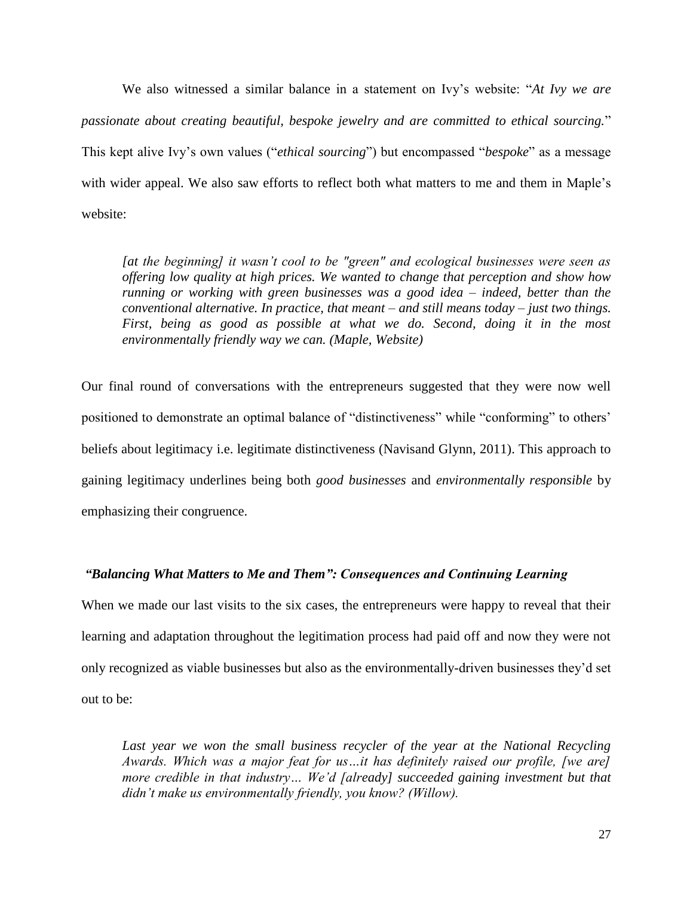We also witnessed a similar balance in a statement on Ivy's website: "*At Ivy we are passionate about creating beautiful, bespoke jewelry and are committed to ethical sourcing.*" This kept alive Ivy's own values ("*ethical sourcing*") but encompassed "*bespoke*" as a message with wider appeal. We also saw efforts to reflect both what matters to me and them in Maple's website:

> *[at the beginning] it wasn't cool to be "green" and ecological businesses were seen as offering low quality at high prices. We wanted to change that perception and show how running or working with green businesses was a good idea – indeed, better than the conventional alternative. In practice, that meant – and still means today – just two things. First, being as good as possible at what we do. Second, doing it in the most environmentally friendly way we can. (Maple, Website)*

Our final round of conversations with the entrepreneurs suggested that they were now well positioned to demonstrate an optimal balance of "distinctiveness" while "conforming" to others' beliefs about legitimacy i.e. legitimate distinctiveness (Navisand Glynn, 2011). This approach to gaining legitimacy underlines being both *good businesses* and *environmentally responsible* by emphasizing their congruence.

### *"Balancing What Matters to Me and Them": Consequences and Continuing Learning*

When we made our last visits to the six cases, the entrepreneurs were happy to reveal that their learning and adaptation throughout the legitimation process had paid off and now they were not only recognized as viable businesses but also as the environmentally-driven businesses they'd set out to be:

> *Last year we won the small business recycler of the year at the National Recycling Awards. Which was a major feat for us…it has definitely raised our profile, [we are] more credible in that industry… We'd [already] succeeded gaining investment but that didn't make us environmentally friendly, you know? (Willow).*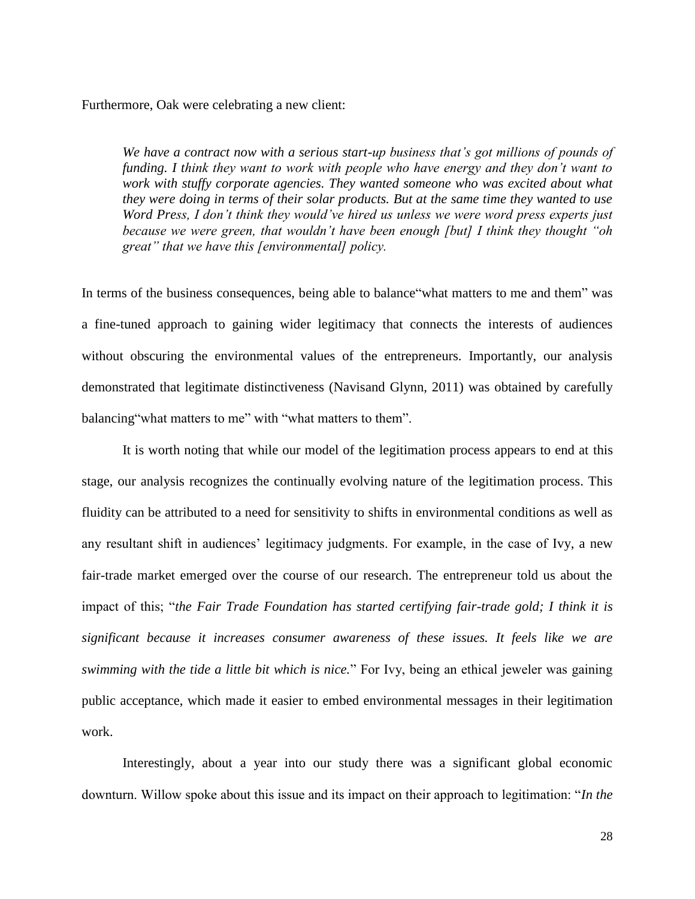Furthermore, Oak were celebrating a new client:

> *We have a contract now with a serious start-up business that's got millions of pounds of funding. I think they want to work with people who have energy and they don't want to work with stuffy corporate agencies. They wanted someone who was excited about what they were doing in terms of their solar products. But at the same time they wanted to use Word Press, I don't think they would've hired us unless we were word press experts just because we were green, that wouldn't have been enough [but] I think they thought "oh great" that we have this [environmental] policy.*

In terms of the business consequences, being able to balance"what matters to me and them" was a fine-tuned approach to gaining wider legitimacy that connects the interests of audiences without obscuring the environmental values of the entrepreneurs. Importantly, our analysis demonstrated that legitimate distinctiveness (Navisand Glynn, 2011) was obtained by carefully balancing"what matters to me" with "what matters to them".

It is worth noting that while our model of the legitimation process appears to end at this stage, our analysis recognizes the continually evolving nature of the legitimation process. This fluidity can be attributed to a need for sensitivity to shifts in environmental conditions as well as any resultant shift in audiences' legitimacy judgments. For example, in the case of Ivy, a new fair-trade market emerged over the course of our research. The entrepreneur told us about the impact of this; "*the Fair Trade Foundation has started certifying fair-trade gold; I think it is significant because it increases consumer awareness of these issues. It feels like we are swimming with the tide a little bit which is nice.*" For Ivy, being an ethical jeweler was gaining public acceptance, which made it easier to embed environmental messages in their legitimation work.

Interestingly, about a year into our study there was a significant global economic downturn. Willow spoke about this issue and its impact on their approach to legitimation: "*In the*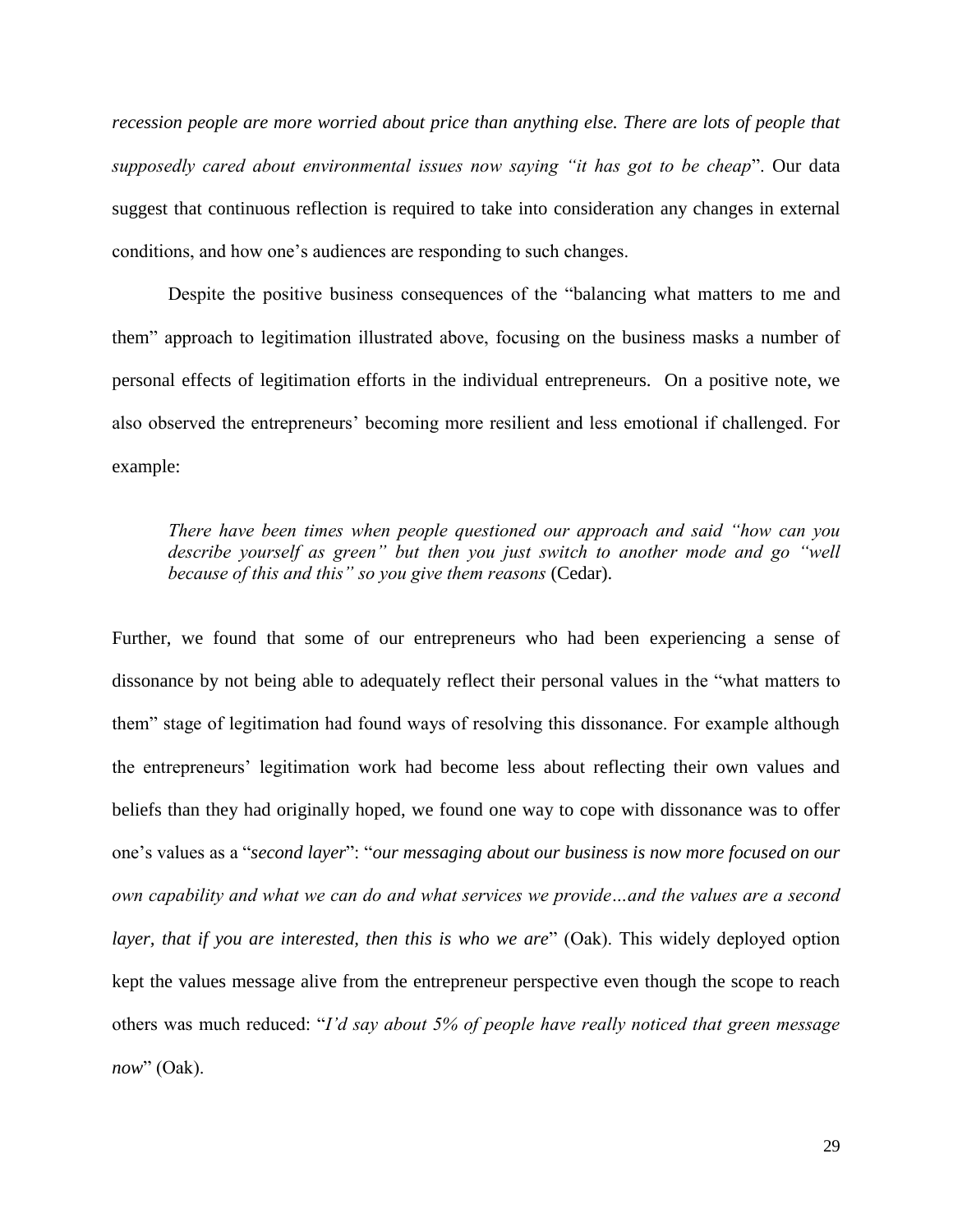*recession people are more worried about price than anything else. There are lots of people that supposedly cared about environmental issues now saying "it has got to be cheap*". Our data suggest that continuous reflection is required to take into consideration any changes in external conditions, and how one's audiences are responding to such changes.

Despite the positive business consequences of the "balancing what matters to me and them" approach to legitimation illustrated above, focusing on the business masks a number of personal effects of legitimation efforts in the individual entrepreneurs. On a positive note, we also observed the entrepreneurs' becoming more resilient and less emotional if challenged. For example:

> *There have been times when people questioned our approach and said "how can you describe yourself as green" but then you just switch to another mode and go "well because of this and this" so you give them reasons* (Cedar).

Further, we found that some of our entrepreneurs who had been experiencing a sense of dissonance by not being able to adequately reflect their personal values in the "what matters to them" stage of legitimation had found ways of resolving this dissonance. For example although the entrepreneurs' legitimation work had become less about reflecting their own values and beliefs than they had originally hoped, we found one way to cope with dissonance was to offer one's values as a "*second layer*": "*our messaging about our business is now more focused on our own capability and what we can do and what services we provide…and the values are a second layer, that if you are interested, then this is who we are*" (Oak). This widely deployed option kept the values message alive from the entrepreneur perspective even though the scope to reach others was much reduced: "*I'd say about 5% of people have really noticed that green message now*" (Oak).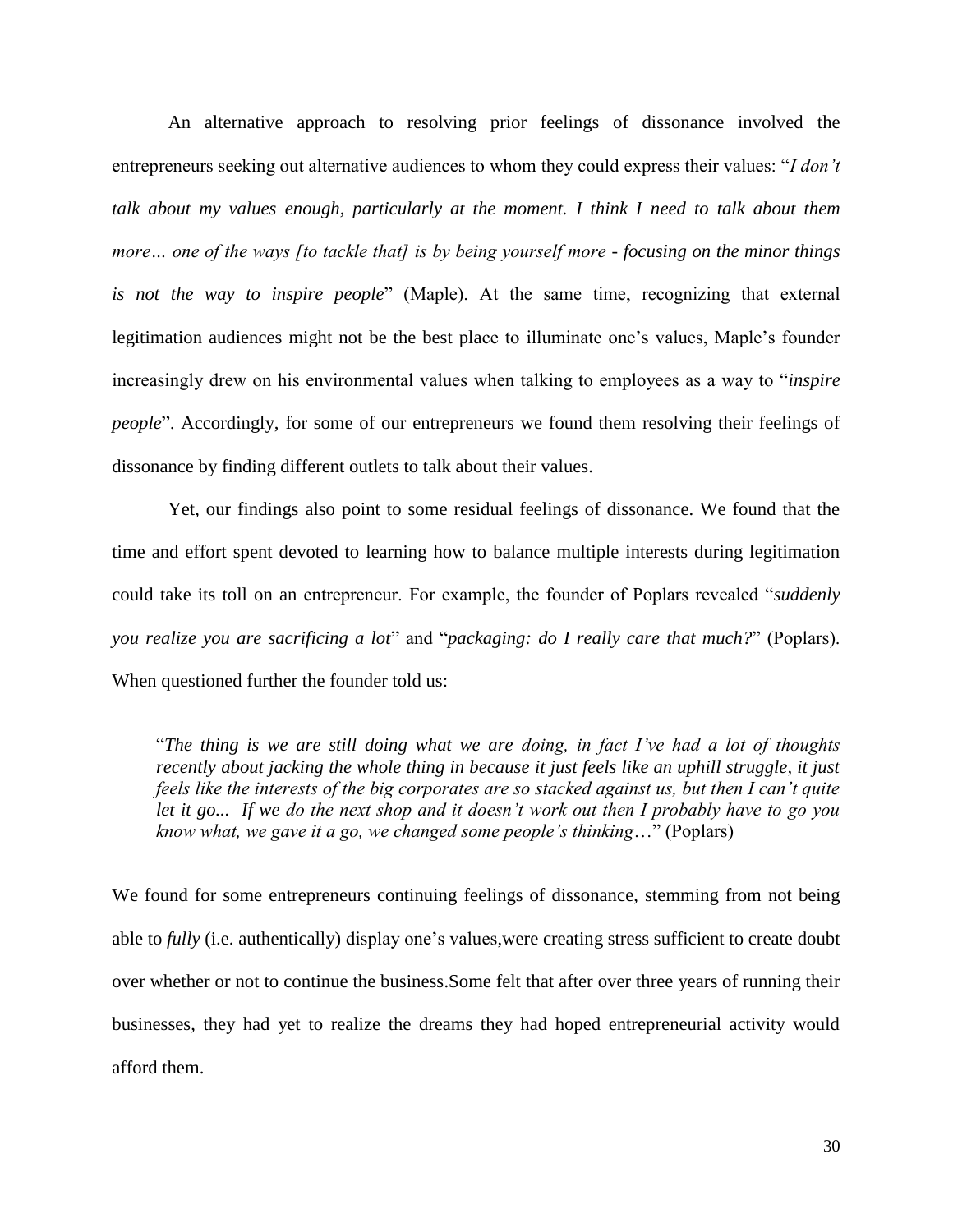An alternative approach to resolving prior feelings of dissonance involved the entrepreneurs seeking out alternative audiences to whom they could express their values: "*I don't talk about my values enough, particularly at the moment. I think I need to talk about them more… one of the ways [to tackle that] is by being yourself more - focusing on the minor things is not the way to inspire people*" (Maple). At the same time, recognizing that external legitimation audiences might not be the best place to illuminate one's values, Maple's founder increasingly drew on his environmental values when talking to employees as a way to "*inspire people*". Accordingly, for some of our entrepreneurs we found them resolving their feelings of dissonance by finding different outlets to talk about their values.

Yet, our findings also point to some residual feelings of dissonance. We found that the time and effort spent devoted to learning how to balance multiple interests during legitimation could take its toll on an entrepreneur. For example, the founder of Poplars revealed "*suddenly you realize you are sacrificing a lot*" and "*packaging: do I really care that much?*" (Poplars). When questioned further the founder told us:

> "*The thing is we are still doing what we are doing, in fact I've had a lot of thoughts recently about jacking the whole thing in because it just feels like an uphill struggle, it just feels like the interests of the big corporates are so stacked against us, but then I can't quite let it go... If we do the next shop and it doesn't work out then I probably have to go you know what, we gave it a go, we changed some people's thinking*…" (Poplars)

We found for some entrepreneurs continuing feelings of dissonance, stemming from not being able to *fully* (i.e. authentically) display one's values,were creating stress sufficient to create doubt over whether or not to continue the business.Some felt that after over three years of running their businesses, they had yet to realize the dreams they had hoped entrepreneurial activity would afford them.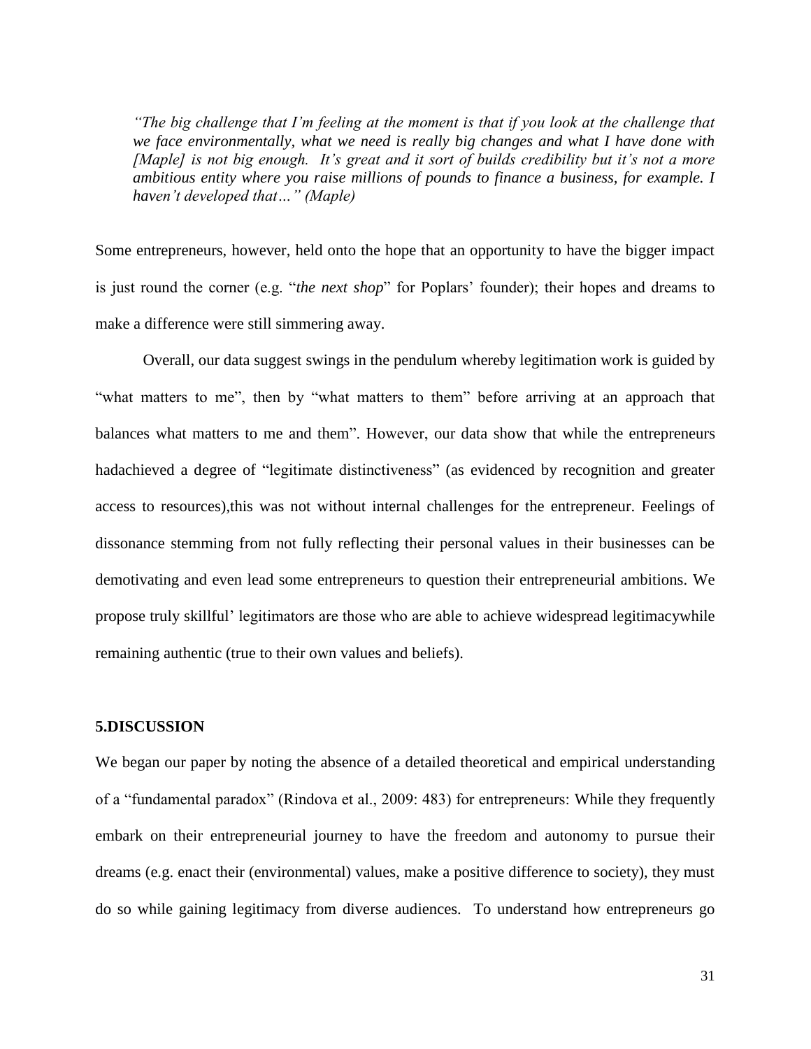*"The big challenge that I'm feeling at the moment is that if you look at the challenge that we face environmentally, what we need is really big changes and what I have done with [Maple] is not big enough. It's great and it sort of builds credibility but it's not a more ambitious entity where you raise millions of pounds to finance a business, for example. I haven't developed that…" (Maple)*

Some entrepreneurs, however, held onto the hope that an opportunity to have the bigger impact is just round the corner (e.g. "*the next shop*" for Poplars' founder); their hopes and dreams to make a difference were still simmering away.

Overall, our data suggest swings in the pendulum whereby legitimation work is guided by "what matters to me", then by "what matters to them" before arriving at an approach that balances what matters to me and them". However, our data show that while the entrepreneurs hadachieved a degree of "legitimate distinctiveness" (as evidenced by recognition and greater access to resources),this was not without internal challenges for the entrepreneur. Feelings of dissonance stemming from not fully reflecting their personal values in their businesses can be demotivating and even lead some entrepreneurs to question their entrepreneurial ambitions. We propose truly skillful' legitimators are those who are able to achieve widespread legitimacywhile remaining authentic (true to their own values and beliefs).

## 5.DISCUSSION

We began our paper by noting the absence of a detailed theoretical and empirical understanding of a "fundamental paradox" (Rindova et al., 2009: 483) for entrepreneurs: While they frequently embark on their entrepreneurial journey to have the freedom and autonomy to pursue their dreams (e.g. enact their (environmental) values, make a positive difference to society), they must do so while gaining legitimacy from diverse audiences. To understand how entrepreneurs go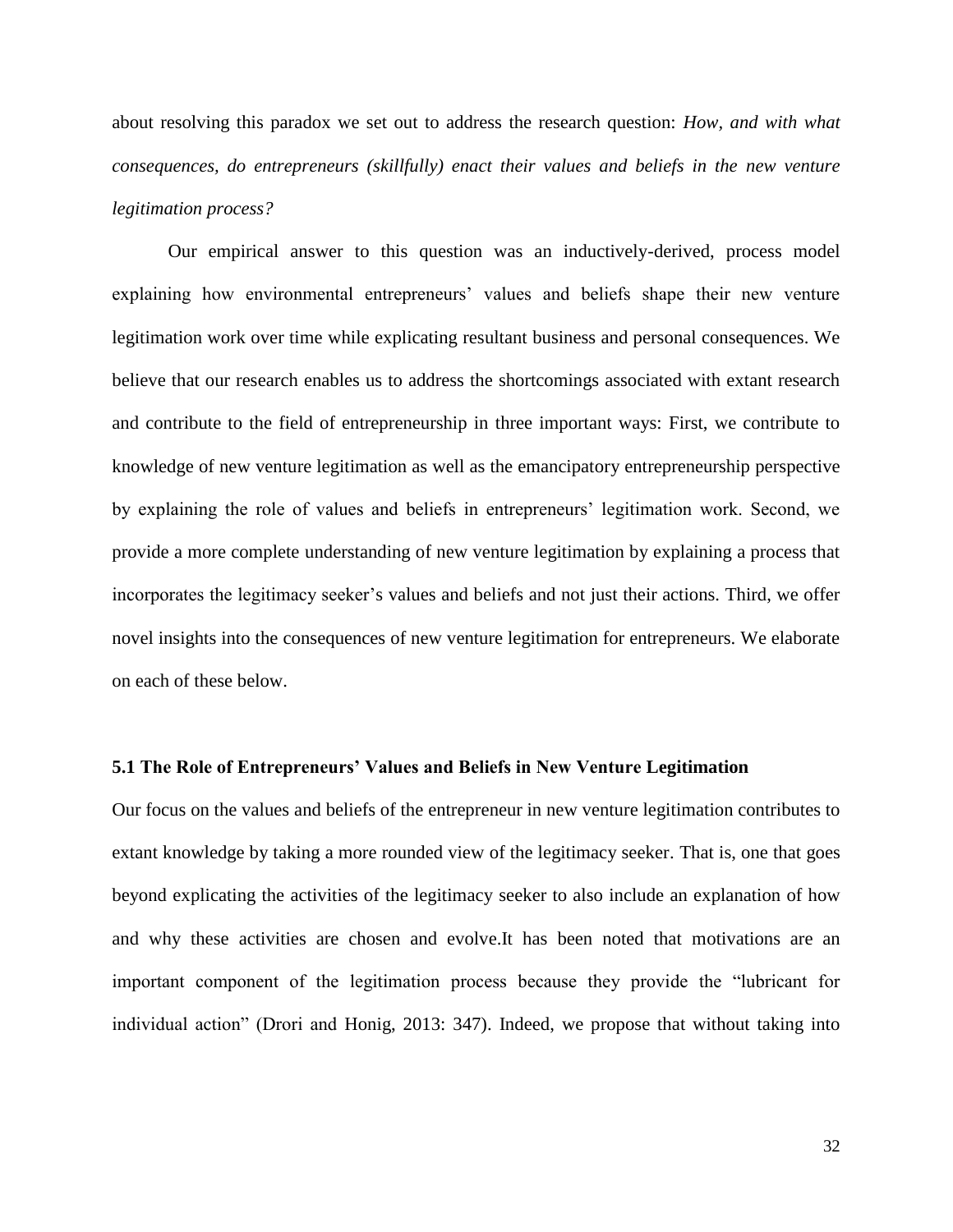about resolving this paradox we set out to address the research question: *How, and with what consequences, do entrepreneurs (skillfully) enact their values and beliefs in the new venture legitimation process?*

Our empirical answer to this question was an inductively-derived, process model explaining how environmental entrepreneurs' values and beliefs shape their new venture legitimation work over time while explicating resultant business and personal consequences. We believe that our research enables us to address the shortcomings associated with extant research and contribute to the field of entrepreneurship in three important ways: First, we contribute to knowledge of new venture legitimation as well as the emancipatory entrepreneurship perspective by explaining the role of values and beliefs in entrepreneurs' legitimation work. Second, we provide a more complete understanding of new venture legitimation by explaining a process that incorporates the legitimacy seeker's values and beliefs and not just their actions. Third, we offer novel insights into the consequences of new venture legitimation for entrepreneurs. We elaborate on each of these below.

### 5.1 The Role of Entrepreneurs' Values and Beliefs in New Venture Legitimation

Our focus on the values and beliefs of the entrepreneur in new venture legitimation contributes to extant knowledge by taking a more rounded view of the legitimacy seeker. That is, one that goes beyond explicating the activities of the legitimacy seeker to also include an explanation of how and why these activities are chosen and evolve.It has been noted that motivations are an important component of the legitimation process because they provide the "lubricant for individual action" (Drori and Honig, 2013: 347). Indeed, we propose that without taking into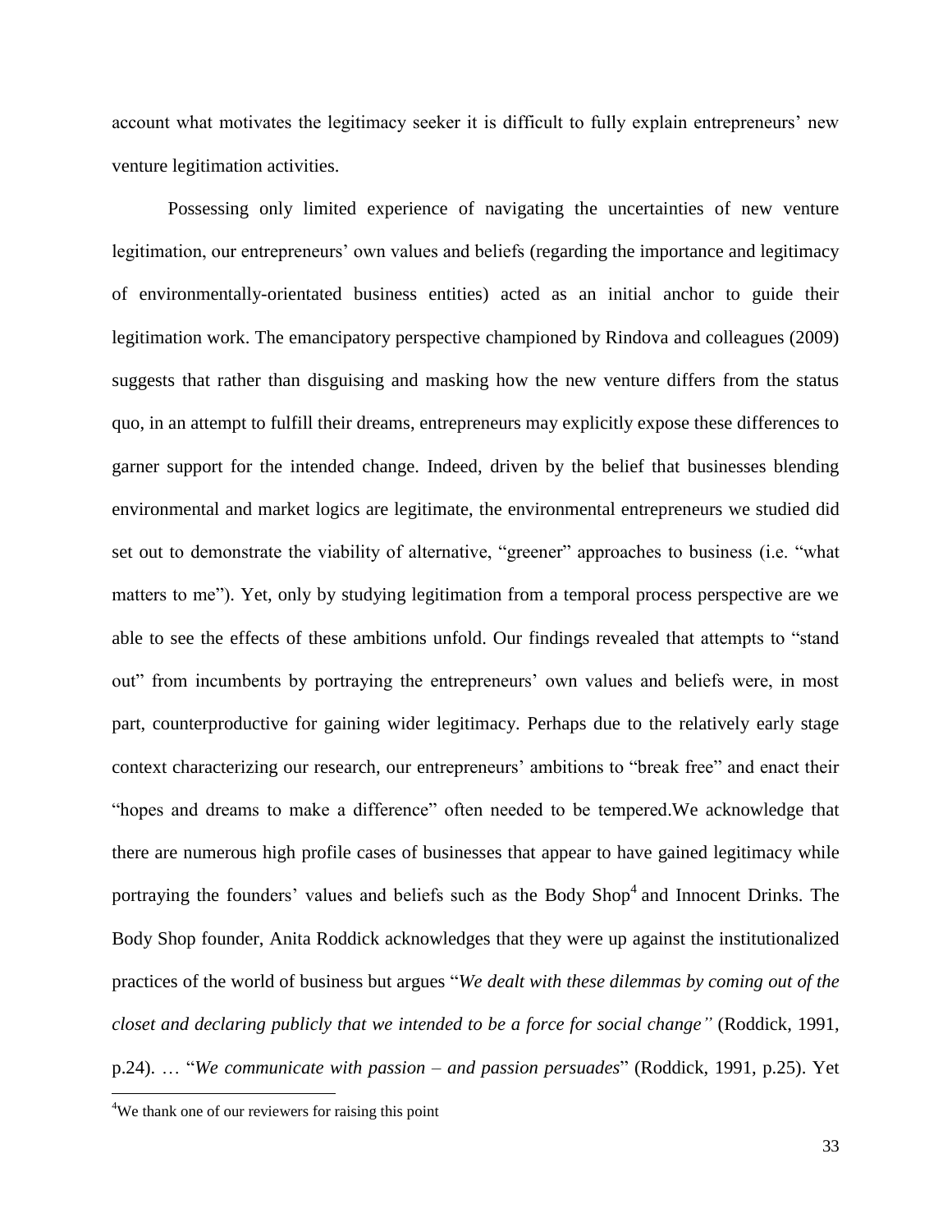account what motivates the legitimacy seeker it is difficult to fully explain entrepreneurs' new venture legitimation activities.

Possessing only limited experience of navigating the uncertainties of new venture legitimation, our entrepreneurs' own values and beliefs (regarding the importance and legitimacy of environmentally-orientated business entities) acted as an initial anchor to guide their legitimation work. The emancipatory perspective championed by Rindova and colleagues (2009) suggests that rather than disguising and masking how the new venture differs from the status quo, in an attempt to fulfill their dreams, entrepreneurs may explicitly expose these differences to garner support for the intended change. Indeed, driven by the belief that businesses blending environmental and market logics are legitimate, the environmental entrepreneurs we studied did set out to demonstrate the viability of alternative, "greener" approaches to business (i.e. "what matters to me"). Yet, only by studying legitimation from a temporal process perspective are we able to see the effects of these ambitions unfold. Our findings revealed that attempts to "stand out" from incumbents by portraying the entrepreneurs' own values and beliefs were, in most part, counterproductive for gaining wider legitimacy. Perhaps due to the relatively early stage context characterizing our research, our entrepreneurs' ambitions to "break free" and enact their "hopes and dreams to make a difference" often needed to be tempered.We acknowledge that there are numerous high profile cases of businesses that appear to have gained legitimacy while portraying the founders' values and beliefs such as the Body Shop[4] and Innocent Drinks. The Body Shop founder, Anita Roddick acknowledges that they were up against the institutionalized practices of the world of business but argues "*We dealt with these dilemmas by coming out of the closet and declaring publicly that we intended to be a force for social change"* (Roddick, 1991, p.24). … "*We communicate with passion – and passion persuades*" (Roddick, 1991, p.25). Yet

[4]We thank one of our reviewers for raising this point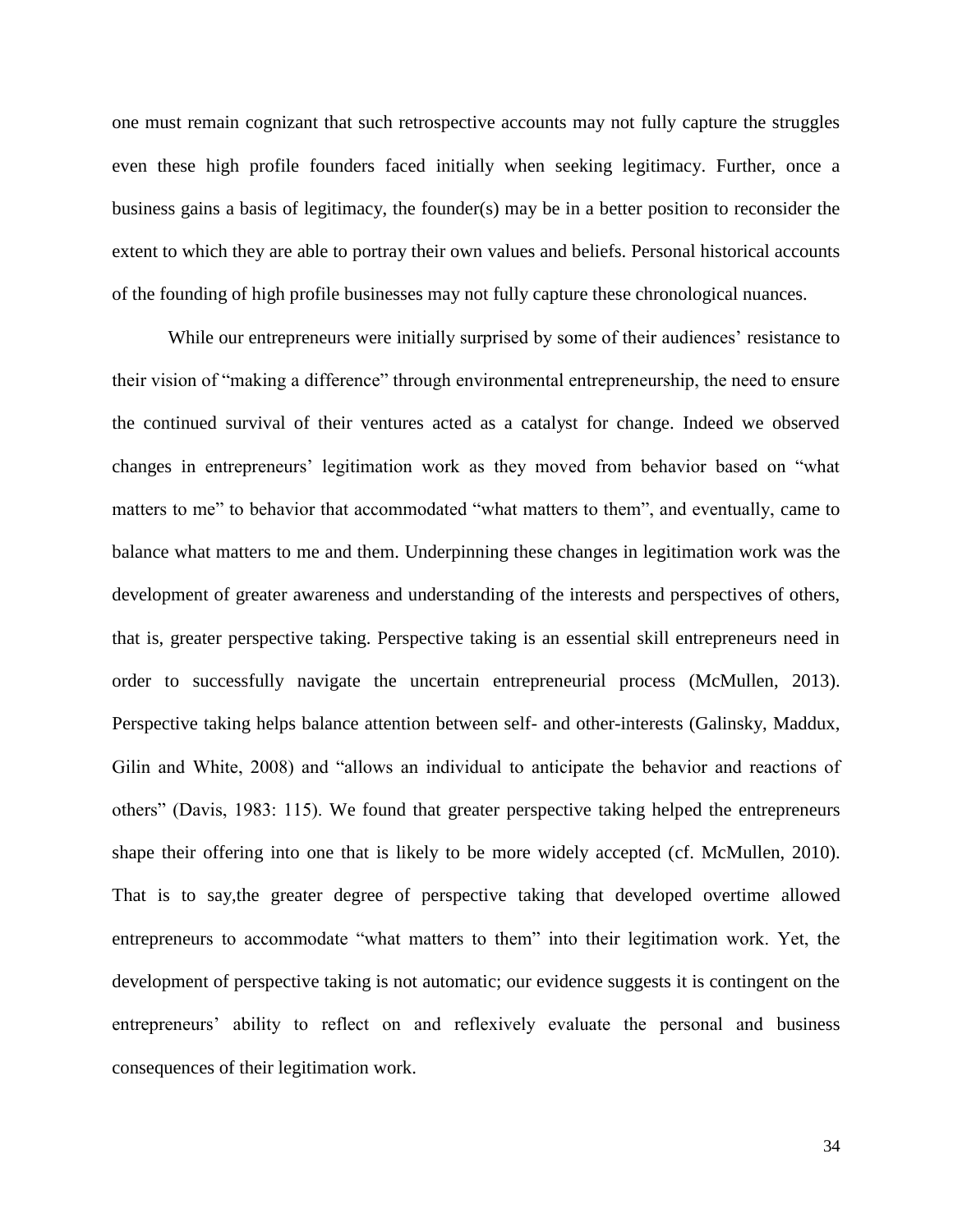one must remain cognizant that such retrospective accounts may not fully capture the struggles even these high profile founders faced initially when seeking legitimacy. Further, once a business gains a basis of legitimacy, the founder(s) may be in a better position to reconsider the extent to which they are able to portray their own values and beliefs. Personal historical accounts of the founding of high profile businesses may not fully capture these chronological nuances.

While our entrepreneurs were initially surprised by some of their audiences' resistance to their vision of "making a difference" through environmental entrepreneurship, the need to ensure the continued survival of their ventures acted as a catalyst for change. Indeed we observed changes in entrepreneurs' legitimation work as they moved from behavior based on "what matters to me" to behavior that accommodated "what matters to them", and eventually, came to balance what matters to me and them. Underpinning these changes in legitimation work was the development of greater awareness and understanding of the interests and perspectives of others, that is, greater perspective taking. Perspective taking is an essential skill entrepreneurs need in order to successfully navigate the uncertain entrepreneurial process (McMullen, 2013). Perspective taking helps balance attention between self- and other-interests (Galinsky, Maddux, Gilin and White, 2008) and "allows an individual to anticipate the behavior and reactions of others" (Davis, 1983: 115). We found that greater perspective taking helped the entrepreneurs shape their offering into one that is likely to be more widely accepted (cf. McMullen, 2010). That is to say,the greater degree of perspective taking that developed overtime allowed entrepreneurs to accommodate "what matters to them" into their legitimation work. Yet, the development of perspective taking is not automatic; our evidence suggests it is contingent on the entrepreneurs' ability to reflect on and reflexively evaluate the personal and business consequences of their legitimation work.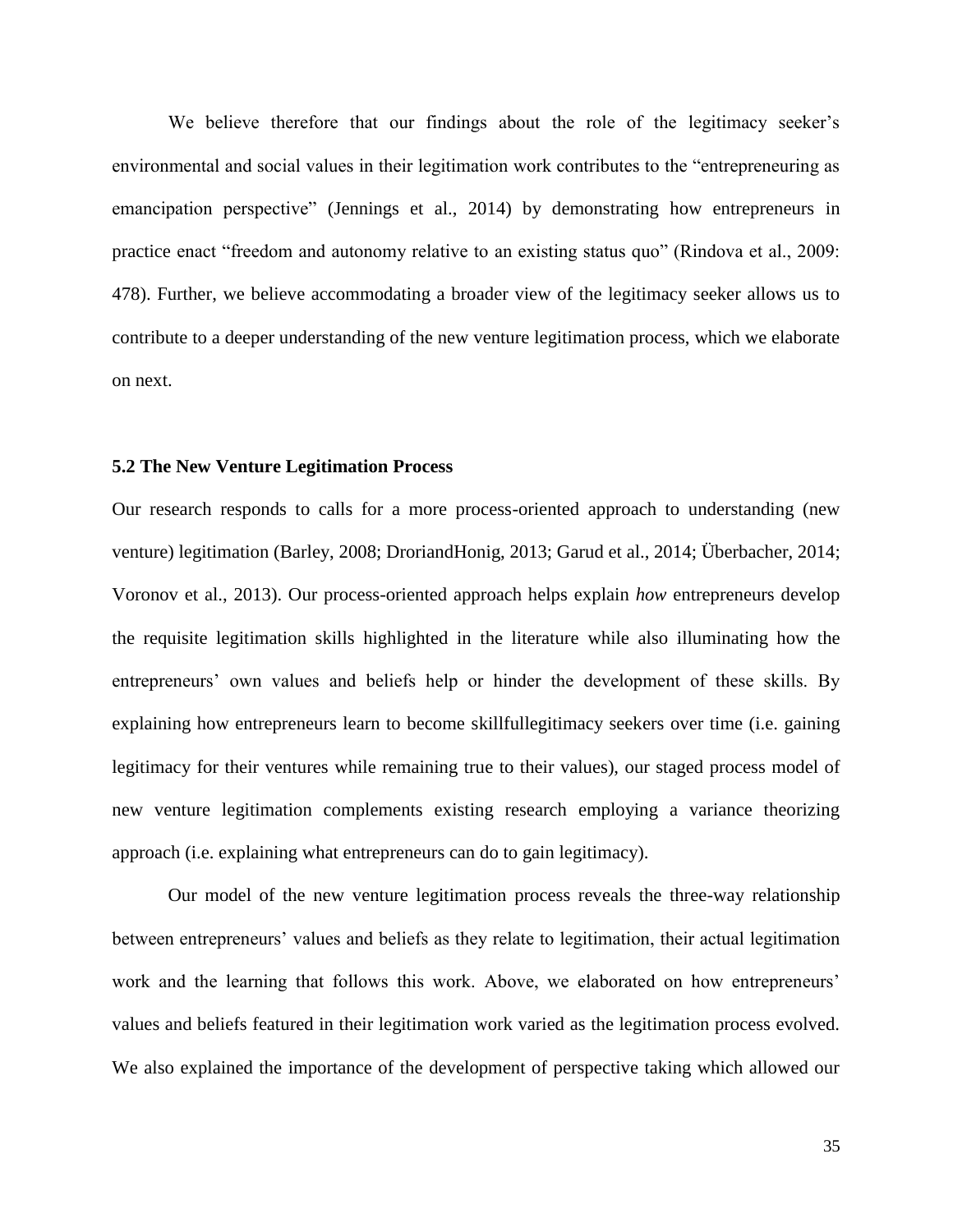We believe therefore that our findings about the role of the legitimacy seeker's environmental and social values in their legitimation work contributes to the "entrepreneuring as emancipation perspective" (Jennings et al., 2014) by demonstrating how entrepreneurs in practice enact "freedom and autonomy relative to an existing status quo" (Rindova et al., 2009: 478). Further, we believe accommodating a broader view of the legitimacy seeker allows us to contribute to a deeper understanding of the new venture legitimation process, which we elaborate on next.

### 5.2 The New Venture Legitimation Process

Our research responds to calls for a more process-oriented approach to understanding (new venture) legitimation (Barley, 2008; DroriandHonig, 2013; Garud et al., 2014; Überbacher, 2014; Voronov et al., 2013). Our process-oriented approach helps explain *how* entrepreneurs develop the requisite legitimation skills highlighted in the literature while also illuminating how the entrepreneurs' own values and beliefs help or hinder the development of these skills. By explaining how entrepreneurs learn to become skillfullegitimacy seekers over time (i.e. gaining legitimacy for their ventures while remaining true to their values), our staged process model of new venture legitimation complements existing research employing a variance theorizing approach (i.e. explaining what entrepreneurs can do to gain legitimacy).

Our model of the new venture legitimation process reveals the three-way relationship between entrepreneurs' values and beliefs as they relate to legitimation, their actual legitimation work and the learning that follows this work. Above, we elaborated on how entrepreneurs' values and beliefs featured in their legitimation work varied as the legitimation process evolved. We also explained the importance of the development of perspective taking which allowed our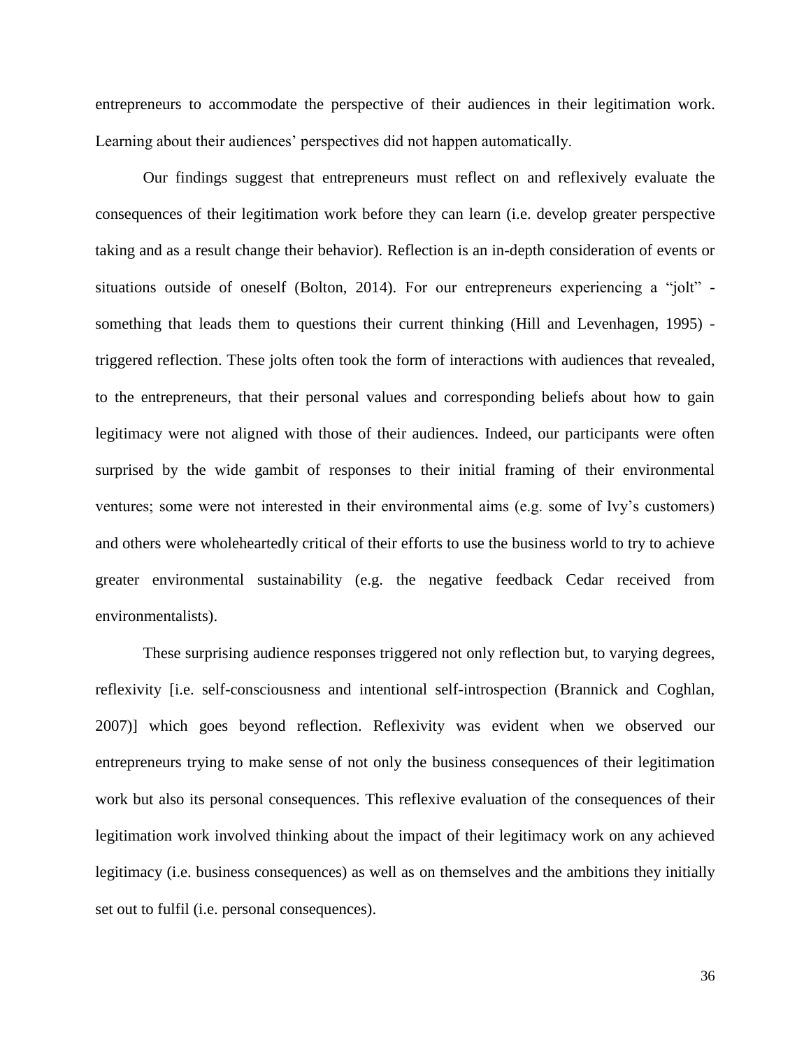entrepreneurs to accommodate the perspective of their audiences in their legitimation work. Learning about their audiences' perspectives did not happen automatically.

Our findings suggest that entrepreneurs must reflect on and reflexively evaluate the consequences of their legitimation work before they can learn (i.e. develop greater perspective taking and as a result change their behavior). Reflection is an in-depth consideration of events or situations outside of oneself (Bolton, 2014). For our entrepreneurs experiencing a "jolt" - something that leads them to questions their current thinking (Hill and Levenhagen, 1995) - triggered reflection. These jolts often took the form of interactions with audiences that revealed, to the entrepreneurs, that their personal values and corresponding beliefs about how to gain legitimacy were not aligned with those of their audiences. Indeed, our participants were often surprised by the wide gambit of responses to their initial framing of their environmental ventures; some were not interested in their environmental aims (e.g. some of Ivy's customers) and others were wholeheartedly critical of their efforts to use the business world to try to achieve greater environmental sustainability (e.g. the negative feedback Cedar received from environmentalists).

These surprising audience responses triggered not only reflection but, to varying degrees, reflexivity [i.e. self-consciousness and intentional self-introspection (Brannick and Coghlan, 2007)] which goes beyond reflection. Reflexivity was evident when we observed our entrepreneurs trying to make sense of not only the business consequences of their legitimation work but also its personal consequences. This reflexive evaluation of the consequences of their legitimation work involved thinking about the impact of their legitimacy work on any achieved legitimacy (i.e. business consequences) as well as on themselves and the ambitions they initially set out to fulfil (i.e. personal consequences).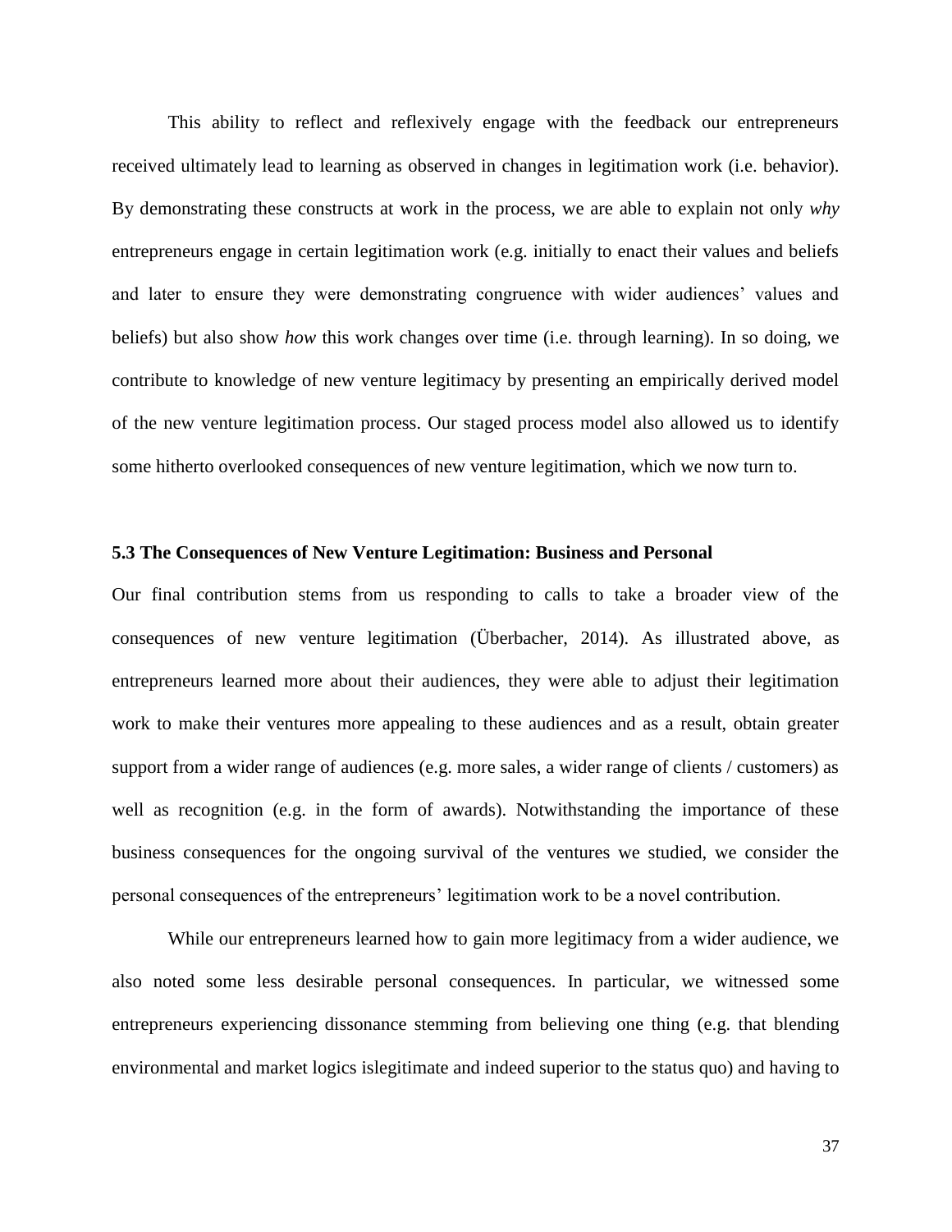This ability to reflect and reflexively engage with the feedback our entrepreneurs received ultimately lead to learning as observed in changes in legitimation work (i.e. behavior). By demonstrating these constructs at work in the process, we are able to explain not only *why* entrepreneurs engage in certain legitimation work (e.g. initially to enact their values and beliefs and later to ensure they were demonstrating congruence with wider audiences' values and beliefs) but also show *how* this work changes over time (i.e. through learning). In so doing, we contribute to knowledge of new venture legitimacy by presenting an empirically derived model of the new venture legitimation process. Our staged process model also allowed us to identify some hitherto overlooked consequences of new venture legitimation, which we now turn to.

### 5.3 The Consequences of New Venture Legitimation: Business and Personal

Our final contribution stems from us responding to calls to take a broader view of the consequences of new venture legitimation (Überbacher, 2014). As illustrated above, as entrepreneurs learned more about their audiences, they were able to adjust their legitimation work to make their ventures more appealing to these audiences and as a result, obtain greater support from a wider range of audiences (e.g. more sales, a wider range of clients / customers) as well as recognition (e.g. in the form of awards). Notwithstanding the importance of these business consequences for the ongoing survival of the ventures we studied, we consider the personal consequences of the entrepreneurs' legitimation work to be a novel contribution.

While our entrepreneurs learned how to gain more legitimacy from a wider audience, we also noted some less desirable personal consequences. In particular, we witnessed some entrepreneurs experiencing dissonance stemming from believing one thing (e.g. that blending environmental and market logics islegitimate and indeed superior to the status quo) and having to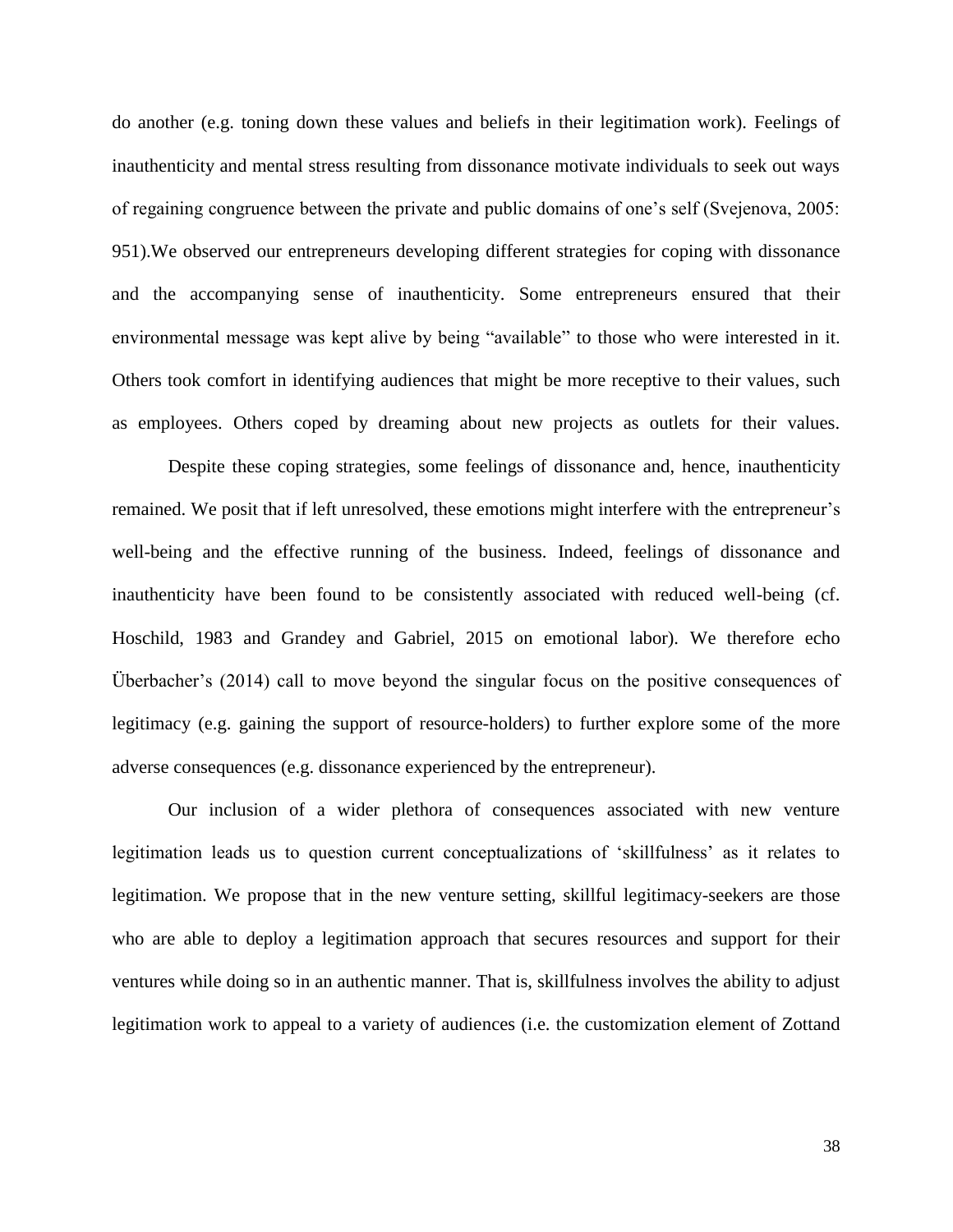do another (e.g. toning down these values and beliefs in their legitimation work). Feelings of inauthenticity and mental stress resulting from dissonance motivate individuals to seek out ways of regaining congruence between the private and public domains of one's self (Svejenova, 2005: 951).We observed our entrepreneurs developing different strategies for coping with dissonance and the accompanying sense of inauthenticity. Some entrepreneurs ensured that their environmental message was kept alive by being "available" to those who were interested in it. Others took comfort in identifying audiences that might be more receptive to their values, such as employees. Others coped by dreaming about new projects as outlets for their values.

Despite these coping strategies, some feelings of dissonance and, hence, inauthenticity remained. We posit that if left unresolved, these emotions might interfere with the entrepreneur's well-being and the effective running of the business. Indeed, feelings of dissonance and inauthenticity have been found to be consistently associated with reduced well-being (cf. Hoschild, 1983 and Grandey and Gabriel, 2015 on emotional labor). We therefore echo Überbacher's (2014) call to move beyond the singular focus on the positive consequences of legitimacy (e.g. gaining the support of resource-holders) to further explore some of the more adverse consequences (e.g. dissonance experienced by the entrepreneur).

Our inclusion of a wider plethora of consequences associated with new venture legitimation leads us to question current conceptualizations of 'skillfulness' as it relates to legitimation. We propose that in the new venture setting, skillful legitimacy-seekers are those who are able to deploy a legitimation approach that secures resources and support for their ventures while doing so in an authentic manner. That is, skillfulness involves the ability to adjust legitimation work to appeal to a variety of audiences (i.e. the customization element of Zottand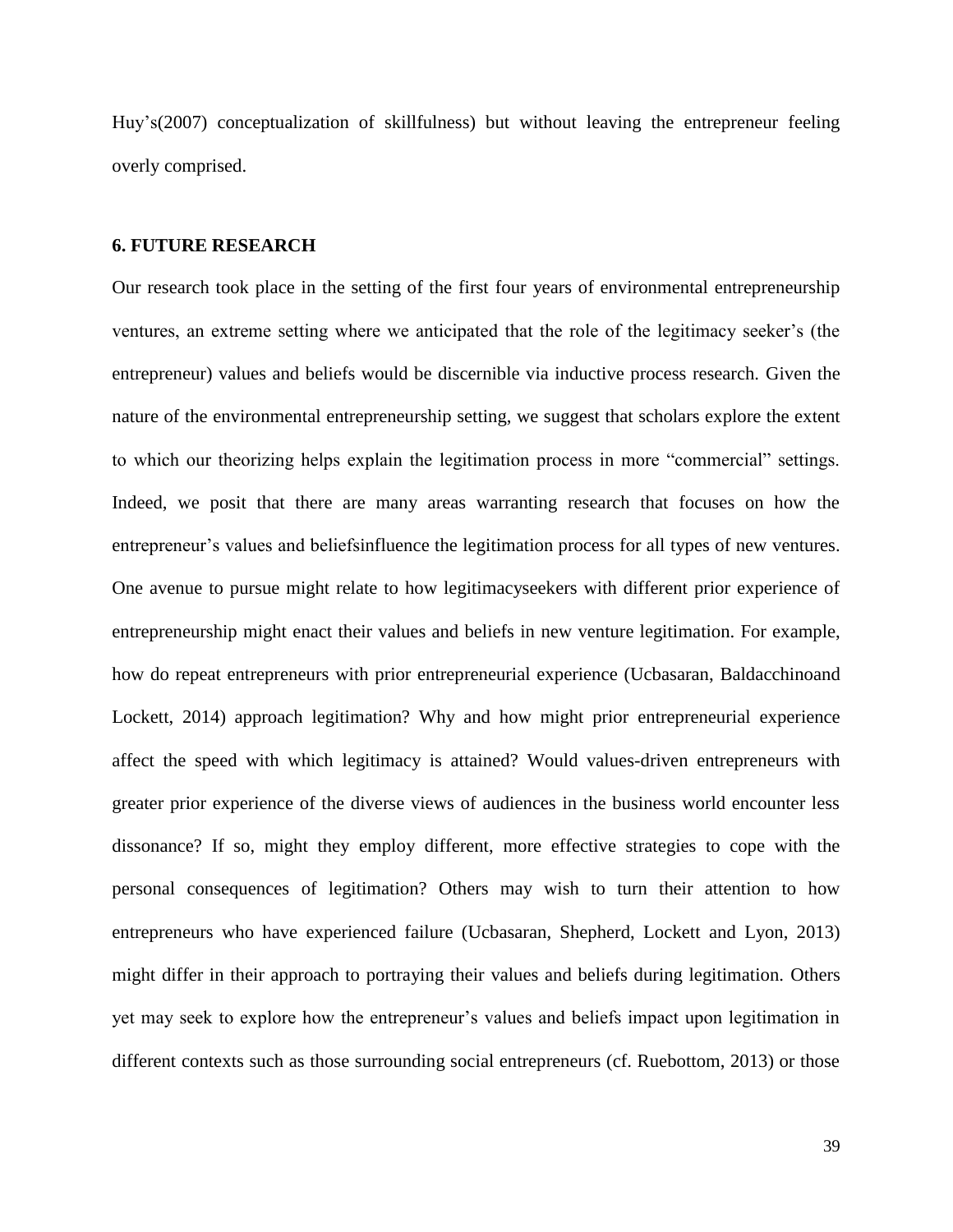Huy's(2007) conceptualization of skillfulness) but without leaving the entrepreneur feeling overly comprised.

## 6. FUTURE RESEARCH

Our research took place in the setting of the first four years of environmental entrepreneurship ventures, an extreme setting where we anticipated that the role of the legitimacy seeker's (the entrepreneur) values and beliefs would be discernible via inductive process research. Given the nature of the environmental entrepreneurship setting, we suggest that scholars explore the extent to which our theorizing helps explain the legitimation process in more "commercial" settings. Indeed, we posit that there are many areas warranting research that focuses on how the entrepreneur's values and beliefsinfluence the legitimation process for all types of new ventures. One avenue to pursue might relate to how legitimacyseekers with different prior experience of entrepreneurship might enact their values and beliefs in new venture legitimation. For example, how do repeat entrepreneurs with prior entrepreneurial experience (Ucbasaran, Baldacchinoand Lockett, 2014) approach legitimation? Why and how might prior entrepreneurial experience affect the speed with which legitimacy is attained? Would values-driven entrepreneurs with greater prior experience of the diverse views of audiences in the business world encounter less dissonance? If so, might they employ different, more effective strategies to cope with the personal consequences of legitimation? Others may wish to turn their attention to how entrepreneurs who have experienced failure (Ucbasaran, Shepherd, Lockett and Lyon, 2013) might differ in their approach to portraying their values and beliefs during legitimation. Others yet may seek to explore how the entrepreneur's values and beliefs impact upon legitimation in different contexts such as those surrounding social entrepreneurs (cf. Ruebottom, 2013) or those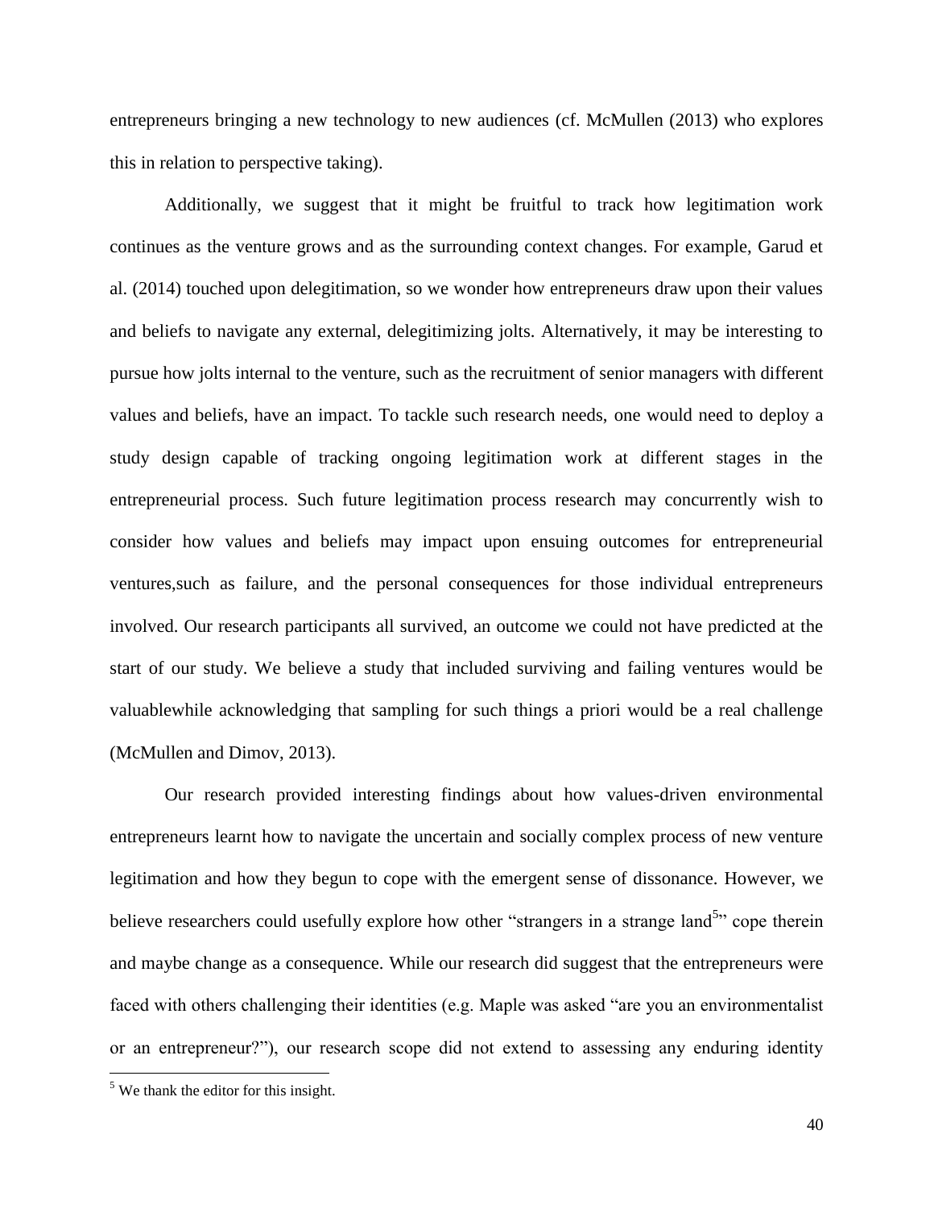entrepreneurs bringing a new technology to new audiences (cf. McMullen (2013) who explores this in relation to perspective taking).

Additionally, we suggest that it might be fruitful to track how legitimation work continues as the venture grows and as the surrounding context changes. For example, Garud et al. (2014) touched upon delegitimation, so we wonder how entrepreneurs draw upon their values and beliefs to navigate any external, delegitimizing jolts. Alternatively, it may be interesting to pursue how jolts internal to the venture, such as the recruitment of senior managers with different values and beliefs, have an impact. To tackle such research needs, one would need to deploy a study design capable of tracking ongoing legitimation work at different stages in the entrepreneurial process. Such future legitimation process research may concurrently wish to consider how values and beliefs may impact upon ensuing outcomes for entrepreneurial ventures,such as failure, and the personal consequences for those individual entrepreneurs involved. Our research participants all survived, an outcome we could not have predicted at the start of our study. We believe a study that included surviving and failing ventures would be valuablewhile acknowledging that sampling for such things a priori would be a real challenge (McMullen and Dimov, 2013).

Our research provided interesting findings about how values-driven environmental entrepreneurs learnt how to navigate the uncertain and socially complex process of new venture legitimation and how they begun to cope with the emergent sense of dissonance. However, we believe researchers could usefully explore how other "strangers in a strange land[5]" cope therein and maybe change as a consequence. While our research did suggest that the entrepreneurs were faced with others challenging their identities (e.g. Maple was asked "are you an environmentalist or an entrepreneur?"), our research scope did not extend to assessing any enduring identity

[5] We thank the editor for this insight.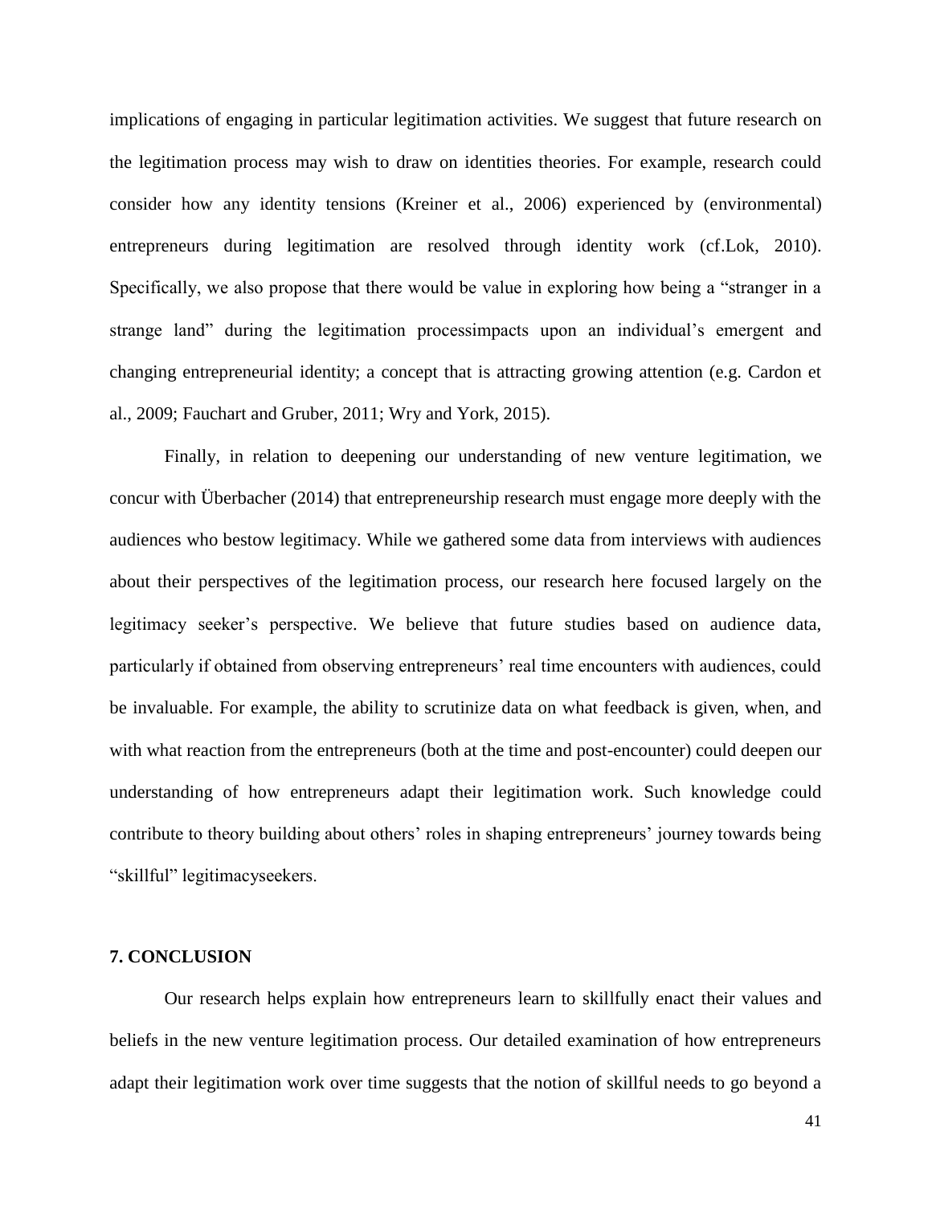implications of engaging in particular legitimation activities. We suggest that future research on the legitimation process may wish to draw on identities theories. For example, research could consider how any identity tensions (Kreiner et al., 2006) experienced by (environmental) entrepreneurs during legitimation are resolved through identity work (cf.Lok, 2010). Specifically, we also propose that there would be value in exploring how being a "stranger in a strange land" during the legitimation processimpacts upon an individual's emergent and changing entrepreneurial identity; a concept that is attracting growing attention (e.g. Cardon et al., 2009; Fauchart and Gruber, 2011; Wry and York, 2015).

Finally, in relation to deepening our understanding of new venture legitimation, we concur with Überbacher (2014) that entrepreneurship research must engage more deeply with the audiences who bestow legitimacy. While we gathered some data from interviews with audiences about their perspectives of the legitimation process, our research here focused largely on the legitimacy seeker's perspective. We believe that future studies based on audience data, particularly if obtained from observing entrepreneurs' real time encounters with audiences, could be invaluable. For example, the ability to scrutinize data on what feedback is given, when, and with what reaction from the entrepreneurs (both at the time and post-encounter) could deepen our understanding of how entrepreneurs adapt their legitimation work. Such knowledge could contribute to theory building about others' roles in shaping entrepreneurs' journey towards being "skillful" legitimacyseekers.

## 7. CONCLUSION

Our research helps explain how entrepreneurs learn to skillfully enact their values and beliefs in the new venture legitimation process. Our detailed examination of how entrepreneurs adapt their legitimation work over time suggests that the notion of skillful needs to go beyond a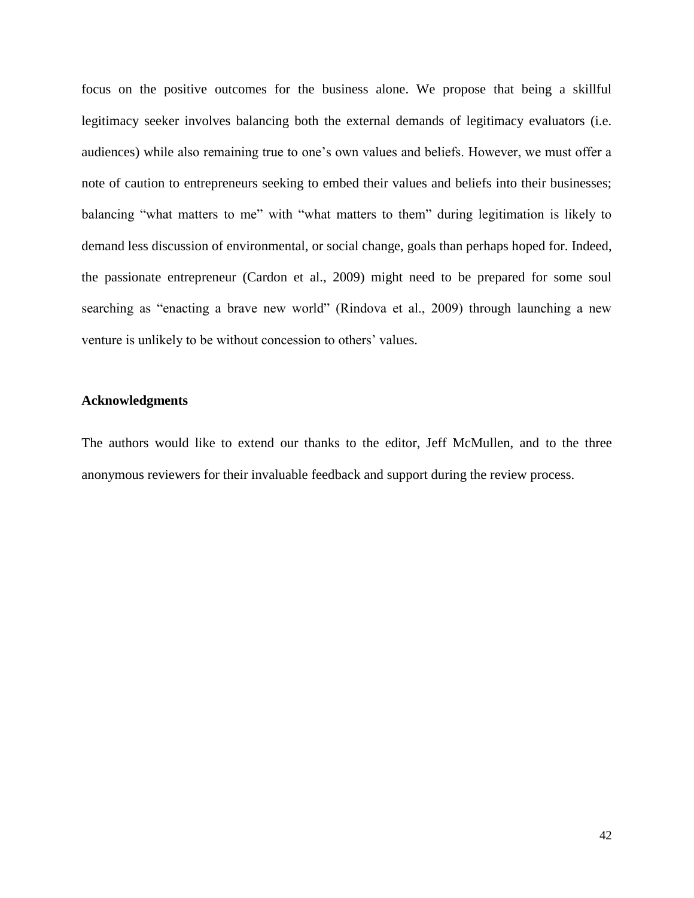focus on the positive outcomes for the business alone. We propose that being a skillful legitimacy seeker involves balancing both the external demands of legitimacy evaluators (i.e. audiences) while also remaining true to one's own values and beliefs. However, we must offer a note of caution to entrepreneurs seeking to embed their values and beliefs into their businesses; balancing "what matters to me" with "what matters to them" during legitimation is likely to demand less discussion of environmental, or social change, goals than perhaps hoped for. Indeed, the passionate entrepreneur (Cardon et al., 2009) might need to be prepared for some soul searching as "enacting a brave new world" (Rindova et al., 2009) through launching a new venture is unlikely to be without concession to others' values.

## Acknowledgments

The authors would like to extend our thanks to the editor, Jeff McMullen, and to the three anonymous reviewers for their invaluable feedback and support during the review process.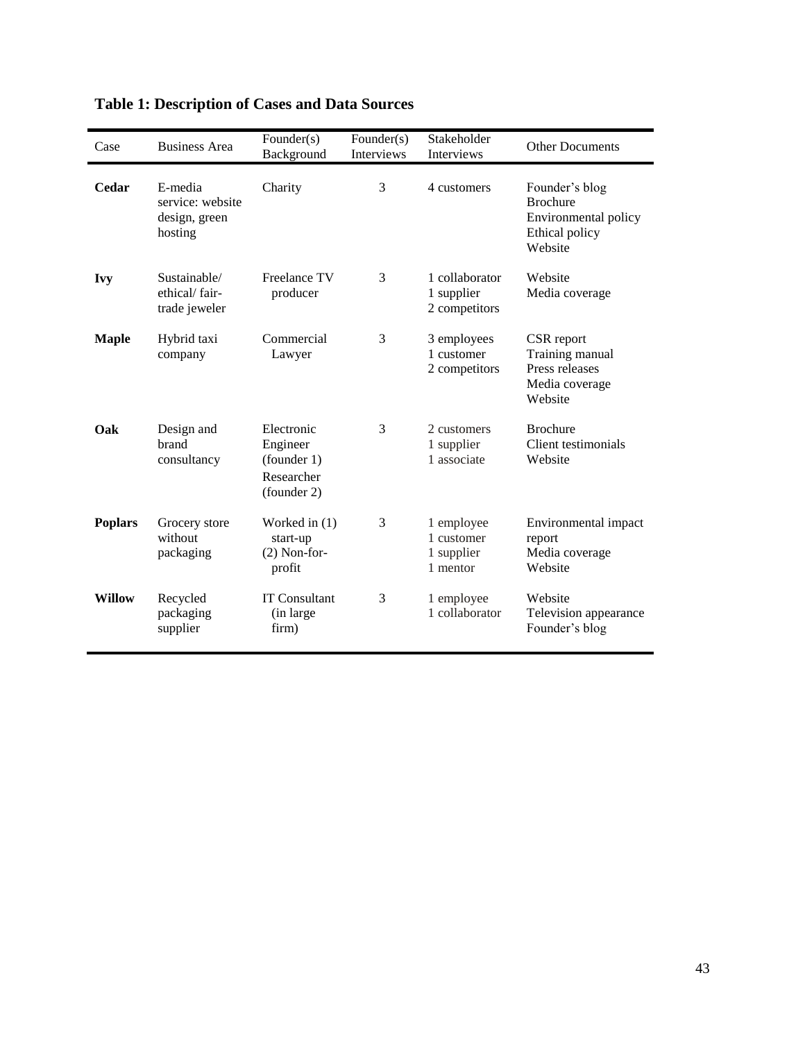**Table 1: Description of Cases and Data Sources**

| Case | Business Area | Founder(s) Background | Founder(s) Interviews | Stakeholder Interviews | Other Documents |
|---|---|---|---|---|---|
| **Cedar** | E-media service: website design, green hosting | Charity | 3 | 4 customers | Founder's blog<br>Brochure<br>Environmental policy<br>Ethical policy<br>Website |
| **Ivy** | Sustainable/ ethical/ fair-trade jeweler | Freelance TV producer | 3 | 1 collaborator<br>1 supplier<br>2 competitors | Website<br>Media coverage |
| **Maple** | Hybrid taxi company | Commercial Lawyer | 3 | 3 employees<br>1 customer<br>2 competitors | CSR report<br>Training manual<br>Press releases<br>Media coverage<br>Website |
| **Oak** | Design and brand consultancy | Electronic Engineer (founder 1)<br>Researcher (founder 2) | 3 | 2 customers<br>1 supplier<br>1 associate | Brochure<br>Client testimonials<br>Website |
| **Poplars** | Grocery store without packaging | Worked in (1) start-up<br>(2) Non-for-profit | 3 | 1 employee<br>1 customer<br>1 supplier<br>1 mentor | Environmental impact report<br>Media coverage<br>Website |
| **Willow** | Recycled packaging supplier | IT Consultant (in large firm) | 3 | 1 employee<br>1 collaborator | Website<br>Television appearance<br>Founder's blog |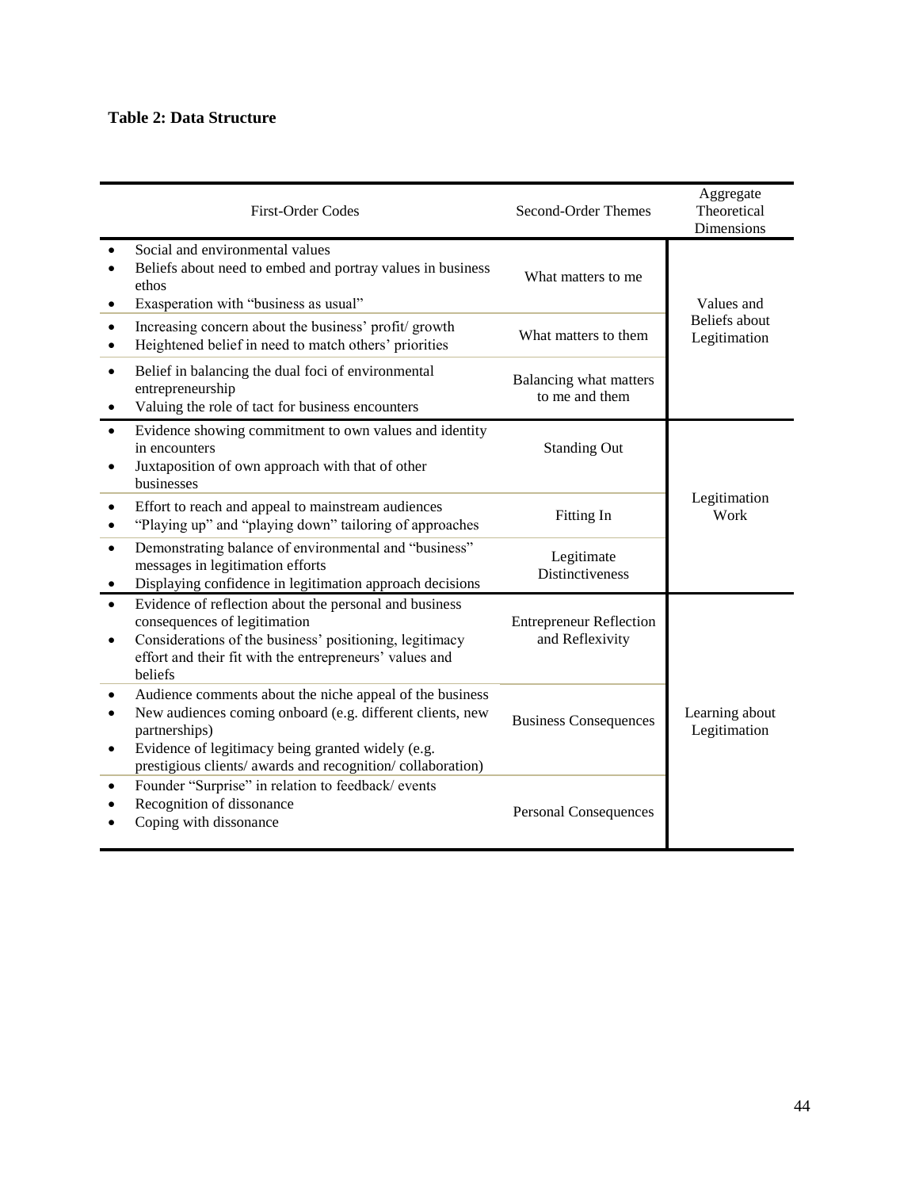**Table 2: Data Structure**

| First-Order Codes | Second-Order Themes | Aggregate Theoretical Dimensions |
|---|---|---|
| • Social and environmental values<br>• Beliefs about need to embed and portray values in business ethos<br>• Exasperation with "business as usual" | What matters to me | Values and Beliefs about Legitimation |
| • Increasing concern about the business' profit/ growth<br>• Heightened belief in need to match others' priorities | What matters to them | |
| • Belief in balancing the dual foci of environmental entrepreneurship<br>• Valuing the role of tact for business encounters | Balancing what matters to me and them | |
| • Evidence showing commitment to own values and identity in encounters<br>• Juxtaposition of own approach with that of other businesses | Standing Out | Legitimation Work |
| • Effort to reach and appeal to mainstream audiences<br>• "Playing up" and "playing down" tailoring of approaches | Fitting In | |
| • Demonstrating balance of environmental and "business" messages in legitimation efforts<br>• Displaying confidence in legitimation approach decisions | Legitimate Distinctiveness | |
| • Evidence of reflection about the personal and business consequences of legitimation<br>• Considerations of the business' positioning, legitimacy effort and their fit with the entrepreneurs' values and beliefs | Entrepreneur Reflection and Reflexivity | Learning about Legitimation |
| • Audience comments about the niche appeal of the business<br>• New audiences coming onboard (e.g. different clients, new partnerships)<br>• Evidence of legitimacy being granted widely (e.g. prestigious clients/ awards and recognition/ collaboration) | Business Consequences | |
| • Founder "Surprise" in relation to feedback/ events<br>• Recognition of dissonance<br>• Coping with dissonance | Personal Consequences | |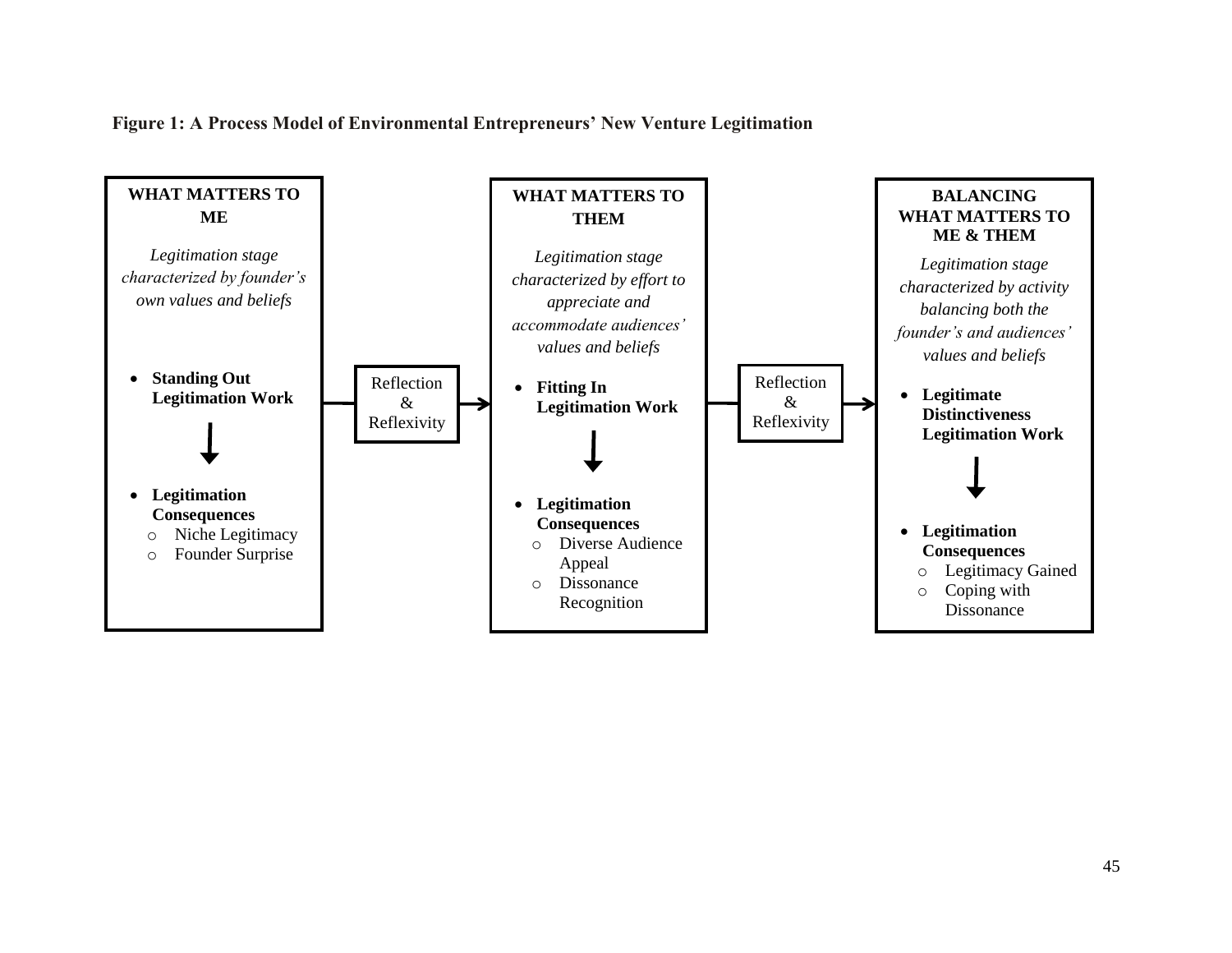**Figure 1: A Process Model of Environmental Entrepreneurs' New Venture Legitimation**

**WHAT MATTERS TO ME**

*Legitimation stage characterized by founder's own values and beliefs*

- **Standing Out Legitimation Work**
- **Legitimation Consequences**
  - Niche Legitimacy
  - Founder Surprise

Reflection & Reflexivity

**WHAT MATTERS TO THEM**

*Legitimation stage characterized by effort to appreciate and accommodate audiences' values and beliefs*

- **Fitting In Legitimation Work**
- **Legitimation Consequences**
  - Diverse Audience Appeal
  - Dissonance Recognition

Reflection & Reflexivity

**BALANCING WHAT MATTERS TO ME & THEM**

*Legitimation stage characterized by activity balancing both the founder's and audiences' values and beliefs*

- **Legitimate Distinctiveness Legitimation Work**
- **Legitimation Consequences**
  - Legitimacy Gained
  - Coping with Dissonance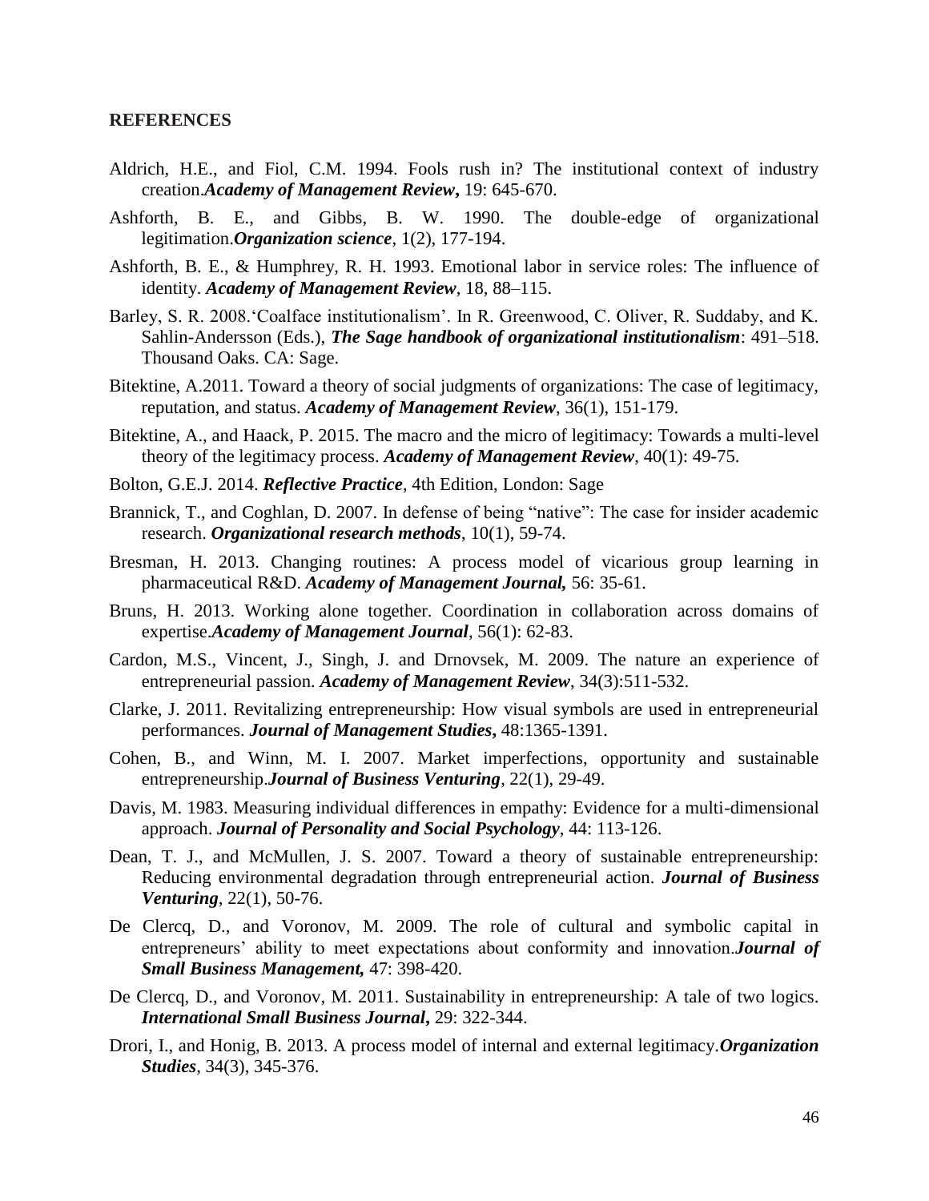**REFERENCES**

Aldrich, H.E., and Fiol, C.M. 1994. Fools rush in? The institutional context of industry creation.***Academy of Management Review*****,** 19: 645-670.

Ashforth, B. E., and Gibbs, B. W. 1990. The double-edge of organizational legitimation.***Organization science***, 1(2), 177-194.

Ashforth, B. E., & Humphrey, R. H. 1993. Emotional labor in service roles: The influence of identity. ***Academy of Management Review***, 18, 88–115.

Barley, S. R. 2008.'Coalface institutionalism'. In R. Greenwood, C. Oliver, R. Suddaby, and K. Sahlin-Andersson (Eds.), ***The Sage handbook of organizational institutionalism***: 491–518. Thousand Oaks. CA: Sage.

Bitektine, A.2011. Toward a theory of social judgments of organizations: The case of legitimacy, reputation, and status. ***Academy of Management Review***, 36(1), 151-179.

Bitektine, A., and Haack, P. 2015. The macro and the micro of legitimacy: Towards a multi-level theory of the legitimacy process. ***Academy of Management Review***, 40(1): 49-75.

Bolton, G.E.J. 2014. ***Reflective Practice***, 4th Edition, London: Sage

Brannick, T., and Coghlan, D. 2007. In defense of being "native": The case for insider academic research. ***Organizational research methods***, 10(1), 59-74.

Bresman, H. 2013. Changing routines: A process model of vicarious group learning in pharmaceutical R&D. ***Academy of Management Journal,*** 56: 35-61.

Bruns, H. 2013. Working alone together. Coordination in collaboration across domains of expertise.***Academy of Management Journal***, 56(1): 62-83.

Cardon, M.S., Vincent, J., Singh, J. and Drnovsek, M. 2009. The nature an experience of entrepreneurial passion. ***Academy of Management Review***, 34(3):511-532.

Clarke, J. 2011. Revitalizing entrepreneurship: How visual symbols are used in entrepreneurial performances. ***Journal of Management Studies*****,** 48:1365-1391.

Cohen, B., and Winn, M. I. 2007. Market imperfections, opportunity and sustainable entrepreneurship.***Journal of Business Venturing***, 22(1), 29-49.

Davis, M. 1983. Measuring individual differences in empathy: Evidence for a multi-dimensional approach. ***Journal of Personality and Social Psychology***, 44: 113-126.

Dean, T. J., and McMullen, J. S. 2007. Toward a theory of sustainable entrepreneurship: Reducing environmental degradation through entrepreneurial action. ***Journal of Business Venturing***, 22(1), 50-76.

De Clercq, D., and Voronov, M. 2009. The role of cultural and symbolic capital in entrepreneurs' ability to meet expectations about conformity and innovation.***Journal of Small Business Management,*** 47: 398-420.

De Clercq, D., and Voronov, M. 2011. Sustainability in entrepreneurship: A tale of two logics. ***International Small Business Journal*****,** 29: 322-344.

Drori, I., and Honig, B. 2013. A process model of internal and external legitimacy.***Organization Studies***, 34(3), 345-376.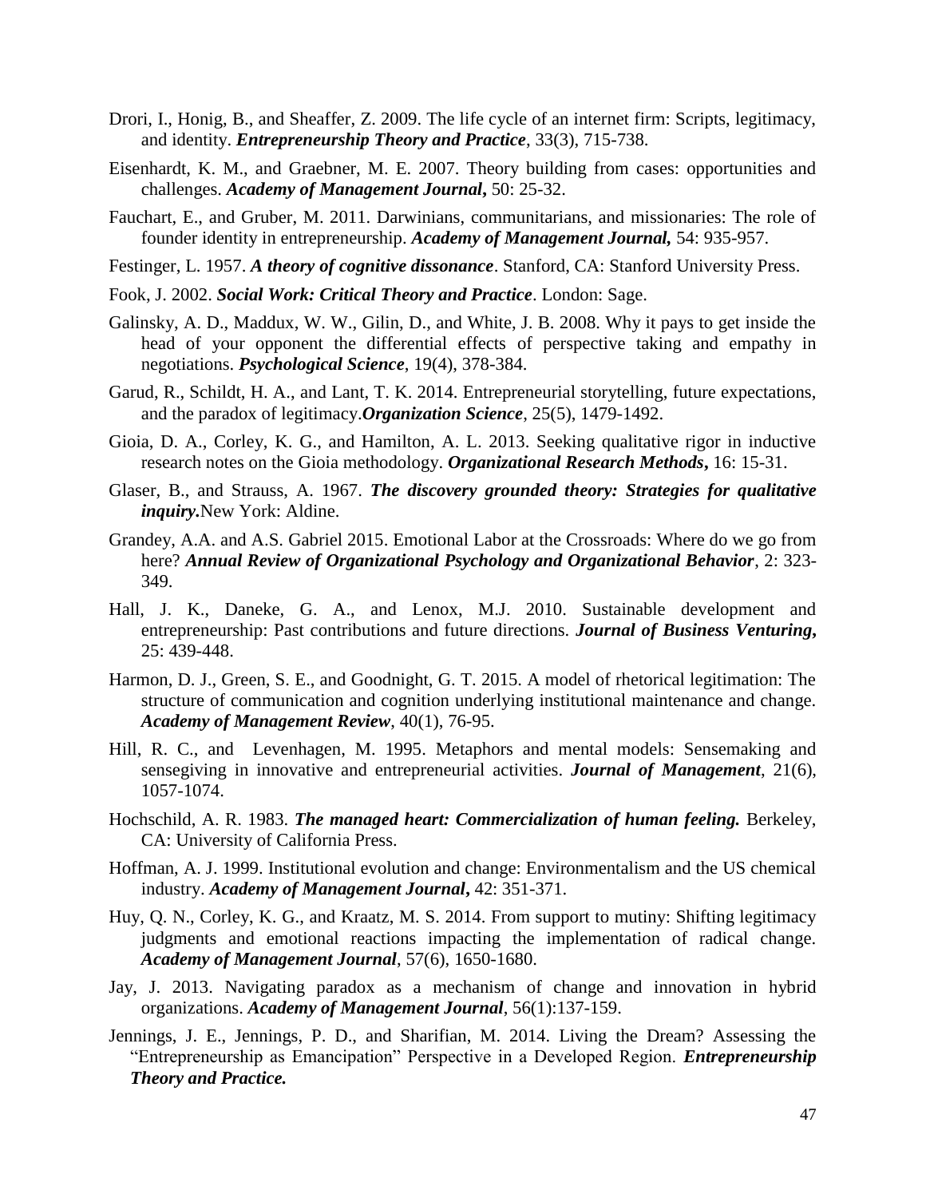Drori, I., Honig, B., and Sheaffer, Z. 2009. The life cycle of an internet firm: Scripts, legitimacy, and identity. ***Entrepreneurship Theory and Practice***, 33(3), 715-738.

Eisenhardt, K. M., and Graebner, M. E. 2007. Theory building from cases: opportunities and challenges. ***Academy of Management Journal*,** 50: 25-32.

Fauchart, E., and Gruber, M. 2011. Darwinians, communitarians, and missionaries: The role of founder identity in entrepreneurship. ***Academy of Management Journal*,** 54: 935-957.

Festinger, L. 1957. ***A theory of cognitive dissonance***. Stanford, CA: Stanford University Press.

Fook, J. 2002. ***Social Work: Critical Theory and Practice***. London: Sage.

Galinsky, A. D., Maddux, W. W., Gilin, D., and White, J. B. 2008. Why it pays to get inside the head of your opponent the differential effects of perspective taking and empathy in negotiations. ***Psychological Science***, 19(4), 378-384.

Garud, R., Schildt, H. A., and Lant, T. K. 2014. Entrepreneurial storytelling, future expectations, and the paradox of legitimacy.***Organization Science***, 25(5), 1479-1492.

Gioia, D. A., Corley, K. G., and Hamilton, A. L. 2013. Seeking qualitative rigor in inductive research notes on the Gioia methodology. ***Organizational Research Methods*,** 16: 15-31.

Glaser, B., and Strauss, A. 1967. ***The discovery grounded theory: Strategies for qualitative inquiry.***New York: Aldine.

Grandey, A.A. and A.S. Gabriel 2015. Emotional Labor at the Crossroads: Where do we go from here? ***Annual Review of Organizational Psychology and Organizational Behavior***, 2: 323-349.

Hall, J. K., Daneke, G. A., and Lenox, M.J. 2010. Sustainable development and entrepreneurship: Past contributions and future directions. ***Journal of Business Venturing*,** 25: 439-448.

Harmon, D. J., Green, S. E., and Goodnight, G. T. 2015. A model of rhetorical legitimation: The structure of communication and cognition underlying institutional maintenance and change. ***Academy of Management Review***, 40(1), 76-95.

Hill, R. C., and Levenhagen, M. 1995. Metaphors and mental models: Sensemaking and sensegiving in innovative and entrepreneurial activities. ***Journal of Management***, 21(6), 1057-1074.

Hochschild, A. R. 1983. ***The managed heart: Commercialization of human feeling.*** Berkeley, CA: University of California Press.

Hoffman, A. J. 1999. Institutional evolution and change: Environmentalism and the US chemical industry. ***Academy of Management Journal*,** 42: 351-371.

Huy, Q. N., Corley, K. G., and Kraatz, M. S. 2014. From support to mutiny: Shifting legitimacy judgments and emotional reactions impacting the implementation of radical change. ***Academy of Management Journal***, 57(6), 1650-1680.

Jay, J. 2013. Navigating paradox as a mechanism of change and innovation in hybrid organizations. ***Academy of Management Journal***, 56(1):137-159.

Jennings, J. E., Jennings, P. D., and Sharifian, M. 2014. Living the Dream? Assessing the "Entrepreneurship as Emancipation" Perspective in a Developed Region. ***Entrepreneurship Theory and Practice.***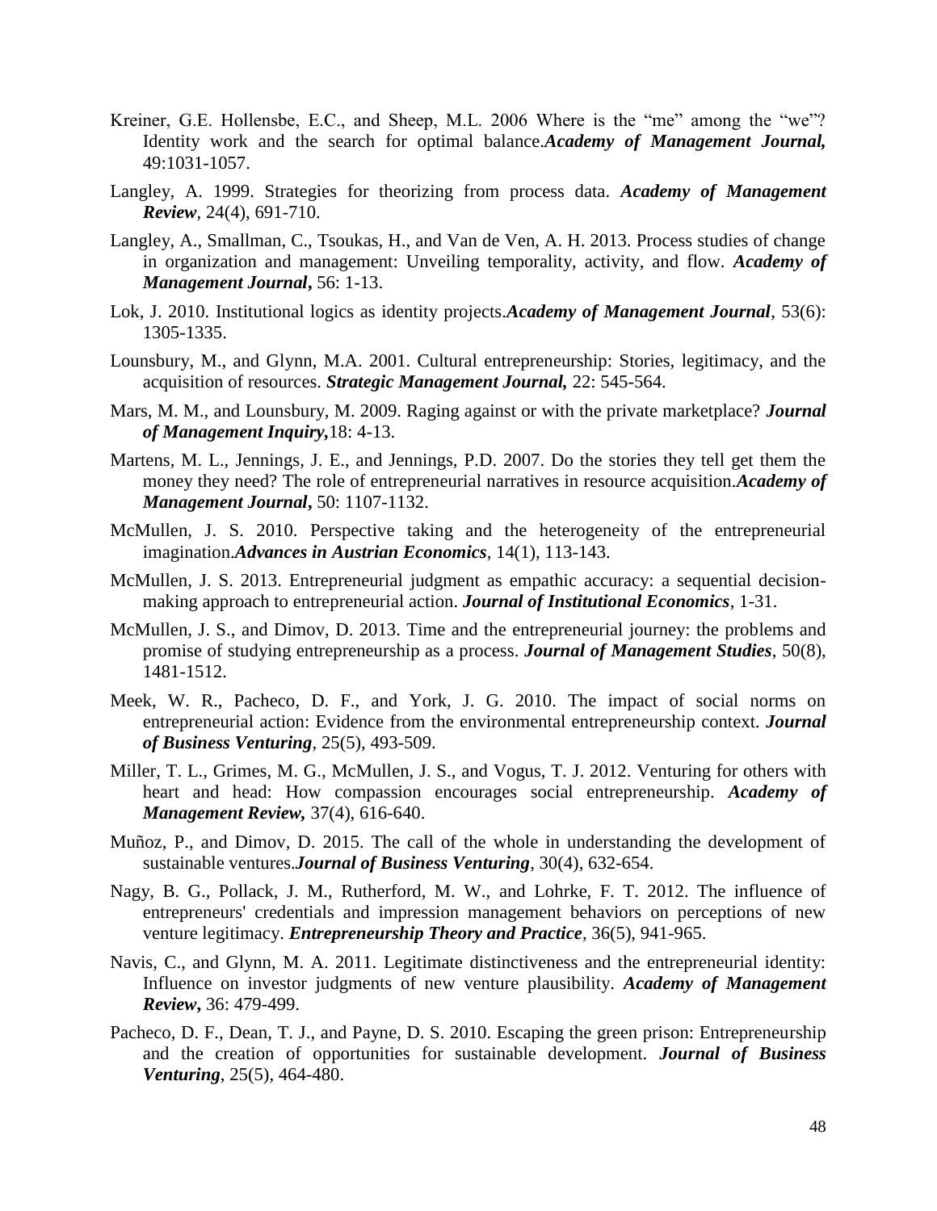Kreiner, G.E. Hollensbe, E.C., and Sheep, M.L. 2006 Where is the "me" among the "we"? Identity work and the search for optimal balance.***Academy of Management Journal,*** 49:1031-1057.

Langley, A. 1999. Strategies for theorizing from process data. ***Academy of Management Review***, 24(4), 691-710.

Langley, A., Smallman, C., Tsoukas, H., and Van de Ven, A. H. 2013. Process studies of change in organization and management: Unveiling temporality, activity, and flow. ***Academy of Management Journal*****,** 56: 1-13.

Lok, J. 2010. Institutional logics as identity projects.***Academy of Management Journal***, 53(6): 1305-1335.

Lounsbury, M., and Glynn, M.A. 2001. Cultural entrepreneurship: Stories, legitimacy, and the acquisition of resources. ***Strategic Management Journal,*** 22: 545-564.

Mars, M. M., and Lounsbury, M. 2009. Raging against or with the private marketplace? ***Journal of Management Inquiry,***18: 4-13.

Martens, M. L., Jennings, J. E., and Jennings, P.D. 2007. Do the stories they tell get them the money they need? The role of entrepreneurial narratives in resource acquisition.***Academy of Management Journal*****,** 50: 1107-1132.

McMullen, J. S. 2010. Perspective taking and the heterogeneity of the entrepreneurial imagination.***Advances in Austrian Economics***, 14(1), 113-143.

McMullen, J. S. 2013. Entrepreneurial judgment as empathic accuracy: a sequential decision-making approach to entrepreneurial action. ***Journal of Institutional Economics***, 1-31.

McMullen, J. S., and Dimov, D. 2013. Time and the entrepreneurial journey: the problems and promise of studying entrepreneurship as a process. ***Journal of Management Studies***, 50(8), 1481-1512.

Meek, W. R., Pacheco, D. F., and York, J. G. 2010. The impact of social norms on entrepreneurial action: Evidence from the environmental entrepreneurship context. ***Journal of Business Venturing***, 25(5), 493-509.

Miller, T. L., Grimes, M. G., McMullen, J. S., and Vogus, T. J. 2012. Venturing for others with heart and head: How compassion encourages social entrepreneurship. ***Academy of Management Review,*** 37(4), 616-640.

Muñoz, P., and Dimov, D. 2015. The call of the whole in understanding the development of sustainable ventures.***Journal of Business Venturing***, 30(4), 632-654.

Nagy, B. G., Pollack, J. M., Rutherford, M. W., and Lohrke, F. T. 2012. The influence of entrepreneurs' credentials and impression management behaviors on perceptions of new venture legitimacy. ***Entrepreneurship Theory and Practice***, 36(5), 941-965.

Navis, C., and Glynn, M. A. 2011. Legitimate distinctiveness and the entrepreneurial identity: Influence on investor judgments of new venture plausibility. ***Academy of Management Review*****,** 36: 479-499.

Pacheco, D. F., Dean, T. J., and Payne, D. S. 2010. Escaping the green prison: Entrepreneurship and the creation of opportunities for sustainable development. ***Journal of Business Venturing***, 25(5), 464-480.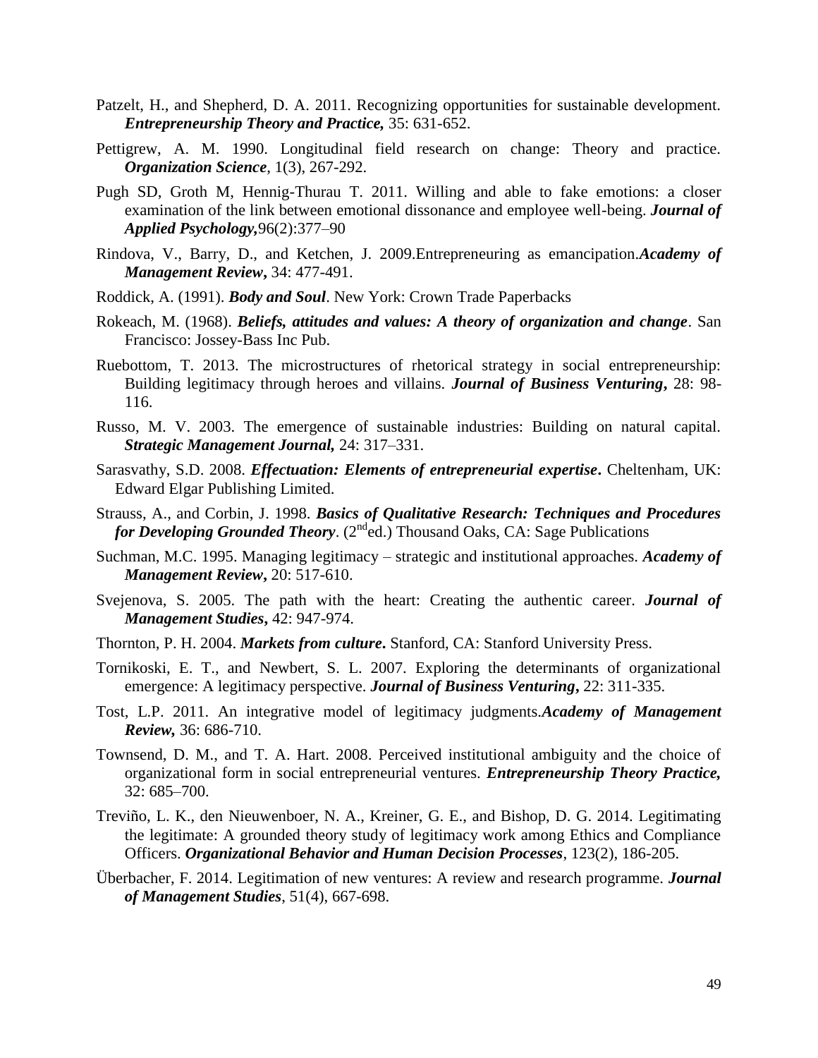Patzelt, H., and Shepherd, D. A. 2011. Recognizing opportunities for sustainable development. ***Entrepreneurship Theory and Practice,*** 35: 631-652.

Pettigrew, A. M. 1990. Longitudinal field research on change: Theory and practice. ***Organization Science***, 1(3), 267-292.

Pugh SD, Groth M, Hennig-Thurau T. 2011. Willing and able to fake emotions: a closer examination of the link between emotional dissonance and employee well-being. ***Journal of Applied Psychology,***96(2):377–90

Rindova, V., Barry, D., and Ketchen, J. 2009.Entrepreneuring as emancipation.***Academy of Management Review*****,** 34: 477-491.

Roddick, A. (1991). ***Body and Soul***. New York: Crown Trade Paperbacks

Rokeach, M. (1968). ***Beliefs, attitudes and values: A theory of organization and change***. San Francisco: Jossey-Bass Inc Pub.

Ruebottom, T. 2013. The microstructures of rhetorical strategy in social entrepreneurship: Building legitimacy through heroes and villains. ***Journal of Business Venturing*****,** 28: 98-116.

Russo, M. V. 2003. The emergence of sustainable industries: Building on natural capital. ***Strategic Management Journal,*** 24: 317–331.

Sarasvathy, S.D. 2008. ***Effectuation: Elements of entrepreneurial expertise*****.** Cheltenham, UK: Edward Elgar Publishing Limited.

Strauss, A., and Corbin, J. 1998. ***Basics of Qualitative Research: Techniques and Procedures for Developing Grounded Theory***. (2nd ed.) Thousand Oaks, CA: Sage Publications

Suchman, M.C. 1995. Managing legitimacy – strategic and institutional approaches. ***Academy of Management Review*****,** 20: 517-610.

Svejenova, S. 2005. The path with the heart: Creating the authentic career. ***Journal of Management Studies*****,** 42: 947-974.

Thornton, P. H. 2004. ***Markets from culture*****.** Stanford, CA: Stanford University Press.

Tornikoski, E. T., and Newbert, S. L. 2007. Exploring the determinants of organizational emergence: A legitimacy perspective. ***Journal of Business Venturing*****,** 22: 311-335.

Tost, L.P. 2011. An integrative model of legitimacy judgments.***Academy of Management Review,*** 36: 686-710.

Townsend, D. M., and T. A. Hart. 2008. Perceived institutional ambiguity and the choice of organizational form in social entrepreneurial ventures. ***Entrepreneurship Theory Practice,*** 32: 685–700.

Treviño, L. K., den Nieuwenboer, N. A., Kreiner, G. E., and Bishop, D. G. 2014. Legitimating the legitimate: A grounded theory study of legitimacy work among Ethics and Compliance Officers. ***Organizational Behavior and Human Decision Processes***, 123(2), 186-205.

Überbacher, F. 2014. Legitimation of new ventures: A review and research programme. ***Journal of Management Studies***, 51(4), 667-698.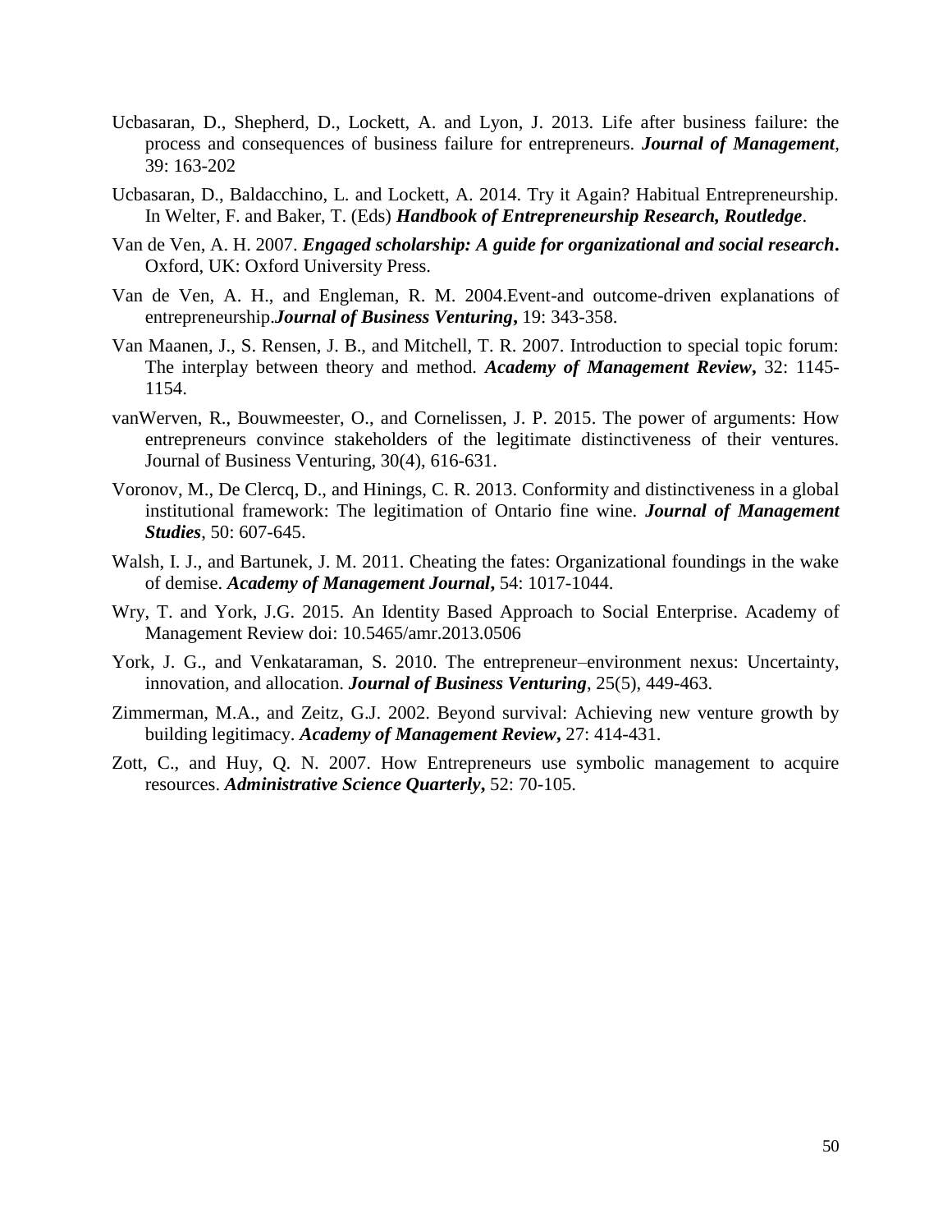Ucbasaran, D., Shepherd, D., Lockett, A. and Lyon, J. 2013. Life after business failure: the process and consequences of business failure for entrepreneurs. ***Journal of Management***, 39: 163-202

Ucbasaran, D., Baldacchino, L. and Lockett, A. 2014. Try it Again? Habitual Entrepreneurship. In Welter, F. and Baker, T. (Eds) ***Handbook of Entrepreneurship Research, Routledge***.

Van de Ven, A. H. 2007. ***Engaged scholarship: A guide for organizational and social research*.** Oxford, UK: Oxford University Press.

Van de Ven, A. H., and Engleman, R. M. 2004.Event-and outcome-driven explanations of entrepreneurship.***Journal of Business Venturing*,** 19: 343-358.

Van Maanen, J., S. Rensen, J. B., and Mitchell, T. R. 2007. Introduction to special topic forum: The interplay between theory and method. ***Academy of Management Review*,** 32: 1145-1154.

vanWerven, R., Bouwmeester, O., and Cornelissen, J. P. 2015. The power of arguments: How entrepreneurs convince stakeholders of the legitimate distinctiveness of their ventures. Journal of Business Venturing, 30(4), 616-631.

Voronov, M., De Clercq, D., and Hinings, C. R. 2013. Conformity and distinctiveness in a global institutional framework: The legitimation of Ontario fine wine. ***Journal of Management Studies***, 50: 607-645.

Walsh, I. J., and Bartunek, J. M. 2011. Cheating the fates: Organizational foundings in the wake of demise. ***Academy of Management Journal*,** 54: 1017-1044.

Wry, T. and York, J.G. 2015. An Identity Based Approach to Social Enterprise. Academy of Management Review doi: 10.5465/amr.2013.0506

York, J. G., and Venkataraman, S. 2010. The entrepreneur–environment nexus: Uncertainty, innovation, and allocation. ***Journal of Business Venturing***, 25(5), 449-463.

Zimmerman, M.A., and Zeitz, G.J. 2002. Beyond survival: Achieving new venture growth by building legitimacy. ***Academy of Management Review*,** 27: 414-431.

Zott, C., and Huy, Q. N. 2007. How Entrepreneurs use symbolic management to acquire resources. ***Administrative Science Quarterly*,** 52: 70-105.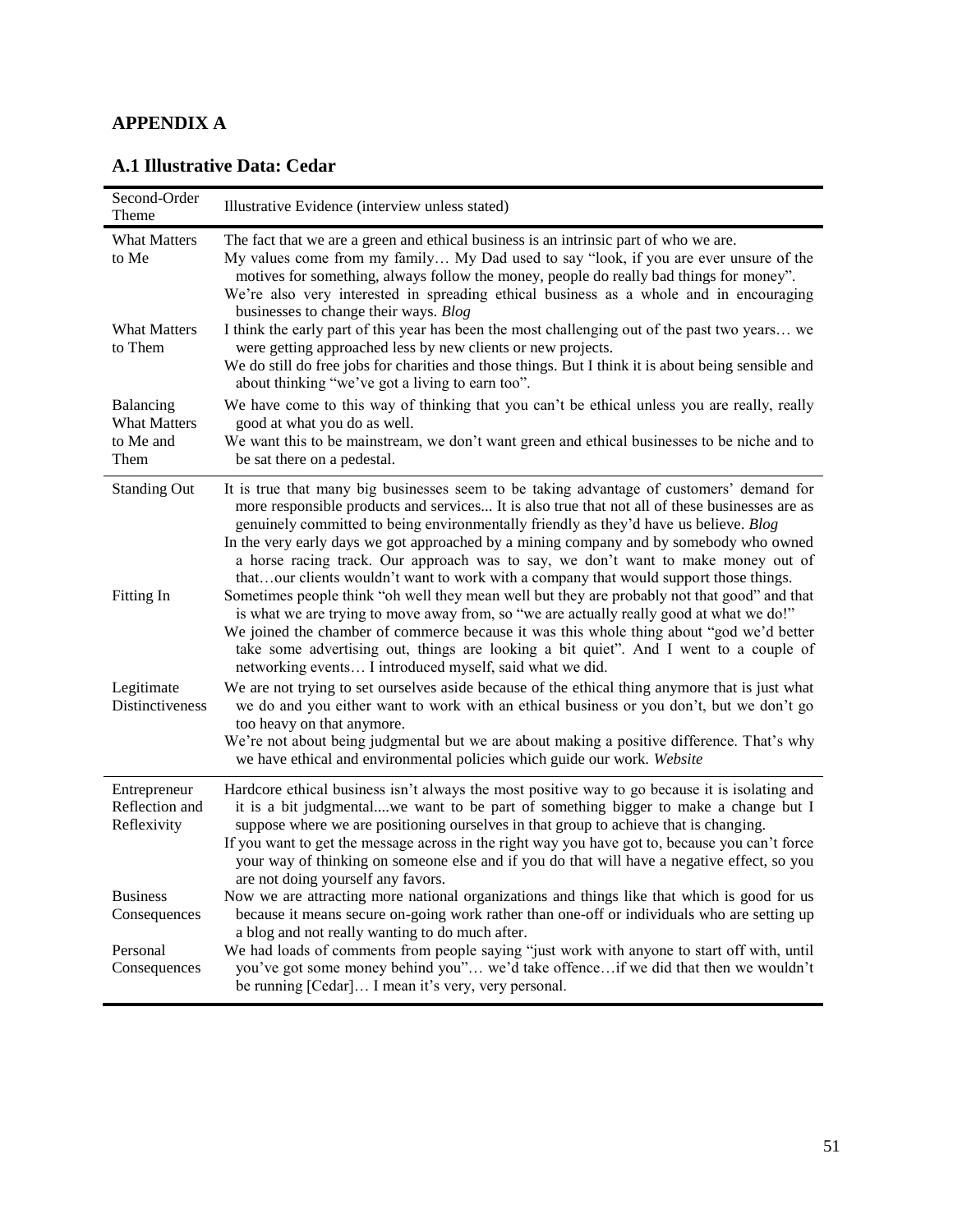## APPENDIX A

### A.1 Illustrative Data: Cedar

| Second-Order Theme | Illustrative Evidence (interview unless stated) |
|---|---|
| What Matters to Me | The fact that we are a green and ethical business is an intrinsic part of who we are.<br>My values come from my family… My Dad used to say "look, if you are ever unsure of the motives for something, always follow the money, people do really bad things for money".<br>We're also very interested in spreading ethical business as a whole and in encouraging businesses to change their ways. *Blog* |
| What Matters to Them | I think the early part of this year has been the most challenging out of the past two years… we were getting approached less by new clients or new projects.<br>We do still do free jobs for charities and those things. But I think it is about being sensible and about thinking "we've got a living to earn too". |
| Balancing What Matters to Me and Them | We have come to this way of thinking that you can't be ethical unless you are really, really good at what you do as well.<br>We want this to be mainstream, we don't want green and ethical businesses to be niche and to be sat there on a pedestal. |
| Standing Out | It is true that many big businesses seem to be taking advantage of customers' demand for more responsible products and services... It is also true that not all of these businesses are as genuinely committed to being environmentally friendly as they'd have us believe. *Blog*<br>In the very early days we got approached by a mining company and by somebody who owned a horse racing track. Our approach was to say, we don't want to make money out of that…our clients wouldn't want to work with a company that would support those things. |
| Fitting In | Sometimes people think "oh well they mean well but they are probably not that good" and that is what we are trying to move away from, so "we are actually really good at what we do!"<br>We joined the chamber of commerce because it was this whole thing about "god we'd better take some advertising out, things are looking a bit quiet". And I went to a couple of networking events… I introduced myself, said what we did. |
| Legitimate Distinctiveness | We are not trying to set ourselves aside because of the ethical thing anymore that is just what we do and you either want to work with an ethical business or you don't, but we don't go too heavy on that anymore.<br>We're not about being judgmental but we are about making a positive difference. That's why we have ethical and environmental policies which guide our work. *Website* |
| Entrepreneur Reflection and Reflexivity | Hardcore ethical business isn't always the most positive way to go because it is isolating and it is a bit judgmental....we want to be part of something bigger to make a change but I suppose where we are positioning ourselves in that group to achieve that is changing.<br>If you want to get the message across in the right way you have got to, because you can't force your way of thinking on someone else and if you do that will have a negative effect, so you are not doing yourself any favors. |
| Business Consequences | Now we are attracting more national organizations and things like that which is good for us because it means secure on-going work rather than one-off or individuals who are setting up a blog and not really wanting to do much after. |
| Personal Consequences | We had loads of comments from people saying "just work with anyone to start off with, until you've got some money behind you"… we'd take offence…if we did that then we wouldn't be running [Cedar]… I mean it's very, very personal. |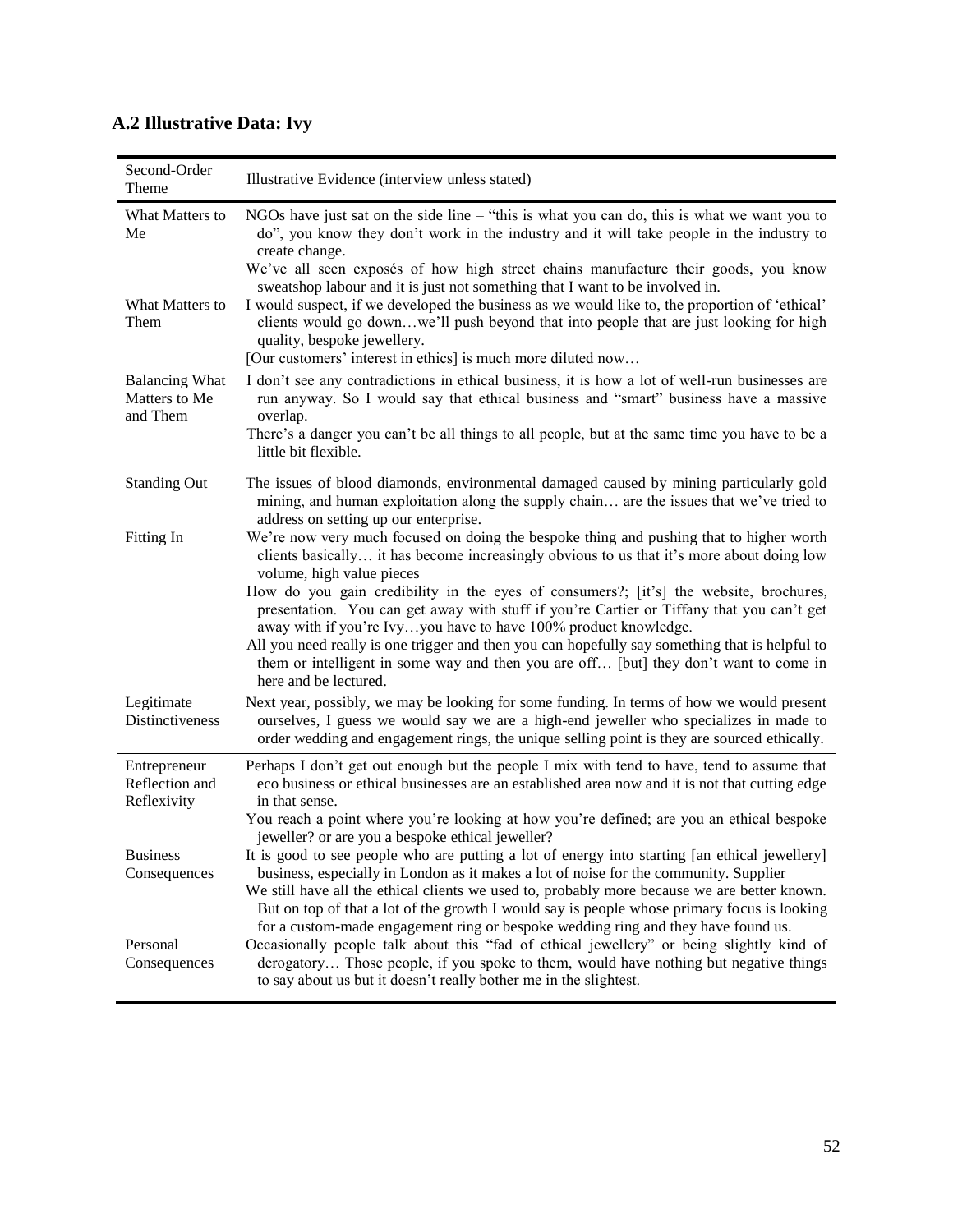## A.2 Illustrative Data: Ivy

| Second-Order Theme | Illustrative Evidence (interview unless stated) |
|---|---|
| What Matters to Me | NGOs have just sat on the side line – "this is what you can do, this is what we want you to do", you know they don't work in the industry and it will take people in the industry to create change.<br>We've all seen exposés of how high street chains manufacture their goods, you know sweatshop labour and it is just not something that I want to be involved in. |
| What Matters to Them | I would suspect, if we developed the business as we would like to, the proportion of 'ethical' clients would go down…we'll push beyond that into people that are just looking for high quality, bespoke jewellery.<br>[Our customers' interest in ethics] is much more diluted now… |
| Balancing What Matters to Me and Them | I don't see any contradictions in ethical business, it is how a lot of well-run businesses are run anyway. So I would say that ethical business and "smart" business have a massive overlap.<br>There's a danger you can't be all things to all people, but at the same time you have to be a little bit flexible. |
| Standing Out | The issues of blood diamonds, environmental damaged caused by mining particularly gold mining, and human exploitation along the supply chain… are the issues that we've tried to address on setting up our enterprise. |
| Fitting In | We're now very much focused on doing the bespoke thing and pushing that to higher worth clients basically… it has become increasingly obvious to us that it's more about doing low volume, high value pieces<br>How do you gain credibility in the eyes of consumers?; [it's] the website, brochures, presentation. You can get away with stuff if you're Cartier or Tiffany that you can't get away with if you're Ivy…you have to have 100% product knowledge.<br>All you need really is one trigger and then you can hopefully say something that is helpful to them or intelligent in some way and then you are off… [but] they don't want to come in here and be lectured. |
| Legitimate Distinctiveness | Next year, possibly, we may be looking for some funding. In terms of how we would present ourselves, I guess we would say we are a high-end jeweller who specializes in made to order wedding and engagement rings, the unique selling point is they are sourced ethically. |
| Entrepreneur Reflection and Reflexivity | Perhaps I don't get out enough but the people I mix with tend to have, tend to assume that eco business or ethical businesses are an established area now and it is not that cutting edge in that sense.<br>You reach a point where you're looking at how you're defined; are you an ethical bespoke jeweller? or are you a bespoke ethical jeweller? |
| Business Consequences | It is good to see people who are putting a lot of energy into starting [an ethical jewellery] business, especially in London as it makes a lot of noise for the community. Supplier<br>We still have all the ethical clients we used to, probably more because we are better known. But on top of that a lot of the growth I would say is people whose primary focus is looking for a custom-made engagement ring or bespoke wedding ring and they have found us. |
| Personal Consequences | Occasionally people talk about this "fad of ethical jewellery" or being slightly kind of derogatory… Those people, if you spoke to them, would have nothing but negative things to say about us but it doesn't really bother me in the slightest. |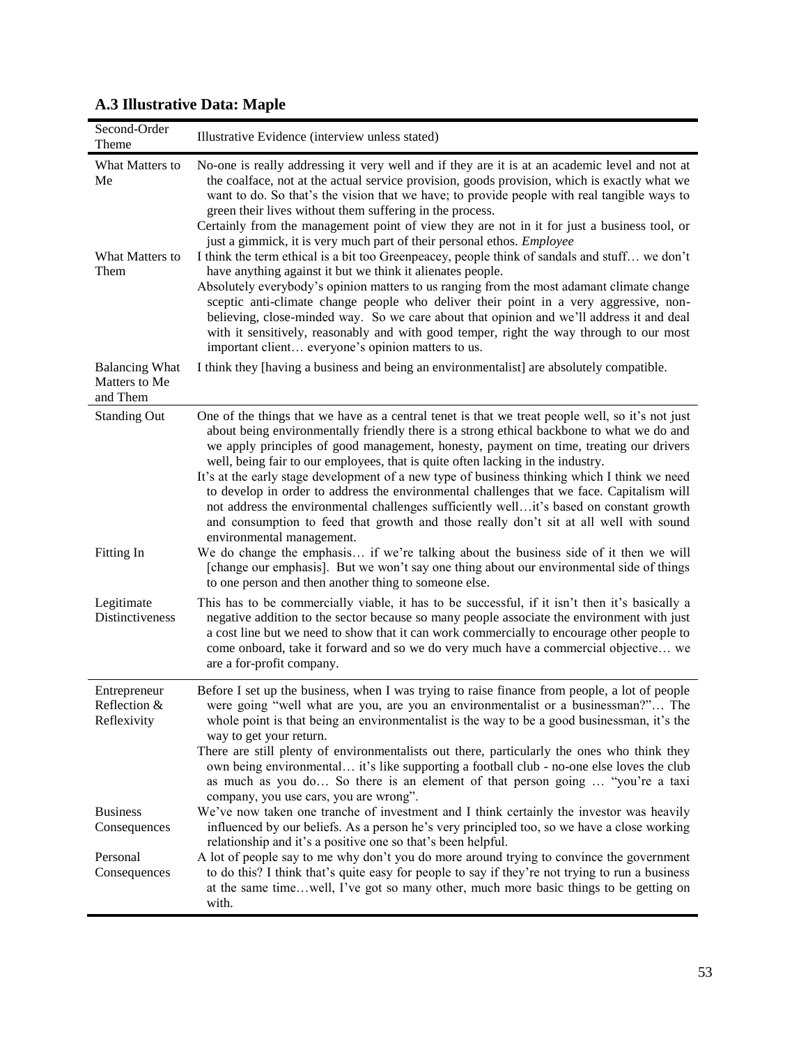## A.3 Illustrative Data: Maple

| Second-Order Theme | Illustrative Evidence (interview unless stated) |
|---|---|
| What Matters to Me | No-one is really addressing it very well and if they are it is at an academic level and not at the coalface, not at the actual service provision, goods provision, which is exactly what we want to do. So that's the vision that we have; to provide people with real tangible ways to green their lives without them suffering in the process.<br>Certainly from the management point of view they are not in it for just a business tool, or just a gimmick, it is very much part of their personal ethos. *Employee* |
| What Matters to Them | I think the term ethical is a bit too Greenpeacey, people think of sandals and stuff… we don't have anything against it but we think it alienates people.<br>Absolutely everybody's opinion matters to us ranging from the most adamant climate change sceptic anti-climate change people who deliver their point in a very aggressive, non-believing, close-minded way. So we care about that opinion and we'll address it and deal with it sensitively, reasonably and with good temper, right the way through to our most important client… everyone's opinion matters to us. |
| Balancing What Matters to Me and Them | I think they [having a business and being an environmentalist] are absolutely compatible. |
| Standing Out | One of the things that we have as a central tenet is that we treat people well, so it's not just about being environmentally friendly there is a strong ethical backbone to what we do and we apply principles of good management, honesty, payment on time, treating our drivers well, being fair to our employees, that is quite often lacking in the industry.<br>It's at the early stage development of a new type of business thinking which I think we need to develop in order to address the environmental challenges that we face. Capitalism will not address the environmental challenges sufficiently well…it's based on constant growth and consumption to feed that growth and those really don't sit at all well with sound environmental management. |
| Fitting In | We do change the emphasis… if we're talking about the business side of it then we will [change our emphasis]. But we won't say one thing about our environmental side of things to one person and then another thing to someone else. |
| Legitimate Distinctiveness | This has to be commercially viable, it has to be successful, if it isn't then it's basically a negative addition to the sector because so many people associate the environment with just a cost line but we need to show that it can work commercially to encourage other people to come onboard, take it forward and so we do very much have a commercial objective… we are a for-profit company. |
| Entrepreneur Reflection & Reflexivity | Before I set up the business, when I was trying to raise finance from people, a lot of people were going "well what are you, are you an environmentalist or a businessman?"… The whole point is that being an environmentalist is the way to be a good businessman, it's the way to get your return.<br>There are still plenty of environmentalists out there, particularly the ones who think they own being environmental… it's like supporting a football club - no-one else loves the club as much as you do… So there is an element of that person going … "you're a taxi company, you use cars, you are wrong". |
| Business Consequences | We've now taken one tranche of investment and I think certainly the investor was heavily influenced by our beliefs. As a person he's very principled too, so we have a close working relationship and it's a positive one so that's been helpful. |
| Personal Consequences | A lot of people say to me why don't you do more around trying to convince the government to do this? I think that's quite easy for people to say if they're not trying to run a business at the same time…well, I've got so many other, much more basic things to be getting on with. |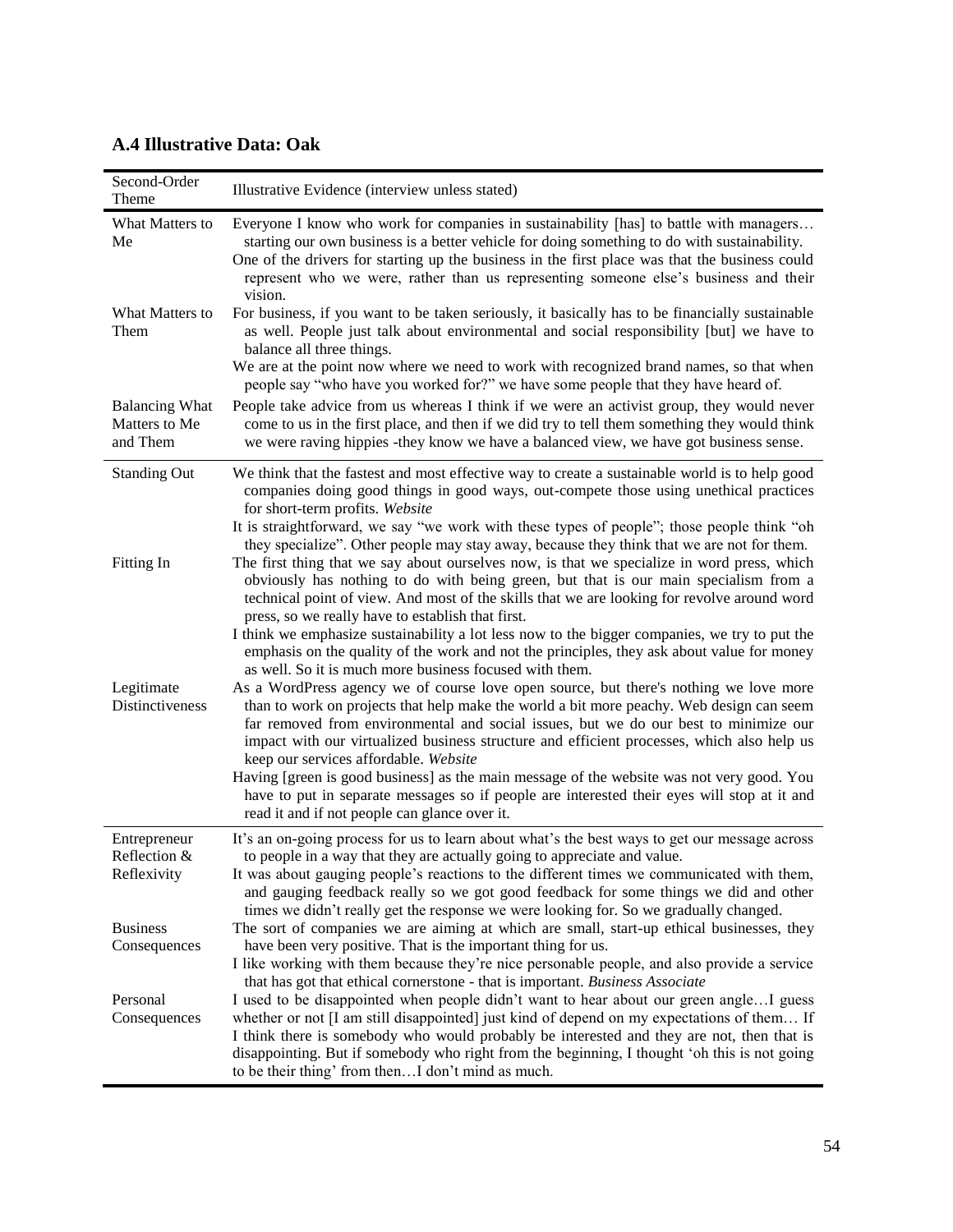## A.4 Illustrative Data: Oak

| Second-Order Theme | Illustrative Evidence (interview unless stated) |
|---|---|
| What Matters to Me | Everyone I know who work for companies in sustainability [has] to battle with managers… starting our own business is a better vehicle for doing something to do with sustainability.<br>One of the drivers for starting up the business in the first place was that the business could represent who we were, rather than us representing someone else's business and their vision. |
| What Matters to Them | For business, if you want to be taken seriously, it basically has to be financially sustainable as well. People just talk about environmental and social responsibility [but] we have to balance all three things.<br>We are at the point now where we need to work with recognized brand names, so that when people say "who have you worked for?" we have some people that they have heard of. |
| Balancing What Matters to Me and Them | People take advice from us whereas I think if we were an activist group, they would never come to us in the first place, and then if we did try to tell them something they would think we were raving hippies -they know we have a balanced view, we have got business sense. |
| Standing Out | We think that the fastest and most effective way to create a sustainable world is to help good companies doing good things in good ways, out-compete those using unethical practices for short-term profits. *Website*<br>It is straightforward, we say "we work with these types of people"; those people think "oh they specialize". Other people may stay away, because they think that we are not for them. |
| Fitting In | The first thing that we say about ourselves now, is that we specialize in word press, which obviously has nothing to do with being green, but that is our main specialism from a technical point of view. And most of the skills that we are looking for revolve around word press, so we really have to establish that first.<br>I think we emphasize sustainability a lot less now to the bigger companies, we try to put the emphasis on the quality of the work and not the principles, they ask about value for money as well. So it is much more business focused with them. |
| Legitimate Distinctiveness | As a WordPress agency we of course love open source, but there's nothing we love more than to work on projects that help make the world a bit more peachy. Web design can seem far removed from environmental and social issues, but we do our best to minimize our impact with our virtualized business structure and efficient processes, which also help us keep our services affordable. *Website*<br>Having [green is good business] as the main message of the website was not very good. You have to put in separate messages so if people are interested their eyes will stop at it and read it and if not people can glance over it. |
| Entrepreneur Reflection & Reflexivity | It's an on-going process for us to learn about what's the best ways to get our message across to people in a way that they are actually going to appreciate and value.<br>It was about gauging people's reactions to the different times we communicated with them, and gauging feedback really so we got good feedback for some things we did and other times we didn't really get the response we were looking for. So we gradually changed. |
| Business Consequences | The sort of companies we are aiming at which are small, start-up ethical businesses, they have been very positive. That is the important thing for us.<br>I like working with them because they're nice personable people, and also provide a service that has got that ethical cornerstone - that is important. *Business Associate* |
| Personal Consequences | I used to be disappointed when people didn't want to hear about our green angle…I guess whether or not [I am still disappointed] just kind of depend on my expectations of them… If I think there is somebody who would probably be interested and they are not, then that is disappointing. But if somebody who right from the beginning, I thought 'oh this is not going to be their thing' from then…I don't mind as much. |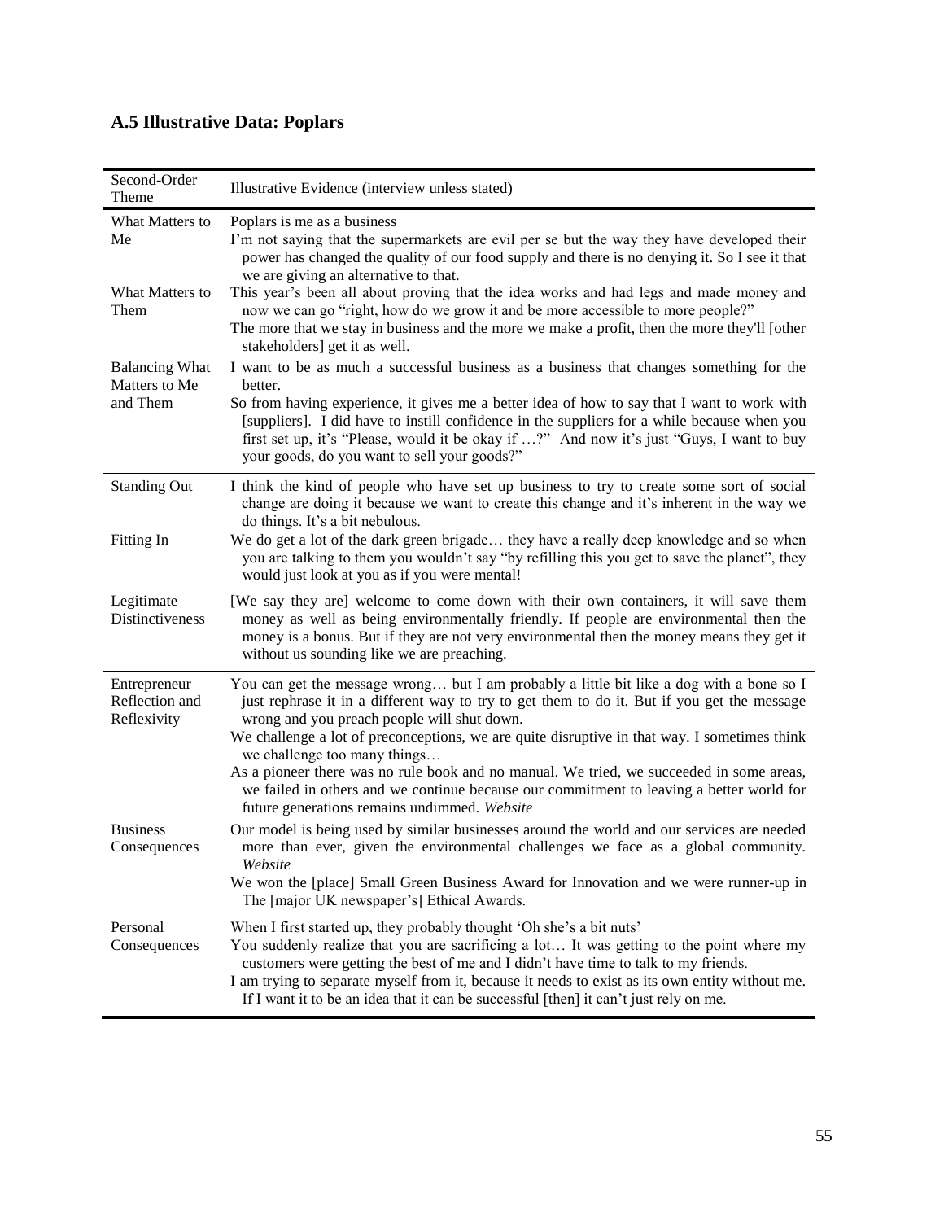## A.5 Illustrative Data: Poplars

| Second-Order Theme | Illustrative Evidence (interview unless stated) |
|---|---|
| What Matters to Me | Poplars is me as a business<br>I'm not saying that the supermarkets are evil per se but the way they have developed their power has changed the quality of our food supply and there is no denying it. So I see it that we are giving an alternative to that. |
| What Matters to Them | This year's been all about proving that the idea works and had legs and made money and now we can go "right, how do we grow it and be more accessible to more people?"<br>The more that we stay in business and the more we make a profit, then the more they'll [other stakeholders] get it as well. |
| Balancing What Matters to Me and Them | I want to be as much a successful business as a business that changes something for the better.<br>So from having experience, it gives me a better idea of how to say that I want to work with [suppliers]. I did have to instill confidence in the suppliers for a while because when you first set up, it's "Please, would it be okay if …?" And now it's just "Guys, I want to buy your goods, do you want to sell your goods?" |
| Standing Out | I think the kind of people who have set up business to try to create some sort of social change are doing it because we want to create this change and it's inherent in the way we do things. It's a bit nebulous. |
| Fitting In | We do get a lot of the dark green brigade… they have a really deep knowledge and so when you are talking to them you wouldn't say "by refilling this you get to save the planet", they would just look at you as if you were mental! |
| Legitimate Distinctiveness | [We say they are] welcome to come down with their own containers, it will save them money as well as being environmentally friendly. If people are environmental then the money is a bonus. But if they are not very environmental then the money means they get it without us sounding like we are preaching. |
| Entrepreneur Reflection and Reflexivity | You can get the message wrong… but I am probably a little bit like a dog with a bone so I just rephrase it in a different way to try to get them to do it. But if you get the message wrong and you preach people will shut down.<br>We challenge a lot of preconceptions, we are quite disruptive in that way. I sometimes think we challenge too many things…<br>As a pioneer there was no rule book and no manual. We tried, we succeeded in some areas, we failed in others and we continue because our commitment to leaving a better world for future generations remains undimmed. *Website* |
| Business Consequences | Our model is being used by similar businesses around the world and our services are needed more than ever, given the environmental challenges we face as a global community. *Website*<br>We won the [place] Small Green Business Award for Innovation and we were runner-up in The [major UK newspaper's] Ethical Awards. |
| Personal Consequences | When I first started up, they probably thought 'Oh she's a bit nuts'<br>You suddenly realize that you are sacrificing a lot… It was getting to the point where my customers were getting the best of me and I didn't have time to talk to my friends.<br>I am trying to separate myself from it, because it needs to exist as its own entity without me. If I want it to be an idea that it can be successful [then] it can't just rely on me. |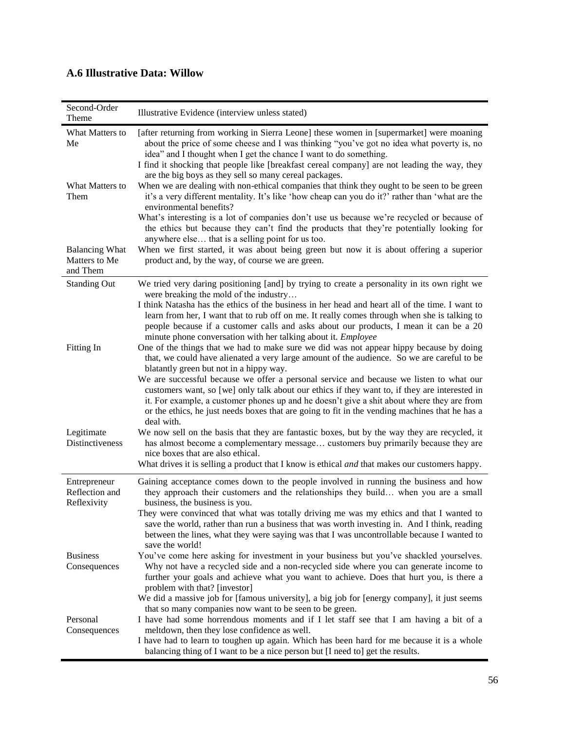## A.6 Illustrative Data: Willow

| Second-Order Theme | Illustrative Evidence (interview unless stated) |
|---|---|
| What Matters to Me | [after returning from working in Sierra Leone] these women in [supermarket] were moaning about the price of some cheese and I was thinking "you've got no idea what poverty is, no idea" and I thought when I get the chance I want to do something.<br>I find it shocking that people like [breakfast cereal company] are not leading the way, they are the big boys as they sell so many cereal packages. |
| What Matters to Them | When we are dealing with non-ethical companies that think they ought to be seen to be green it's a very different mentality. It's like 'how cheap can you do it?' rather than 'what are the environmental benefits?<br>What's interesting is a lot of companies don't use us because we're recycled or because of the ethics but because they can't find the products that they're potentially looking for anywhere else… that is a selling point for us too. |
| Balancing What Matters to Me and Them | When we first started, it was about being green but now it is about offering a superior product and, by the way, of course we are green. |
| Standing Out | We tried very daring positioning [and] by trying to create a personality in its own right we were breaking the mold of the industry…<br>I think Natasha has the ethics of the business in her head and heart all of the time. I want to learn from her, I want that to rub off on me. It really comes through when she is talking to people because if a customer calls and asks about our products, I mean it can be a 20 minute phone conversation with her talking about it. *Employee* |
| Fitting In | One of the things that we had to make sure we did was not appear hippy because by doing that, we could have alienated a very large amount of the audience. So we are careful to be blatantly green but not in a hippy way.<br>We are successful because we offer a personal service and because we listen to what our customers want, so [we] only talk about our ethics if they want to, if they are interested in it. For example, a customer phones up and he doesn't give a shit about where they are from or the ethics, he just needs boxes that are going to fit in the vending machines that he has a deal with. |
| Legitimate Distinctiveness | We now sell on the basis that they are fantastic boxes, but by the way they are recycled, it has almost become a complementary message… customers buy primarily because they are nice boxes that are also ethical.<br>What drives it is selling a product that I know is ethical *and* that makes our customers happy. |
| Entrepreneur Reflection and Reflexivity | Gaining acceptance comes down to the people involved in running the business and how they approach their customers and the relationships they build… when you are a small business, the business is you.<br>They were convinced that what was totally driving me was my ethics and that I wanted to save the world, rather than run a business that was worth investing in. And I think, reading between the lines, what they were saying was that I was uncontrollable because I wanted to save the world! |
| Business Consequences | You've come here asking for investment in your business but you've shackled yourselves. Why not have a recycled side and a non-recycled side where you can generate income to further your goals and achieve what you want to achieve. Does that hurt you, is there a problem with that? [investor]<br>We did a massive job for [famous university], a big job for [energy company], it just seems that so many companies now want to be seen to be green. |
| Personal Consequences | I have had some horrendous moments and if I let staff see that I am having a bit of a meltdown, then they lose confidence as well.<br>I have had to learn to toughen up again. Which has been hard for me because it is a whole balancing thing of I want to be a nice person but [I need to] get the results. |